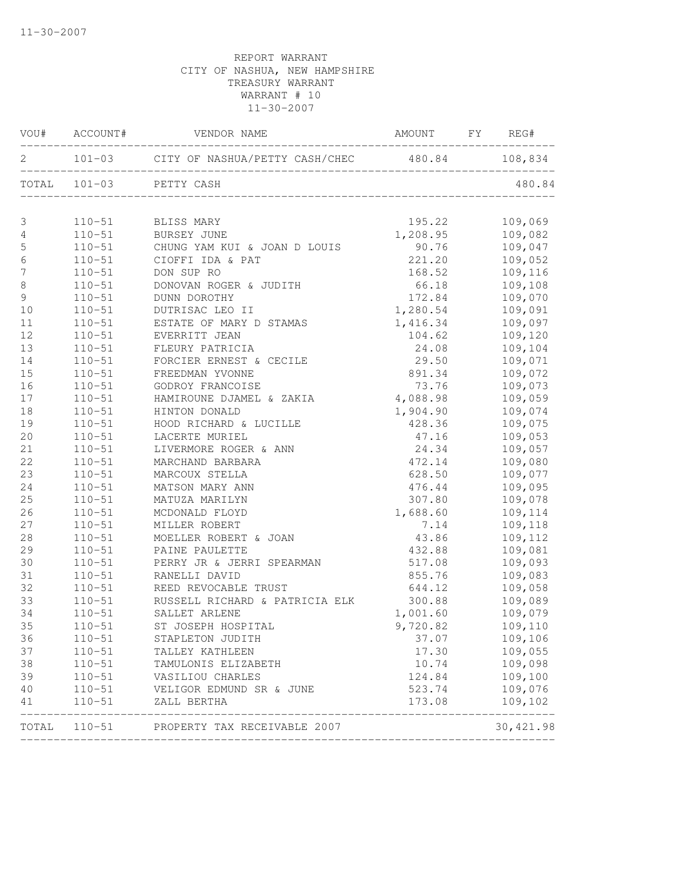11-30-2007

REPORT WARRANT
CITY OF NASHUA, NEW HAMPSHIRE
TREASURY WARRANT
WARRANT # 10
11-30-2007

| VOU# | ACCOUNT# | VENDOR NAME | AMOUNT | FY | REG# |
|---|---|---|---|---|---|
| 2 | 101-03 | CITY OF NASHUA/PETTY CASH/CHEC | 480.84 | | 108,834 |
| TOTAL | 101-03 | PETTY CASH | | | 480.84 |
| 3 | 110-51 | BLISS MARY | 195.22 | | 109,069 |
| 4 | 110-51 | BURSEY JUNE | 1,208.95 | | 109,082 |
| 5 | 110-51 | CHUNG YAM KUI & JOAN D LOUIS | 90.76 | | 109,047 |
| 6 | 110-51 | CIOFFI IDA & PAT | 221.20 | | 109,052 |
| 7 | 110-51 | DON SUP RO | 168.52 | | 109,116 |
| 8 | 110-51 | DONOVAN ROGER & JUDITH | 66.18 | | 109,108 |
| 9 | 110-51 | DUNN DOROTHY | 172.84 | | 109,070 |
| 10 | 110-51 | DUTRISAC LEO II | 1,280.54 | | 109,091 |
| 11 | 110-51 | ESTATE OF MARY D STAMAS | 1,416.34 | | 109,097 |
| 12 | 110-51 | EVERRITT JEAN | 104.62 | | 109,120 |
| 13 | 110-51 | FLEURY PATRICIA | 24.08 | | 109,104 |
| 14 | 110-51 | FORCIER ERNEST & CECILE | 29.50 | | 109,071 |
| 15 | 110-51 | FREEDMAN YVONNE | 891.34 | | 109,072 |
| 16 | 110-51 | GODROY FRANCOISE | 73.76 | | 109,073 |
| 17 | 110-51 | HAMIROUNE DJAMEL & ZAKIA | 4,088.98 | | 109,059 |
| 18 | 110-51 | HINTON DONALD | 1,904.90 | | 109,074 |
| 19 | 110-51 | HOOD RICHARD & LUCILLE | 428.36 | | 109,075 |
| 20 | 110-51 | LACERTE MURIEL | 47.16 | | 109,053 |
| 21 | 110-51 | LIVERMORE ROGER & ANN | 24.34 | | 109,057 |
| 22 | 110-51 | MARCHAND BARBARA | 472.14 | | 109,080 |
| 23 | 110-51 | MARCOUX STELLA | 628.50 | | 109,077 |
| 24 | 110-51 | MATSON MARY ANN | 476.44 | | 109,095 |
| 25 | 110-51 | MATUZA MARILYN | 307.80 | | 109,078 |
| 26 | 110-51 | MCDONALD FLOYD | 1,688.60 | | 109,114 |
| 27 | 110-51 | MILLER ROBERT | 7.14 | | 109,118 |
| 28 | 110-51 | MOELLER ROBERT & JOAN | 43.86 | | 109,112 |
| 29 | 110-51 | PAINE PAULETTE | 432.88 | | 109,081 |
| 30 | 110-51 | PERRY JR & JERRI SPEARMAN | 517.08 | | 109,093 |
| 31 | 110-51 | RANELLI DAVID | 855.76 | | 109,083 |
| 32 | 110-51 | REED REVOCABLE TRUST | 644.12 | | 109,058 |
| 33 | 110-51 | RUSSELL RICHARD & PATRICIA ELK | 300.88 | | 109,089 |
| 34 | 110-51 | SALLET ARLENE | 1,001.60 | | 109,079 |
| 35 | 110-51 | ST JOSEPH HOSPITAL | 9,720.82 | | 109,110 |
| 36 | 110-51 | STAPLETON JUDITH | 37.07 | | 109,106 |
| 37 | 110-51 | TALLEY KATHLEEN | 17.30 | | 109,055 |
| 38 | 110-51 | TAMULONIS ELIZABETH | 10.74 | | 109,098 |
| 39 | 110-51 | VASILIOU CHARLES | 124.84 | | 109,100 |
| 40 | 110-51 | VELIGOR EDMUND SR & JUNE | 523.74 | | 109,076 |
| 41 | 110-51 | ZALL BERTHA | 173.08 | | 109,102 |
| TOTAL | 110-51 | PROPERTY TAX RECEIVABLE 2007 | | | 30,421.98 |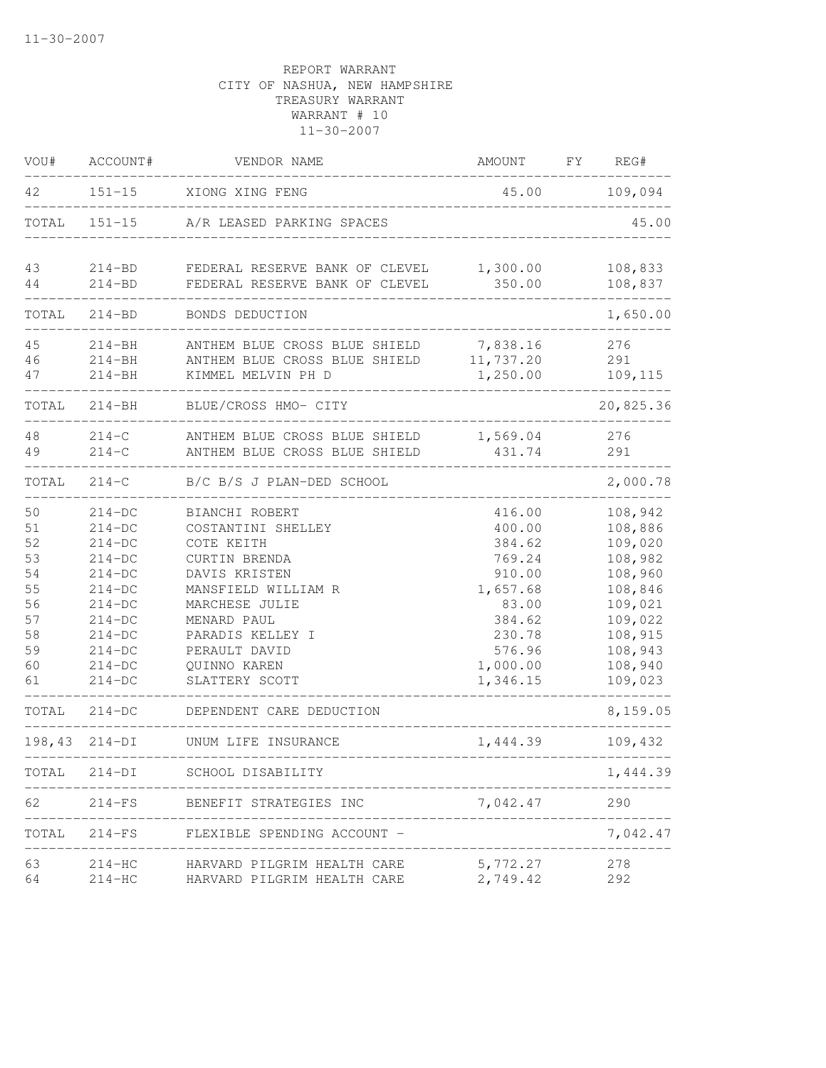REPORT WARRANT
CITY OF NASHUA, NEW HAMPSHIRE
TREASURY WARRANT
WARRANT # 10
11-30-2007

| VOU# | ACCOUNT# | VENDOR NAME | AMOUNT | FY | REG# |
|---|---|---|---|---|---|
| 42 | 151-15 | XIONG XING FENG | 45.00 | | 109,094 |
| TOTAL | 151-15 | A/R LEASED PARKING SPACES | | | 45.00 |
| 43 | 214-BD | FEDERAL RESERVE BANK OF CLEVEL | 1,300.00 | | 108,833 |
| 44 | 214-BD | FEDERAL RESERVE BANK OF CLEVEL | 350.00 | | 108,837 |
| TOTAL | 214-BD | BONDS DEDUCTION | | | 1,650.00 |
| 45 | 214-BH | ANTHEM BLUE CROSS BLUE SHIELD | 7,838.16 | | 276 |
| 46 | 214-BH | ANTHEM BLUE CROSS BLUE SHIELD | 11,737.20 | | 291 |
| 47 | 214-BH | KIMMEL MELVIN PH D | 1,250.00 | | 109,115 |
| TOTAL | 214-BH | BLUE/CROSS HMO- CITY | | | 20,825.36 |
| 48 | 214-C | ANTHEM BLUE CROSS BLUE SHIELD | 1,569.04 | | 276 |
| 49 | 214-C | ANTHEM BLUE CROSS BLUE SHIELD | 431.74 | | 291 |
| TOTAL | 214-C | B/C B/S J PLAN-DED SCHOOL | | | 2,000.78 |
| 50 | 214-DC | BIANCHI ROBERT | 416.00 | | 108,942 |
| 51 | 214-DC | COSTANTINI SHELLEY | 400.00 | | 108,886 |
| 52 | 214-DC | COTE KEITH | 384.62 | | 109,020 |
| 53 | 214-DC | CURTIN BRENDA | 769.24 | | 108,982 |
| 54 | 214-DC | DAVIS KRISTEN | 910.00 | | 108,960 |
| 55 | 214-DC | MANSFIELD WILLIAM R | 1,657.68 | | 108,846 |
| 56 | 214-DC | MARCHESE JULIE | 83.00 | | 109,021 |
| 57 | 214-DC | MENARD PAUL | 384.62 | | 109,022 |
| 58 | 214-DC | PARADIS KELLEY I | 230.78 | | 108,915 |
| 59 | 214-DC | PERAULT DAVID | 576.96 | | 108,943 |
| 60 | 214-DC | QUINNO KAREN | 1,000.00 | | 108,940 |
| 61 | 214-DC | SLATTERY SCOTT | 1,346.15 | | 109,023 |
| TOTAL | 214-DC | DEPENDENT CARE DEDUCTION | | | 8,159.05 |
| 198,43 | 214-DI | UNUM LIFE INSURANCE | 1,444.39 | | 109,432 |
| TOTAL | 214-DI | SCHOOL DISABILITY | | | 1,444.39 |
| 62 | 214-FS | BENEFIT STRATEGIES INC | 7,042.47 | | 290 |
| TOTAL | 214-FS | FLEXIBLE SPENDING ACCOUNT - | | | 7,042.47 |
| 63 | 214-HC | HARVARD PILGRIM HEALTH CARE | 5,772.27 | | 278 |
| 64 | 214-HC | HARVARD PILGRIM HEALTH CARE | 2,749.42 | | 292 |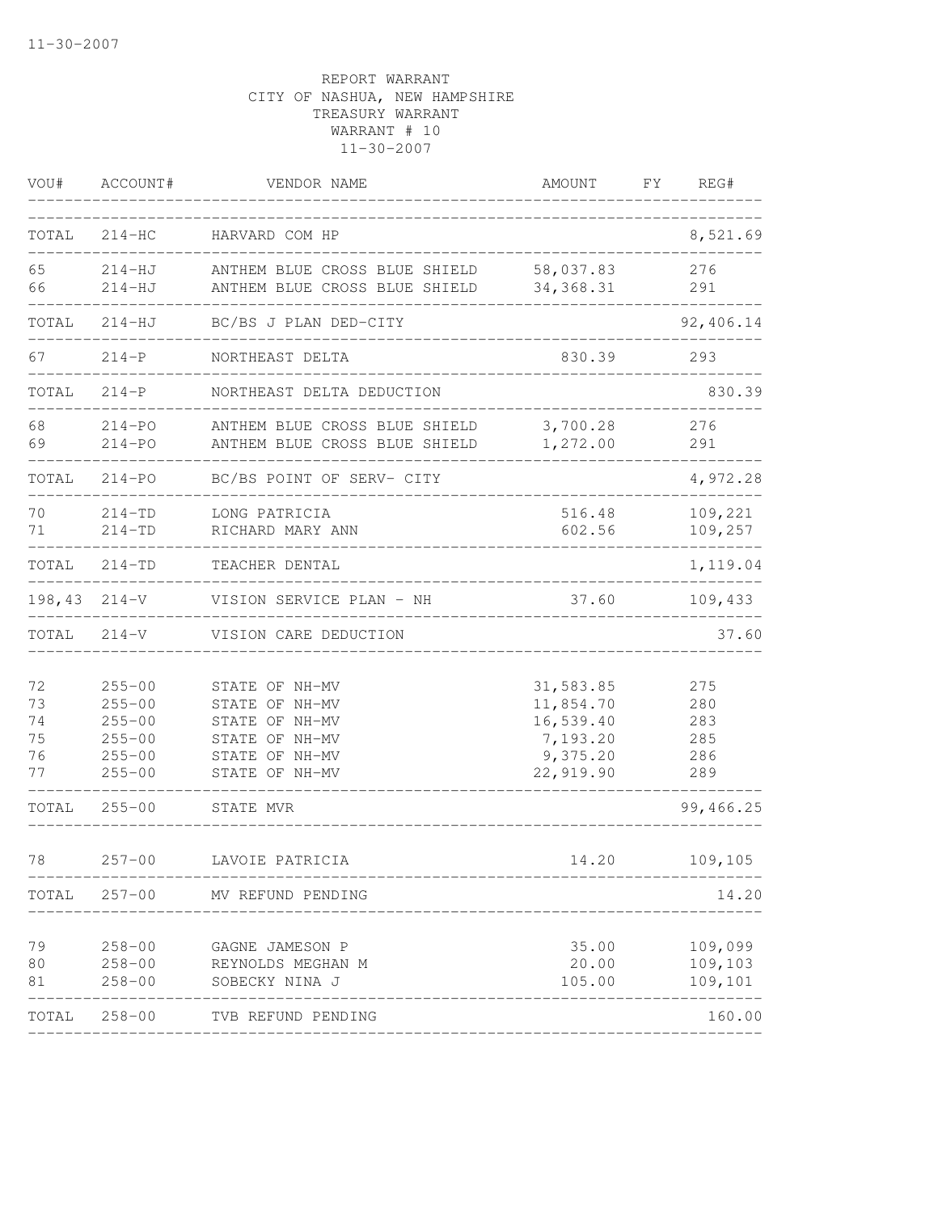11-30-2007

REPORT WARRANT
CITY OF NASHUA, NEW HAMPSHIRE
TREASURY WARRANT
WARRANT # 10
11-30-2007

| VOU# | ACCOUNT# | VENDOR NAME | AMOUNT | FY | REG# |
|---|---|---|---|---|---|
| TOTAL | 214-HC | HARVARD COM HP | | | 8,521.69 |
| 65 | 214-HJ | ANTHEM BLUE CROSS BLUE SHIELD | 58,037.83 | | 276 |
| 66 | 214-HJ | ANTHEM BLUE CROSS BLUE SHIELD | 34,368.31 | | 291 |
| TOTAL | 214-HJ | BC/BS J PLAN DED-CITY | | | 92,406.14 |
| 67 | 214-P | NORTHEAST DELTA | 830.39 | | 293 |
| TOTAL | 214-P | NORTHEAST DELTA DEDUCTION | | | 830.39 |
| 68 | 214-PO | ANTHEM BLUE CROSS BLUE SHIELD | 3,700.28 | | 276 |
| 69 | 214-PO | ANTHEM BLUE CROSS BLUE SHIELD | 1,272.00 | | 291 |
| TOTAL | 214-PO | BC/BS POINT OF SERV- CITY | | | 4,972.28 |
| 70 | 214-TD | LONG PATRICIA | 516.48 | | 109,221 |
| 71 | 214-TD | RICHARD MARY ANN | 602.56 | | 109,257 |
| TOTAL | 214-TD | TEACHER DENTAL | | | 1,119.04 |
| 198,43 | 214-V | VISION SERVICE PLAN - NH | 37.60 | | 109,433 |
| TOTAL | 214-V | VISION CARE DEDUCTION | | | 37.60 |
| 72 | 255-00 | STATE OF NH-MV | 31,583.85 | | 275 |
| 73 | 255-00 | STATE OF NH-MV | 11,854.70 | | 280 |
| 74 | 255-00 | STATE OF NH-MV | 16,539.40 | | 283 |
| 75 | 255-00 | STATE OF NH-MV | 7,193.20 | | 285 |
| 76 | 255-00 | STATE OF NH-MV | 9,375.20 | | 286 |
| 77 | 255-00 | STATE OF NH-MV | 22,919.90 | | 289 |
| TOTAL | 255-00 | STATE MVR | | | 99,466.25 |
| 78 | 257-00 | LAVOIE PATRICIA | 14.20 | | 109,105 |
| TOTAL | 257-00 | MV REFUND PENDING | | | 14.20 |
| 79 | 258-00 | GAGNE JAMESON P | 35.00 | | 109,099 |
| 80 | 258-00 | REYNOLDS MEGHAN M | 20.00 | | 109,103 |
| 81 | 258-00 | SOBECKY NINA J | 105.00 | | 109,101 |
| TOTAL | 258-00 | TVB REFUND PENDING | | | 160.00 |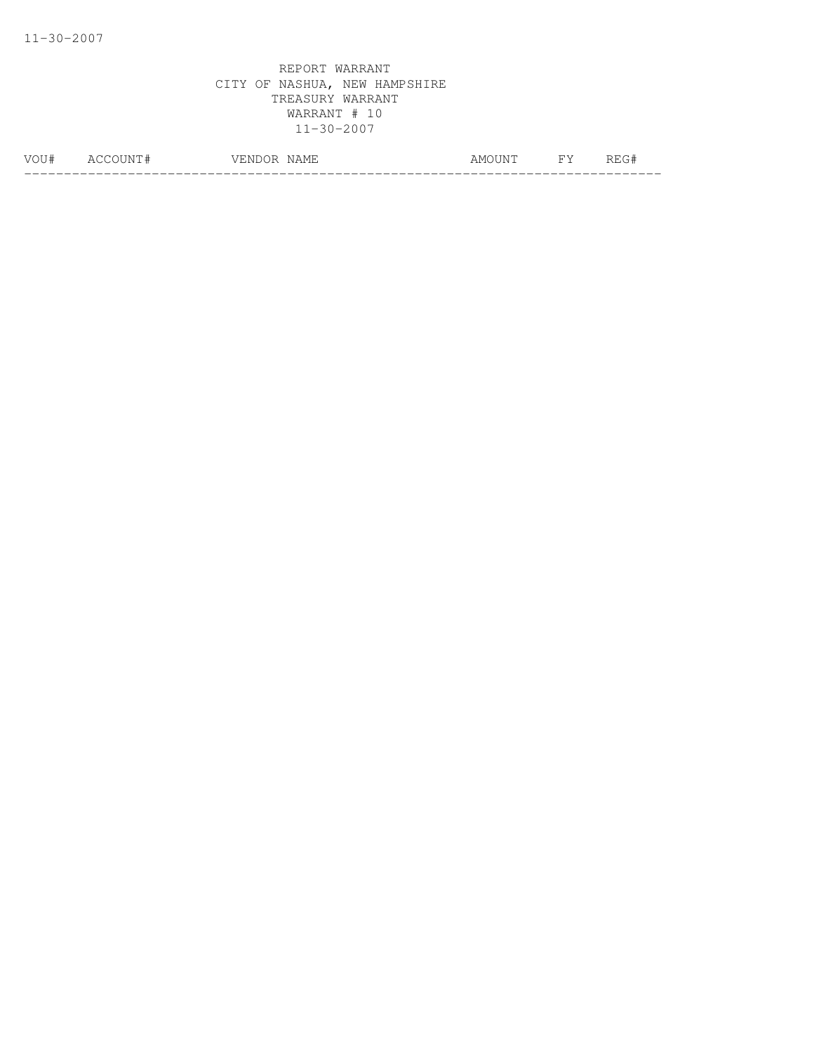REPORT WARRANT
CITY OF NASHUA, NEW HAMPSHIRE
TREASURY WARRANT
WARRANT # 10
11-30-2007

| VOU# | ACCOUNT# | VENDOR NAME | AMOUNT | FY | REG# |
|---|---|---|---|---|---|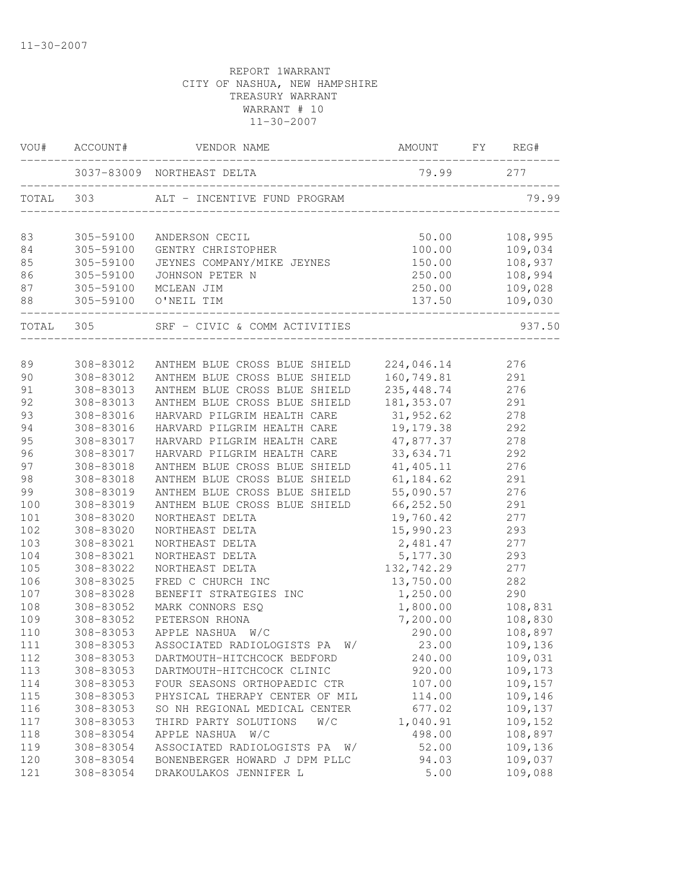11-30-2007

REPORT 1WARRANT
CITY OF NASHUA, NEW HAMPSHIRE
TREASURY WARRANT
WARRANT # 10
11-30-2007

| VOU# | ACCOUNT# | VENDOR NAME | AMOUNT | FY | REG# |
|---|---|---|---|---|---|
| | 3037-83009 | NORTHEAST DELTA | 79.99 | | 277 |
| TOTAL | 303 | ALT - INCENTIVE FUND PROGRAM | | | 79.99 |
| 83 | 305-59100 | ANDERSON CECIL | 50.00 | | 108,995 |
| 84 | 305-59100 | GENTRY CHRISTOPHER | 100.00 | | 109,034 |
| 85 | 305-59100 | JEYNES COMPANY/MIKE JEYNES | 150.00 | | 108,937 |
| 86 | 305-59100 | JOHNSON PETER N | 250.00 | | 108,994 |
| 87 | 305-59100 | MCLEAN JIM | 250.00 | | 109,028 |
| 88 | 305-59100 | O'NEIL TIM | 137.50 | | 109,030 |
| TOTAL | 305 | SRF - CIVIC & COMM ACTIVITIES | | | 937.50 |
| 89 | 308-83012 | ANTHEM BLUE CROSS BLUE SHIELD | 224,046.14 | | 276 |
| 90 | 308-83012 | ANTHEM BLUE CROSS BLUE SHIELD | 160,749.81 | | 291 |
| 91 | 308-83013 | ANTHEM BLUE CROSS BLUE SHIELD | 235,448.74 | | 276 |
| 92 | 308-83013 | ANTHEM BLUE CROSS BLUE SHIELD | 181,353.07 | | 291 |
| 93 | 308-83016 | HARVARD PILGRIM HEALTH CARE | 31,952.62 | | 278 |
| 94 | 308-83016 | HARVARD PILGRIM HEALTH CARE | 19,179.38 | | 292 |
| 95 | 308-83017 | HARVARD PILGRIM HEALTH CARE | 47,877.37 | | 278 |
| 96 | 308-83017 | HARVARD PILGRIM HEALTH CARE | 33,634.71 | | 292 |
| 97 | 308-83018 | ANTHEM BLUE CROSS BLUE SHIELD | 41,405.11 | | 276 |
| 98 | 308-83018 | ANTHEM BLUE CROSS BLUE SHIELD | 61,184.62 | | 291 |
| 99 | 308-83019 | ANTHEM BLUE CROSS BLUE SHIELD | 55,090.57 | | 276 |
| 100 | 308-83019 | ANTHEM BLUE CROSS BLUE SHIELD | 66,252.50 | | 291 |
| 101 | 308-83020 | NORTHEAST DELTA | 19,760.42 | | 277 |
| 102 | 308-83020 | NORTHEAST DELTA | 15,990.23 | | 293 |
| 103 | 308-83021 | NORTHEAST DELTA | 2,481.47 | | 277 |
| 104 | 308-83021 | NORTHEAST DELTA | 5,177.30 | | 293 |
| 105 | 308-83022 | NORTHEAST DELTA | 132,742.29 | | 277 |
| 106 | 308-83025 | FRED C CHURCH INC | 13,750.00 | | 282 |
| 107 | 308-83028 | BENEFIT STRATEGIES INC | 1,250.00 | | 290 |
| 108 | 308-83052 | MARK CONNORS ESQ | 1,800.00 | | 108,831 |
| 109 | 308-83052 | PETERSON RHONA | 7,200.00 | | 108,830 |
| 110 | 308-83053 | APPLE NASHUA W/C | 290.00 | | 108,897 |
| 111 | 308-83053 | ASSOCIATED RADIOLOGISTS PA W/ | 23.00 | | 109,136 |
| 112 | 308-83053 | DARTMOUTH-HITCHCOCK BEDFORD | 240.00 | | 109,031 |
| 113 | 308-83053 | DARTMOUTH-HITCHCOCK CLINIC | 920.00 | | 109,173 |
| 114 | 308-83053 | FOUR SEASONS ORTHOPAEDIC CTR | 107.00 | | 109,157 |
| 115 | 308-83053 | PHYSICAL THERAPY CENTER OF MIL | 114.00 | | 109,146 |
| 116 | 308-83053 | SO NH REGIONAL MEDICAL CENTER | 677.02 | | 109,137 |
| 117 | 308-83053 | THIRD PARTY SOLUTIONS W/C | 1,040.91 | | 109,152 |
| 118 | 308-83054 | APPLE NASHUA W/C | 498.00 | | 108,897 |
| 119 | 308-83054 | ASSOCIATED RADIOLOGISTS PA W/ | 52.00 | | 109,136 |
| 120 | 308-83054 | BONENBERGER HOWARD J DPM PLLC | 94.03 | | 109,037 |
| 121 | 308-83054 | DRAKOULAKOS JENNIFER L | 5.00 | | 109,088 |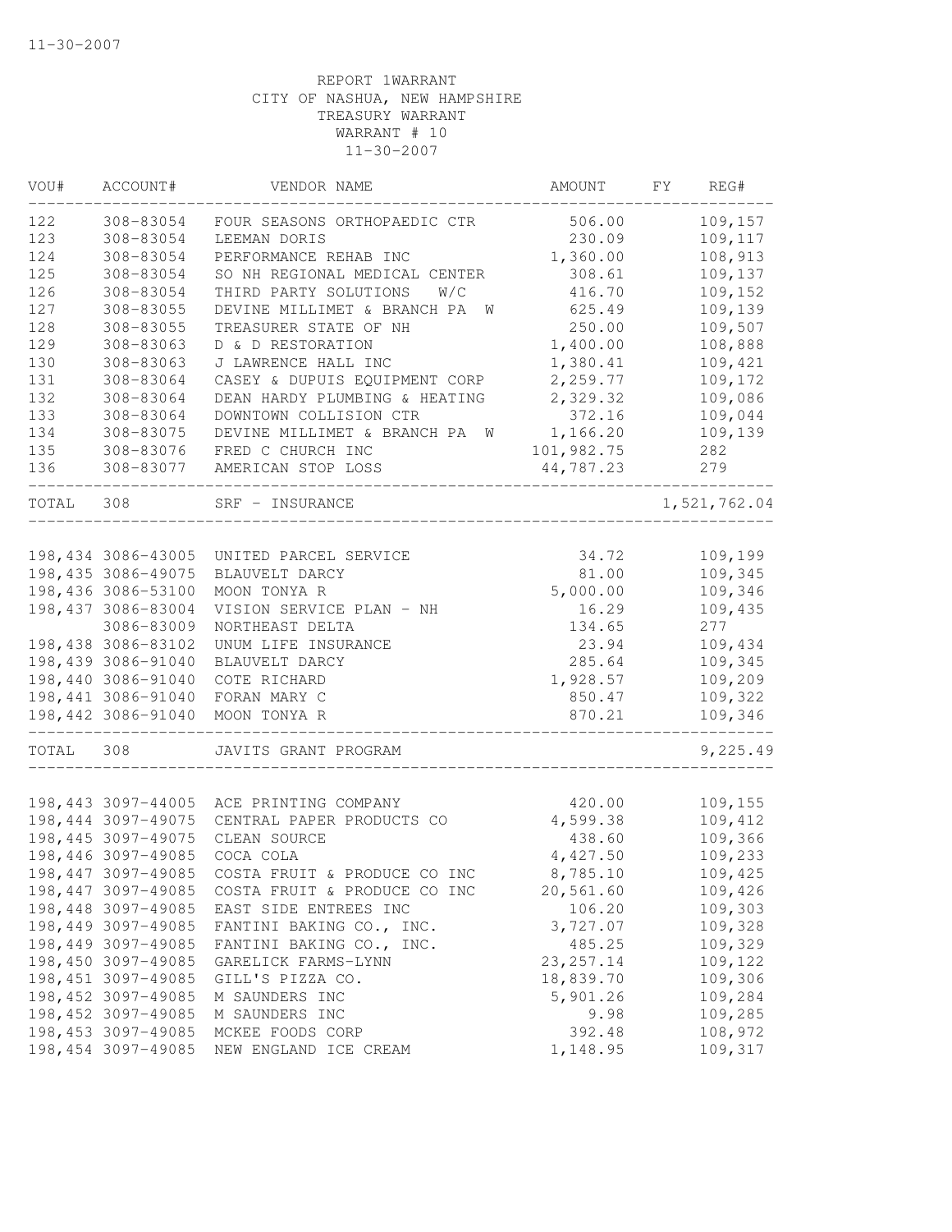11-30-2007

REPORT 1WARRANT
CITY OF NASHUA, NEW HAMPSHIRE
TREASURY WARRANT
WARRANT # 10
11-30-2007

| VOU# | ACCOUNT# | VENDOR NAME | AMOUNT | FY | REG# |
|---|---|---|---|---|---|
| 122 | 308-83054 | FOUR SEASONS ORTHOPAEDIC CTR | 506.00 | | 109,157 |
| 123 | 308-83054 | LEEMAN DORIS | 230.09 | | 109,117 |
| 124 | 308-83054 | PERFORMANCE REHAB INC | 1,360.00 | | 108,913 |
| 125 | 308-83054 | SO NH REGIONAL MEDICAL CENTER | 308.61 | | 109,137 |
| 126 | 308-83054 | THIRD PARTY SOLUTIONS W/C | 416.70 | | 109,152 |
| 127 | 308-83055 | DEVINE MILLIMET & BRANCH PA W | 625.49 | | 109,139 |
| 128 | 308-83055 | TREASURER STATE OF NH | 250.00 | | 109,507 |
| 129 | 308-83063 | D & D RESTORATION | 1,400.00 | | 108,888 |
| 130 | 308-83063 | J LAWRENCE HALL INC | 1,380.41 | | 109,421 |
| 131 | 308-83064 | CASEY & DUPUIS EQUIPMENT CORP | 2,259.77 | | 109,172 |
| 132 | 308-83064 | DEAN HARDY PLUMBING & HEATING | 2,329.32 | | 109,086 |
| 133 | 308-83064 | DOWNTOWN COLLISION CTR | 372.16 | | 109,044 |
| 134 | 308-83075 | DEVINE MILLIMET & BRANCH PA W | 1,166.20 | | 109,139 |
| 135 | 308-83076 | FRED C CHURCH INC | 101,982.75 | | 282 |
| 136 | 308-83077 | AMERICAN STOP LOSS | 44,787.23 | | 279 |
| TOTAL | 308 | SRF - INSURANCE | | | 1,521,762.04 |

| VOU# | ACCOUNT# | VENDOR NAME | AMOUNT | FY | REG# |
|---|---|---|---|---|---|
| 198,434 | 3086-43005 | UNITED PARCEL SERVICE | 34.72 | | 109,199 |
| 198,435 | 3086-49075 | BLAUVELT DARCY | 81.00 | | 109,345 |
| 198,436 | 3086-53100 | MOON TONYA R | 5,000.00 | | 109,346 |
| 198,437 | 3086-83004 | VISION SERVICE PLAN - NH | 16.29 | | 109,435 |
| | 3086-83009 | NORTHEAST DELTA | 134.65 | | 277 |
| 198,438 | 3086-83102 | UNUM LIFE INSURANCE | 23.94 | | 109,434 |
| 198,439 | 3086-91040 | BLAUVELT DARCY | 285.64 | | 109,345 |
| 198,440 | 3086-91040 | COTE RICHARD | 1,928.57 | | 109,209 |
| 198,441 | 3086-91040 | FORAN MARY C | 850.47 | | 109,322 |
| 198,442 | 3086-91040 | MOON TONYA R | 870.21 | | 109,346 |
| TOTAL | 308 | JAVITS GRANT PROGRAM | | | 9,225.49 |

| VOU# | ACCOUNT# | VENDOR NAME | AMOUNT | FY | REG# |
|---|---|---|---|---|---|
| 198,443 | 3097-44005 | ACE PRINTING COMPANY | 420.00 | | 109,155 |
| 198,444 | 3097-49075 | CENTRAL PAPER PRODUCTS CO | 4,599.38 | | 109,412 |
| 198,445 | 3097-49075 | CLEAN SOURCE | 438.60 | | 109,366 |
| 198,446 | 3097-49085 | COCA COLA | 4,427.50 | | 109,233 |
| 198,447 | 3097-49085 | COSTA FRUIT & PRODUCE CO INC | 8,785.10 | | 109,425 |
| 198,447 | 3097-49085 | COSTA FRUIT & PRODUCE CO INC | 20,561.60 | | 109,426 |
| 198,448 | 3097-49085 | EAST SIDE ENTREES INC | 106.20 | | 109,303 |
| 198,449 | 3097-49085 | FANTINI BAKING CO., INC. | 3,727.07 | | 109,328 |
| 198,449 | 3097-49085 | FANTINI BAKING CO., INC. | 485.25 | | 109,329 |
| 198,450 | 3097-49085 | GARELICK FARMS-LYNN | 23,257.14 | | 109,122 |
| 198,451 | 3097-49085 | GILL'S PIZZA CO. | 18,839.70 | | 109,306 |
| 198,452 | 3097-49085 | M SAUNDERS INC | 5,901.26 | | 109,284 |
| 198,452 | 3097-49085 | M SAUNDERS INC | 9.98 | | 109,285 |
| 198,453 | 3097-49085 | MCKEE FOODS CORP | 392.48 | | 108,972 |
| 198,454 | 3097-49085 | NEW ENGLAND ICE CREAM | 1,148.95 | | 109,317 |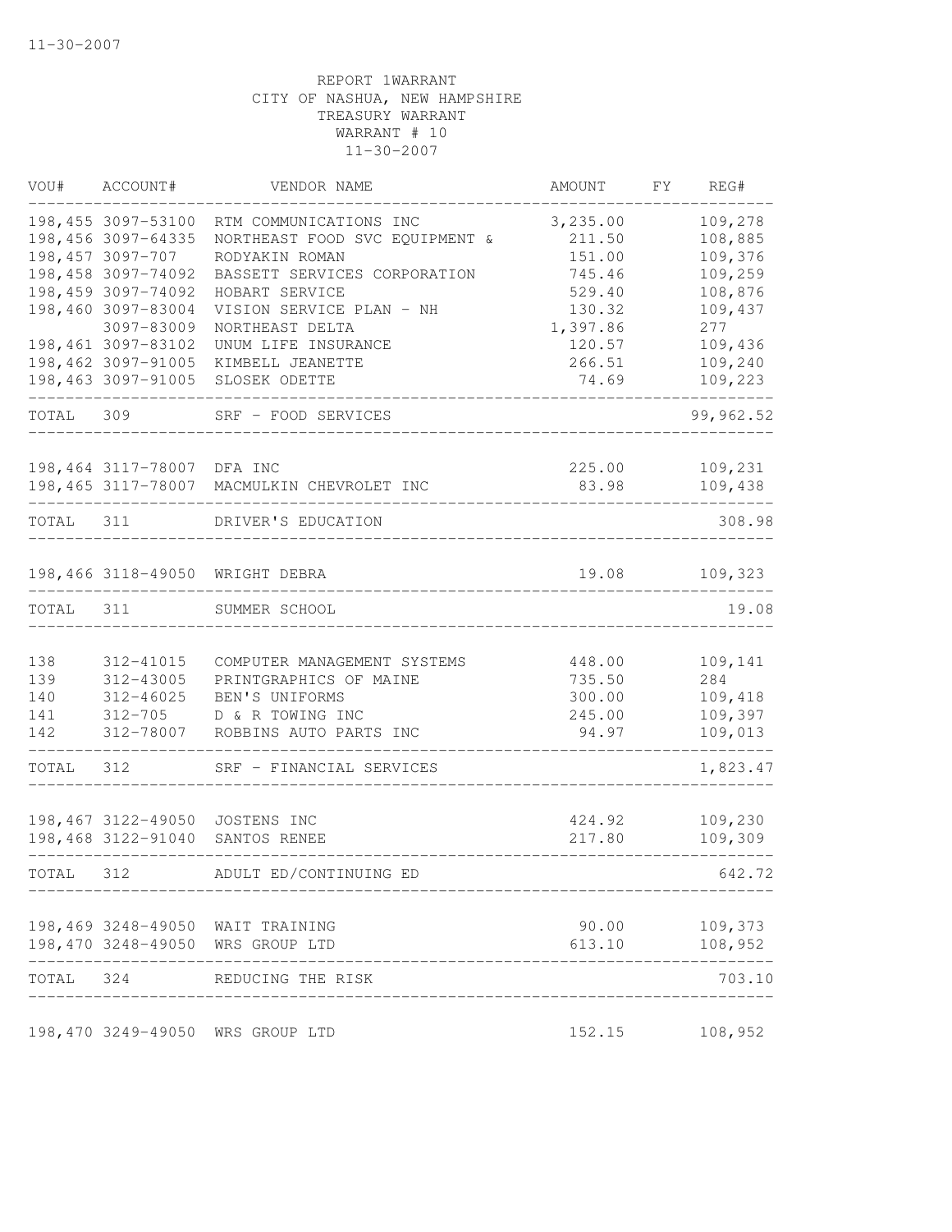11-30-2007

REPORT 1WARRANT
CITY OF NASHUA, NEW HAMPSHIRE
TREASURY WARRANT
WARRANT # 10
11-30-2007

| VOU# | ACCOUNT# | VENDOR NAME | AMOUNT | FY | REG# |
|---|---|---|---|---|---|
| 198,455 | 3097-53100 | RTM COMMUNICATIONS INC | 3,235.00 | | 109,278 |
| 198,456 | 3097-64335 | NORTHEAST FOOD SVC EQUIPMENT & | 211.50 | | 108,885 |
| 198,457 | 3097-707 | RODYAKIN ROMAN | 151.00 | | 109,376 |
| 198,458 | 3097-74092 | BASSETT SERVICES CORPORATION | 745.46 | | 109,259 |
| 198,459 | 3097-74092 | HOBART SERVICE | 529.40 | | 108,876 |
| 198,460 | 3097-83004 | VISION SERVICE PLAN - NH | 130.32 | | 109,437 |
| | 3097-83009 | NORTHEAST DELTA | 1,397.86 | | 277 |
| 198,461 | 3097-83102 | UNUM LIFE INSURANCE | 120.57 | | 109,436 |
| 198,462 | 3097-91005 | KIMBELL JEANETTE | 266.51 | | 109,240 |
| 198,463 | 3097-91005 | SLOSEK ODETTE | 74.69 | | 109,223 |
| TOTAL | 309 | SRF - FOOD SERVICES | | | 99,962.52 |
| 198,464 | 3117-78007 | DFA INC | 225.00 | | 109,231 |
| 198,465 | 3117-78007 | MACMULKIN CHEVROLET INC | 83.98 | | 109,438 |
| TOTAL | 311 | DRIVER'S EDUCATION | | | 308.98 |
| 198,466 | 3118-49050 | WRIGHT DEBRA | 19.08 | | 109,323 |
| TOTAL | 311 | SUMMER SCHOOL | | | 19.08 |
| 138 | 312-41015 | COMPUTER MANAGEMENT SYSTEMS | 448.00 | | 109,141 |
| 139 | 312-43005 | PRINTGRAPHICS OF MAINE | 735.50 | | 284 |
| 140 | 312-46025 | BEN'S UNIFORMS | 300.00 | | 109,418 |
| 141 | 312-705 | D & R TOWING INC | 245.00 | | 109,397 |
| 142 | 312-78007 | ROBBINS AUTO PARTS INC | 94.97 | | 109,013 |
| TOTAL | 312 | SRF - FINANCIAL SERVICES | | | 1,823.47 |
| 198,467 | 3122-49050 | JOSTENS INC | 424.92 | | 109,230 |
| 198,468 | 3122-91040 | SANTOS RENEE | 217.80 | | 109,309 |
| TOTAL | 312 | ADULT ED/CONTINUING ED | | | 642.72 |
| 198,469 | 3248-49050 | WAIT TRAINING | 90.00 | | 109,373 |
| 198,470 | 3248-49050 | WRS GROUP LTD | 613.10 | | 108,952 |
| TOTAL | 324 | REDUCING THE RISK | | | 703.10 |
| 198,470 | 3249-49050 | WRS GROUP LTD | 152.15 | | 108,952 |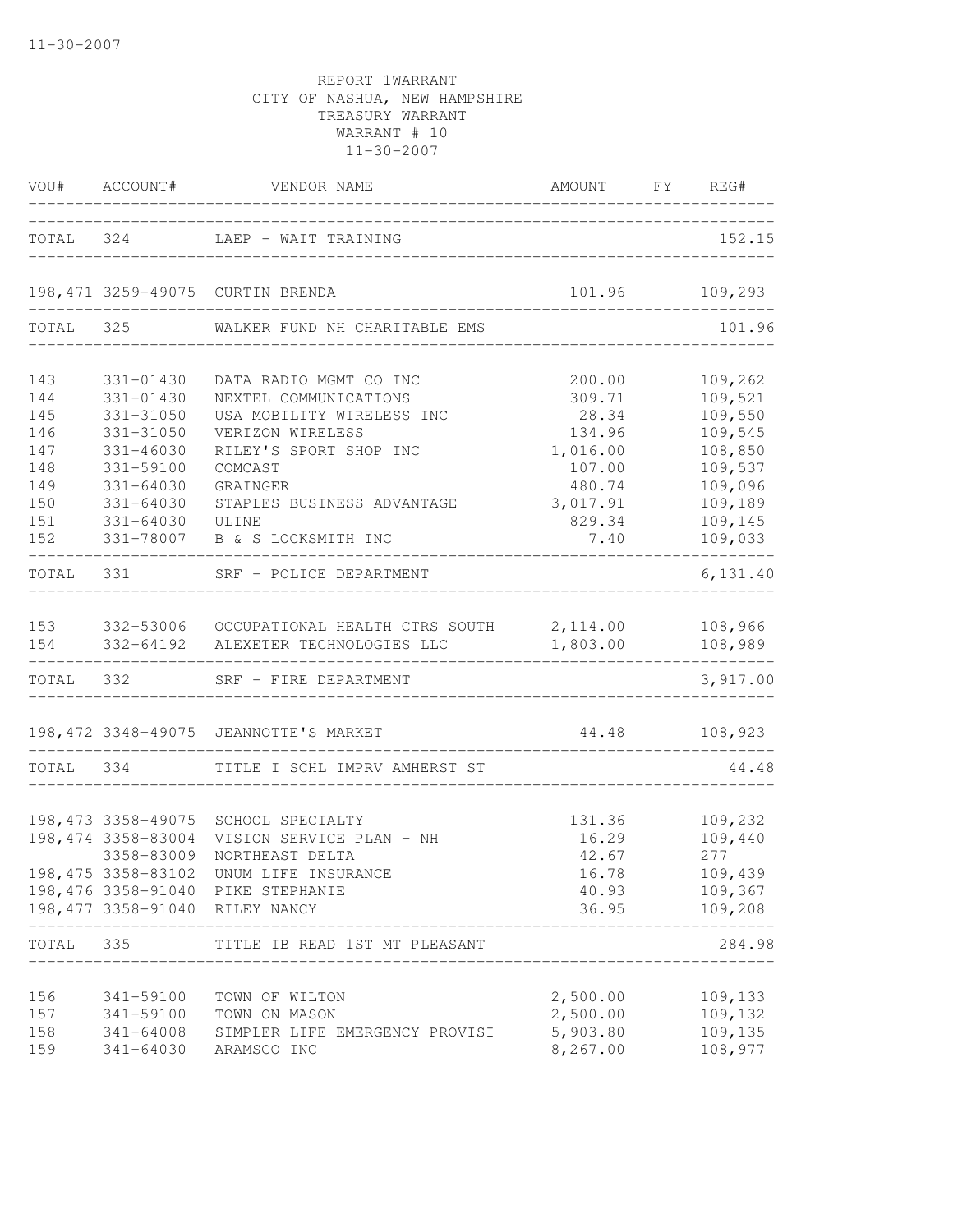REPORT 1WARRANT
CITY OF NASHUA, NEW HAMPSHIRE
TREASURY WARRANT
WARRANT # 10
11-30-2007

| VOU# | ACCOUNT# | VENDOR NAME | AMOUNT | FY | REG# |
|---|---|---|---|---|---|
| TOTAL | 324 | LAEP - WAIT TRAINING | | | 152.15 |
| 198,471 | 3259-49075 | CURTIN BRENDA | 101.96 | | 109,293 |
| TOTAL | 325 | WALKER FUND NH CHARITABLE EMS | | | 101.96 |
| 143 | 331-01430 | DATA RADIO MGMT CO INC | 200.00 | | 109,262 |
| 144 | 331-01430 | NEXTEL COMMUNICATIONS | 309.71 | | 109,521 |
| 145 | 331-31050 | USA MOBILITY WIRELESS INC | 28.34 | | 109,550 |
| 146 | 331-31050 | VERIZON WIRELESS | 134.96 | | 109,545 |
| 147 | 331-46030 | RILEY'S SPORT SHOP INC | 1,016.00 | | 108,850 |
| 148 | 331-59100 | COMCAST | 107.00 | | 109,537 |
| 149 | 331-64030 | GRAINGER | 480.74 | | 109,096 |
| 150 | 331-64030 | STAPLES BUSINESS ADVANTAGE | 3,017.91 | | 109,189 |
| 151 | 331-64030 | ULINE | 829.34 | | 109,145 |
| 152 | 331-78007 | B & S LOCKSMITH INC | 7.40 | | 109,033 |
| TOTAL | 331 | SRF - POLICE DEPARTMENT | | | 6,131.40 |
| 153 | 332-53006 | OCCUPATIONAL HEALTH CTRS SOUTH | 2,114.00 | | 108,966 |
| 154 | 332-64192 | ALEXETER TECHNOLOGIES LLC | 1,803.00 | | 108,989 |
| TOTAL | 332 | SRF - FIRE DEPARTMENT | | | 3,917.00 |
| 198,472 | 3348-49075 | JEANNOTTE'S MARKET | 44.48 | | 108,923 |
| TOTAL | 334 | TITLE I SCHL IMPRV AMHERST ST | | | 44.48 |
| 198,473 | 3358-49075 | SCHOOL SPECIALTY | 131.36 | | 109,232 |
| 198,474 | 3358-83004 | VISION SERVICE PLAN - NH | 16.29 | | 109,440 |
| | 3358-83009 | NORTHEAST DELTA | 42.67 | | 277 |
| 198,475 | 3358-83102 | UNUM LIFE INSURANCE | 16.78 | | 109,439 |
| 198,476 | 3358-91040 | PIKE STEPHANIE | 40.93 | | 109,367 |
| 198,477 | 3358-91040 | RILEY NANCY | 36.95 | | 109,208 |
| TOTAL | 335 | TITLE IB READ 1ST MT PLEASANT | | | 284.98 |
| 156 | 341-59100 | TOWN OF WILTON | 2,500.00 | | 109,133 |
| 157 | 341-59100 | TOWN ON MASON | 2,500.00 | | 109,132 |
| 158 | 341-64008 | SIMPLER LIFE EMERGENCY PROVISI | 5,903.80 | | 109,135 |
| 159 | 341-64030 | ARAMSCO INC | 8,267.00 | | 108,977 |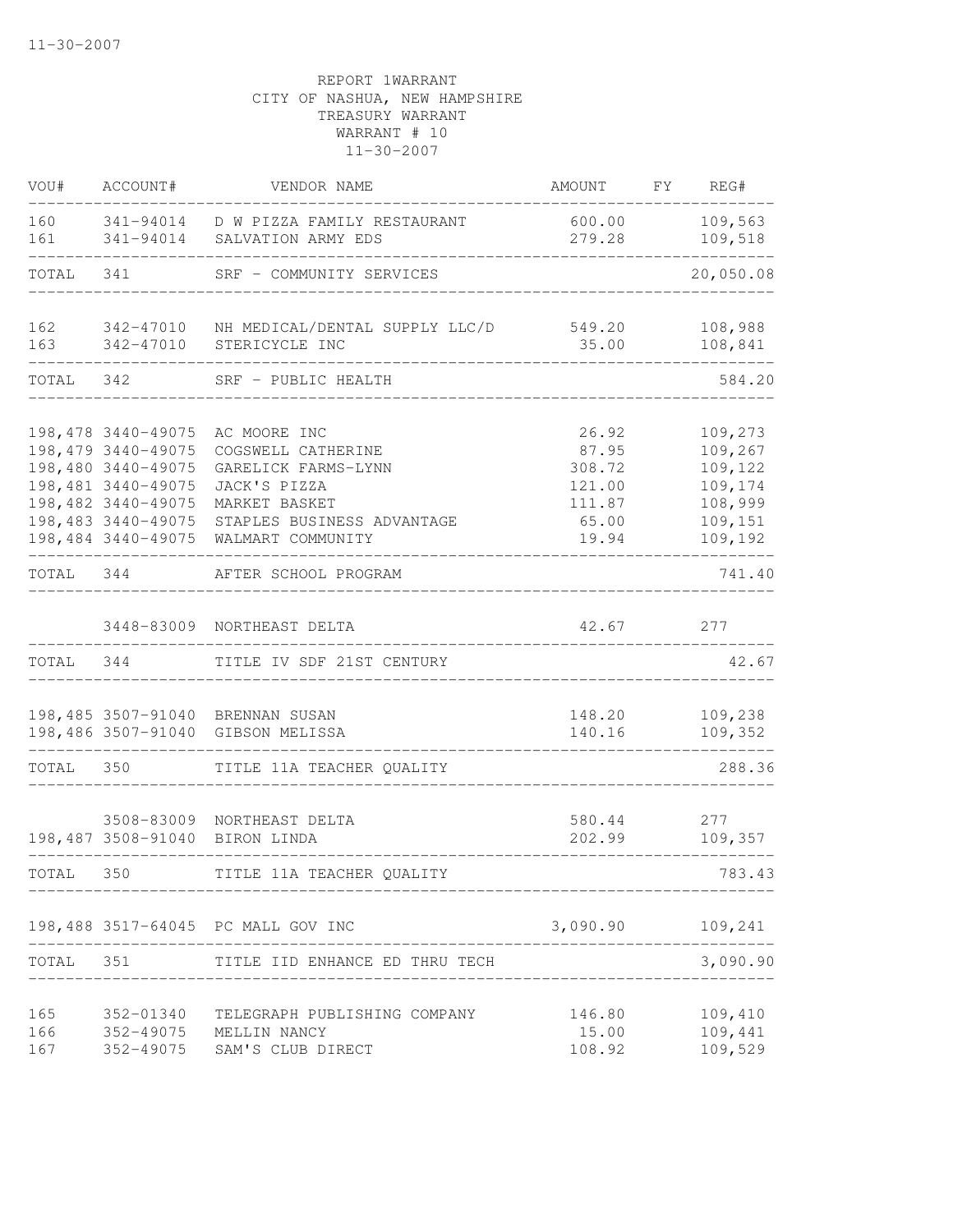11-30-2007

REPORT 1WARRANT
CITY OF NASHUA, NEW HAMPSHIRE
TREASURY WARRANT
WARRANT # 10
11-30-2007

| VOU# | ACCOUNT# | VENDOR NAME | AMOUNT | FY | REG# |
|---|---|---|---|---|---|
| 160 | 341-94014 | D W PIZZA FAMILY RESTAURANT | 600.00 | | 109,563 |
| 161 | 341-94014 | SALVATION ARMY EDS | 279.28 | | 109,518 |
| TOTAL | 341 | SRF - COMMUNITY SERVICES | | | 20,050.08 |
| 162 | 342-47010 | NH MEDICAL/DENTAL SUPPLY LLC/D | 549.20 | | 108,988 |
| 163 | 342-47010 | STERICYCLE INC | 35.00 | | 108,841 |
| TOTAL | 342 | SRF - PUBLIC HEALTH | | | 584.20 |
| 198,478 | 3440-49075 | AC MOORE INC | 26.92 | | 109,273 |
| 198,479 | 3440-49075 | COGSWELL CATHERINE | 87.95 | | 109,267 |
| 198,480 | 3440-49075 | GARELICK FARMS-LYNN | 308.72 | | 109,122 |
| 198,481 | 3440-49075 | JACK'S PIZZA | 121.00 | | 109,174 |
| 198,482 | 3440-49075 | MARKET BASKET | 111.87 | | 108,999 |
| 198,483 | 3440-49075 | STAPLES BUSINESS ADVANTAGE | 65.00 | | 109,151 |
| 198,484 | 3440-49075 | WALMART COMMUNITY | 19.94 | | 109,192 |
| TOTAL | 344 | AFTER SCHOOL PROGRAM | | | 741.40 |
| | 3448-83009 | NORTHEAST DELTA | 42.67 | | 277 |
| TOTAL | 344 | TITLE IV SDF 21ST CENTURY | | | 42.67 |
| 198,485 | 3507-91040 | BRENNAN SUSAN | 148.20 | | 109,238 |
| 198,486 | 3507-91040 | GIBSON MELISSA | 140.16 | | 109,352 |
| TOTAL | 350 | TITLE 11A TEACHER QUALITY | | | 288.36 |
| | 3508-83009 | NORTHEAST DELTA | 580.44 | | 277 |
| 198,487 | 3508-91040 | BIRON LINDA | 202.99 | | 109,357 |
| TOTAL | 350 | TITLE 11A TEACHER QUALITY | | | 783.43 |
| 198,488 | 3517-64045 | PC MALL GOV INC | 3,090.90 | | 109,241 |
| TOTAL | 351 | TITLE IID ENHANCE ED THRU TECH | | | 3,090.90 |
| 165 | 352-01340 | TELEGRAPH PUBLISHING COMPANY | 146.80 | | 109,410 |
| 166 | 352-49075 | MELLIN NANCY | 15.00 | | 109,441 |
| 167 | 352-49075 | SAM'S CLUB DIRECT | 108.92 | | 109,529 |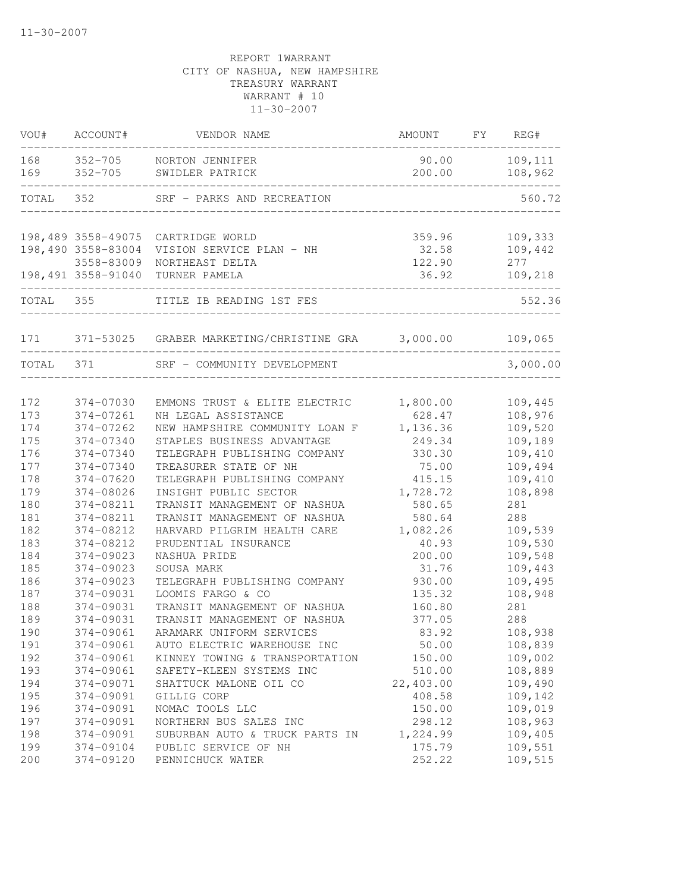REPORT 1WARRANT
CITY OF NASHUA, NEW HAMPSHIRE
TREASURY WARRANT
WARRANT # 10
11-30-2007

| VOU# | ACCOUNT# | VENDOR NAME | AMOUNT | FY | REG# |
|---|---|---|---|---|---|
| 168 | 352-705 | NORTON JENNIFER | 90.00 | | 109,111 |
| 169 | 352-705 | SWIDLER PATRICK | 200.00 | | 108,962 |
| TOTAL | 352 | SRF - PARKS AND RECREATION | | | 560.72 |
| 198,489 | 3558-49075 | CARTRIDGE WORLD | 359.96 | | 109,333 |
| 198,490 | 3558-83004 | VISION SERVICE PLAN - NH | 32.58 | | 109,442 |
| | 3558-83009 | NORTHEAST DELTA | 122.90 | | 277 |
| 198,491 | 3558-91040 | TURNER PAMELA | 36.92 | | 109,218 |
| TOTAL | 355 | TITLE IB READING 1ST FES | | | 552.36 |
| 171 | 371-53025 | GRABER MARKETING/CHRISTINE GRA | 3,000.00 | | 109,065 |
| TOTAL | 371 | SRF - COMMUNITY DEVELOPMENT | | | 3,000.00 |
| 172 | 374-07030 | EMMONS TRUST & ELITE ELECTRIC | 1,800.00 | | 109,445 |
| 173 | 374-07261 | NH LEGAL ASSISTANCE | 628.47 | | 108,976 |
| 174 | 374-07262 | NEW HAMPSHIRE COMMUNITY LOAN F | 1,136.36 | | 109,520 |
| 175 | 374-07340 | STAPLES BUSINESS ADVANTAGE | 249.34 | | 109,189 |
| 176 | 374-07340 | TELEGRAPH PUBLISHING COMPANY | 330.30 | | 109,410 |
| 177 | 374-07340 | TREASURER STATE OF NH | 75.00 | | 109,494 |
| 178 | 374-07620 | TELEGRAPH PUBLISHING COMPANY | 415.15 | | 109,410 |
| 179 | 374-08026 | INSIGHT PUBLIC SECTOR | 1,728.72 | | 108,898 |
| 180 | 374-08211 | TRANSIT MANAGEMENT OF NASHUA | 580.65 | | 281 |
| 181 | 374-08211 | TRANSIT MANAGEMENT OF NASHUA | 580.64 | | 288 |
| 182 | 374-08212 | HARVARD PILGRIM HEALTH CARE | 1,082.26 | | 109,539 |
| 183 | 374-08212 | PRUDENTIAL INSURANCE | 40.93 | | 109,530 |
| 184 | 374-09023 | NASHUA PRIDE | 200.00 | | 109,548 |
| 185 | 374-09023 | SOUSA MARK | 31.76 | | 109,443 |
| 186 | 374-09023 | TELEGRAPH PUBLISHING COMPANY | 930.00 | | 109,495 |
| 187 | 374-09031 | LOOMIS FARGO & CO | 135.32 | | 108,948 |
| 188 | 374-09031 | TRANSIT MANAGEMENT OF NASHUA | 160.80 | | 281 |
| 189 | 374-09031 | TRANSIT MANAGEMENT OF NASHUA | 377.05 | | 288 |
| 190 | 374-09061 | ARAMARK UNIFORM SERVICES | 83.92 | | 108,938 |
| 191 | 374-09061 | AUTO ELECTRIC WAREHOUSE INC | 50.00 | | 108,839 |
| 192 | 374-09061 | KINNEY TOWING & TRANSPORTATION | 150.00 | | 109,002 |
| 193 | 374-09061 | SAFETY-KLEEN SYSTEMS INC | 510.00 | | 108,889 |
| 194 | 374-09071 | SHATTUCK MALONE OIL CO | 22,403.00 | | 109,490 |
| 195 | 374-09091 | GILLIG CORP | 408.58 | | 109,142 |
| 196 | 374-09091 | NOMAC TOOLS LLC | 150.00 | | 109,019 |
| 197 | 374-09091 | NORTHERN BUS SALES INC | 298.12 | | 108,963 |
| 198 | 374-09091 | SUBURBAN AUTO & TRUCK PARTS IN | 1,224.99 | | 109,405 |
| 199 | 374-09104 | PUBLIC SERVICE OF NH | 175.79 | | 109,551 |
| 200 | 374-09120 | PENNICHUCK WATER | 252.22 | | 109,515 |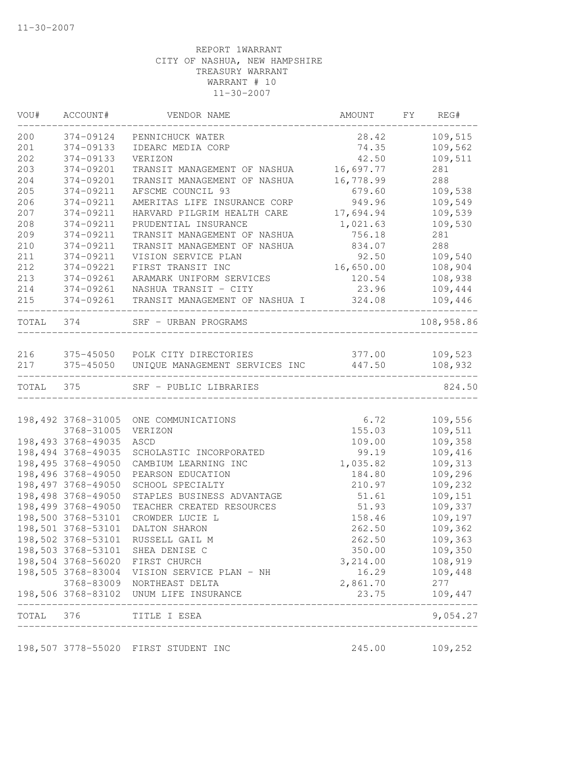REPORT 1WARRANT
CITY OF NASHUA, NEW HAMPSHIRE
TREASURY WARRANT
WARRANT # 10
11-30-2007

| VOU# | ACCOUNT# | VENDOR NAME | AMOUNT | FY | REG# |
|---|---|---|---|---|---|
| 200 | 374-09124 | PENNICHUCK WATER | 28.42 | | 109,515 |
| 201 | 374-09133 | IDEARC MEDIA CORP | 74.35 | | 109,562 |
| 202 | 374-09133 | VERIZON | 42.50 | | 109,511 |
| 203 | 374-09201 | TRANSIT MANAGEMENT OF NASHUA | 16,697.77 | | 281 |
| 204 | 374-09201 | TRANSIT MANAGEMENT OF NASHUA | 16,778.99 | | 288 |
| 205 | 374-09211 | AFSCME COUNCIL 93 | 679.60 | | 109,538 |
| 206 | 374-09211 | AMERITAS LIFE INSURANCE CORP | 949.96 | | 109,549 |
| 207 | 374-09211 | HARVARD PILGRIM HEALTH CARE | 17,694.94 | | 109,539 |
| 208 | 374-09211 | PRUDENTIAL INSURANCE | 1,021.63 | | 109,530 |
| 209 | 374-09211 | TRANSIT MANAGEMENT OF NASHUA | 756.18 | | 281 |
| 210 | 374-09211 | TRANSIT MANAGEMENT OF NASHUA | 834.07 | | 288 |
| 211 | 374-09211 | VISION SERVICE PLAN | 92.50 | | 109,540 |
| 212 | 374-09221 | FIRST TRANSIT INC | 16,650.00 | | 108,904 |
| 213 | 374-09261 | ARAMARK UNIFORM SERVICES | 120.54 | | 108,938 |
| 214 | 374-09261 | NASHUA TRANSIT - CITY | 23.96 | | 109,444 |
| 215 | 374-09261 | TRANSIT MANAGEMENT OF NASHUA I | 324.08 | | 109,446 |
| TOTAL | 374 | SRF - URBAN PROGRAMS | | | 108,958.86 |
| 216 | 375-45050 | POLK CITY DIRECTORIES | 377.00 | | 109,523 |
| 217 | 375-45050 | UNIQUE MANAGEMENT SERVICES INC | 447.50 | | 108,932 |
| TOTAL | 375 | SRF - PUBLIC LIBRARIES | | | 824.50 |
| 198,492 | 3768-31005 | ONE COMMUNICATIONS | 6.72 | | 109,556 |
| | 3768-31005 | VERIZON | 155.03 | | 109,511 |
| 198,493 | 3768-49035 | ASCD | 109.00 | | 109,358 |
| 198,494 | 3768-49035 | SCHOLASTIC INCORPORATED | 99.19 | | 109,416 |
| 198,495 | 3768-49050 | CAMBIUM LEARNING INC | 1,035.82 | | 109,313 |
| 198,496 | 3768-49050 | PEARSON EDUCATION | 184.80 | | 109,296 |
| 198,497 | 3768-49050 | SCHOOL SPECIALTY | 210.97 | | 109,232 |
| 198,498 | 3768-49050 | STAPLES BUSINESS ADVANTAGE | 51.61 | | 109,151 |
| 198,499 | 3768-49050 | TEACHER CREATED RESOURCES | 51.93 | | 109,337 |
| 198,500 | 3768-53101 | CROWDER LUCIE L | 158.46 | | 109,197 |
| 198,501 | 3768-53101 | DALTON SHARON | 262.50 | | 109,362 |
| 198,502 | 3768-53101 | RUSSELL GAIL M | 262.50 | | 109,363 |
| 198,503 | 3768-53101 | SHEA DENISE C | 350.00 | | 109,350 |
| 198,504 | 3768-56020 | FIRST CHURCH | 3,214.00 | | 108,919 |
| 198,505 | 3768-83004 | VISION SERVICE PLAN - NH | 16.29 | | 109,448 |
| | 3768-83009 | NORTHEAST DELTA | 2,861.70 | | 277 |
| 198,506 | 3768-83102 | UNUM LIFE INSURANCE | 23.75 | | 109,447 |
| TOTAL | 376 | TITLE I ESEA | | | 9,054.27 |
| 198,507 | 3778-55020 | FIRST STUDENT INC | 245.00 | | 109,252 |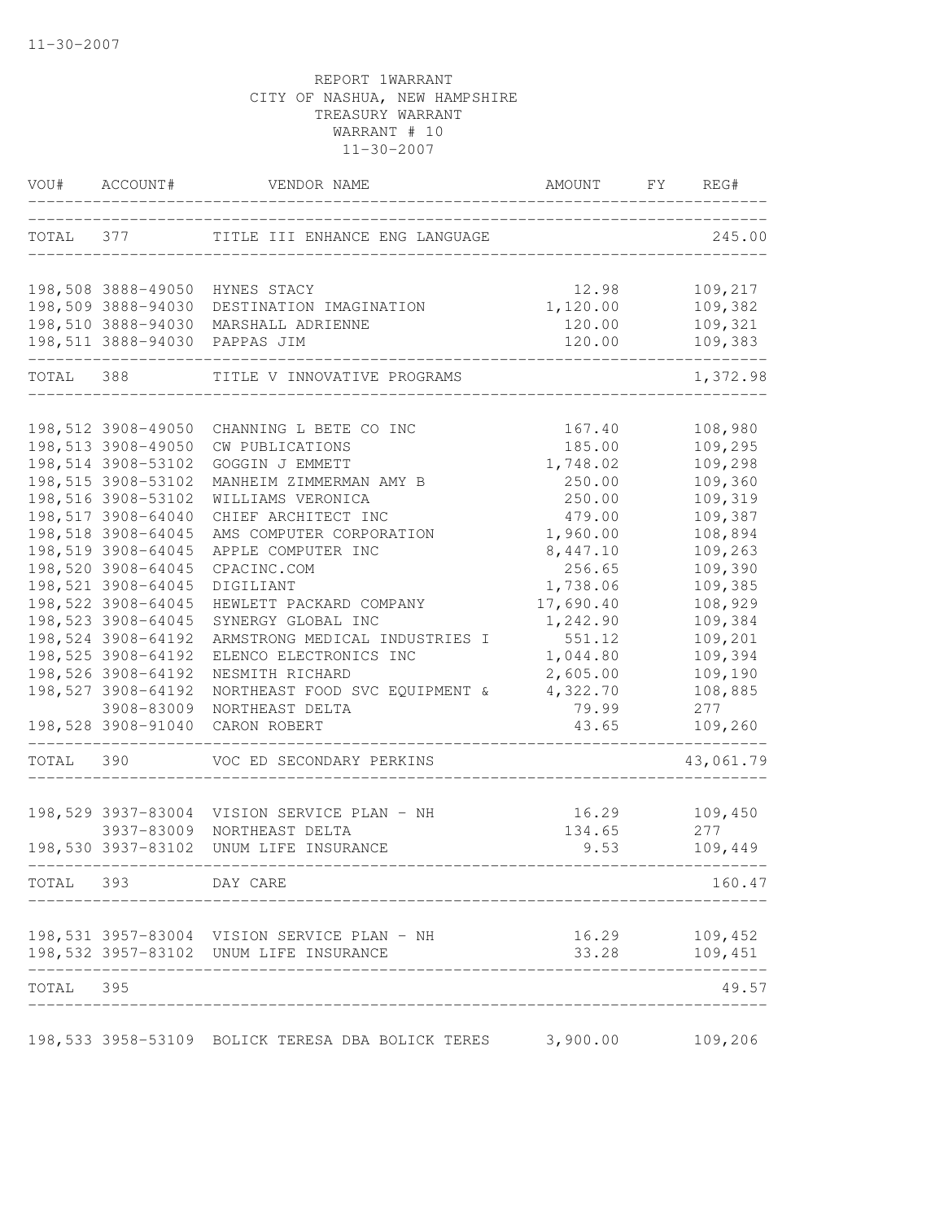11-30-2007

REPORT 1WARRANT
CITY OF NASHUA, NEW HAMPSHIRE
TREASURY WARRANT
WARRANT # 10
11-30-2007

| VOU# | ACCOUNT# | VENDOR NAME | AMOUNT | FY | REG# |
|---|---|---|---|---|---|
| TOTAL | 377 | TITLE III ENHANCE ENG LANGUAGE | | | 245.00 |
| 198,508 | 3888-49050 | HYNES STACY | 12.98 | | 109,217 |
| 198,509 | 3888-94030 | DESTINATION IMAGINATION | 1,120.00 | | 109,382 |
| 198,510 | 3888-94030 | MARSHALL ADRIENNE | 120.00 | | 109,321 |
| 198,511 | 3888-94030 | PAPPAS JIM | 120.00 | | 109,383 |
| TOTAL | 388 | TITLE V INNOVATIVE PROGRAMS | | | 1,372.98 |
| 198,512 | 3908-49050 | CHANNING L BETE CO INC | 167.40 | | 108,980 |
| 198,513 | 3908-49050 | CW PUBLICATIONS | 185.00 | | 109,295 |
| 198,514 | 3908-53102 | GOGGIN J EMMETT | 1,748.02 | | 109,298 |
| 198,515 | 3908-53102 | MANHEIM ZIMMERMAN AMY B | 250.00 | | 109,360 |
| 198,516 | 3908-53102 | WILLIAMS VERONICA | 250.00 | | 109,319 |
| 198,517 | 3908-64040 | CHIEF ARCHITECT INC | 479.00 | | 109,387 |
| 198,518 | 3908-64045 | AMS COMPUTER CORPORATION | 1,960.00 | | 108,894 |
| 198,519 | 3908-64045 | APPLE COMPUTER INC | 8,447.10 | | 109,263 |
| 198,520 | 3908-64045 | CPACINC.COM | 256.65 | | 109,390 |
| 198,521 | 3908-64045 | DIGILIANT | 1,738.06 | | 109,385 |
| 198,522 | 3908-64045 | HEWLETT PACKARD COMPANY | 17,690.40 | | 108,929 |
| 198,523 | 3908-64045 | SYNERGY GLOBAL INC | 1,242.90 | | 109,384 |
| 198,524 | 3908-64192 | ARMSTRONG MEDICAL INDUSTRIES I | 551.12 | | 109,201 |
| 198,525 | 3908-64192 | ELENCO ELECTRONICS INC | 1,044.80 | | 109,394 |
| 198,526 | 3908-64192 | NESMITH RICHARD | 2,605.00 | | 109,190 |
| 198,527 | 3908-64192 | NORTHEAST FOOD SVC EQUIPMENT & | 4,322.70 | | 108,885 |
| | 3908-83009 | NORTHEAST DELTA | 79.99 | | 277 |
| 198,528 | 3908-91040 | CARON ROBERT | 43.65 | | 109,260 |
| TOTAL | 390 | VOC ED SECONDARY PERKINS | | | 43,061.79 |
| 198,529 | 3937-83004 | VISION SERVICE PLAN - NH | 16.29 | | 109,450 |
| | 3937-83009 | NORTHEAST DELTA | 134.65 | | 277 |
| 198,530 | 3937-83102 | UNUM LIFE INSURANCE | 9.53 | | 109,449 |
| TOTAL | 393 | DAY CARE | | | 160.47 |
| 198,531 | 3957-83004 | VISION SERVICE PLAN - NH | 16.29 | | 109,452 |
| 198,532 | 3957-83102 | UNUM LIFE INSURANCE | 33.28 | | 109,451 |
| TOTAL | 395 | | | | 49.57 |
| 198,533 | 3958-53109 | BOLICK TERESA DBA BOLICK TERES | 3,900.00 | | 109,206 |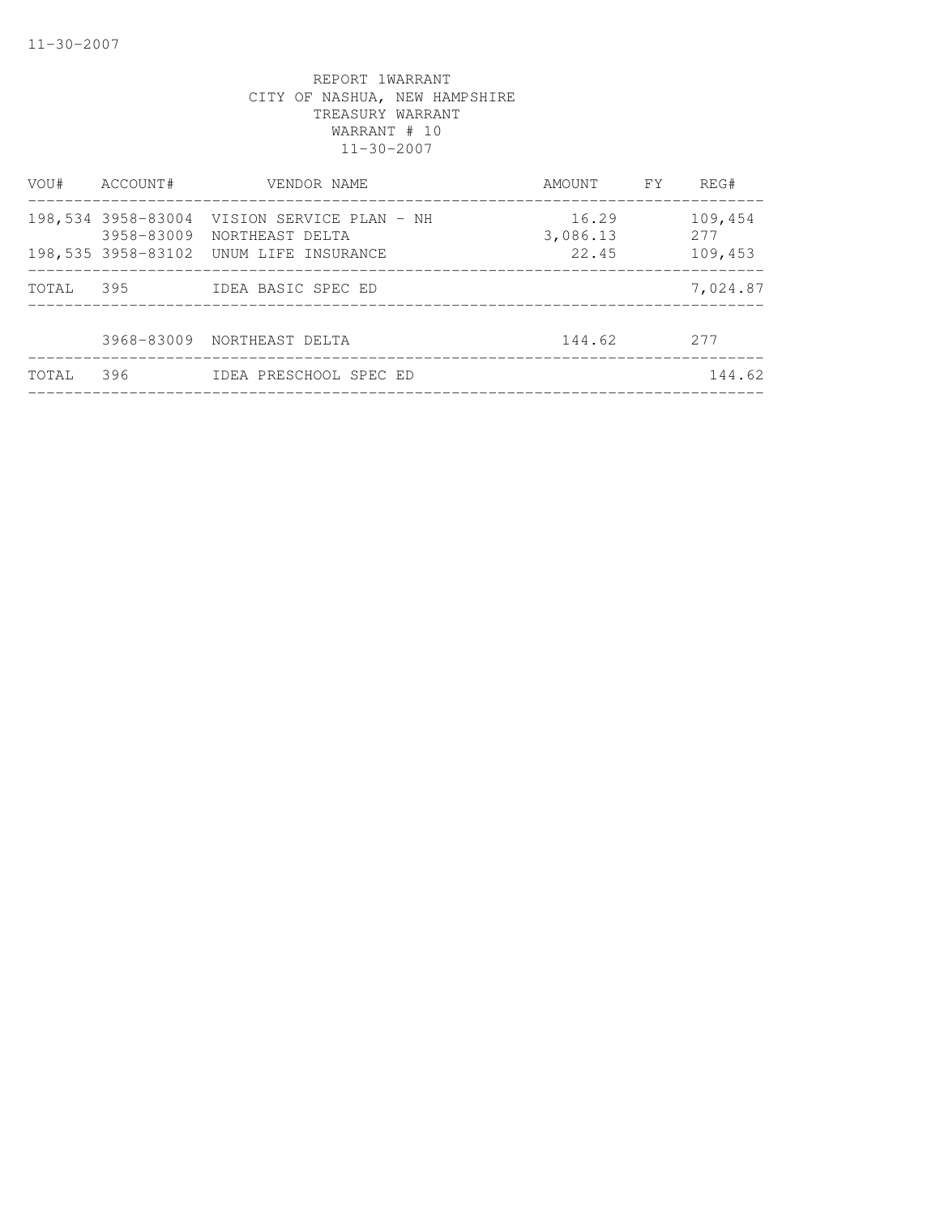REPORT 1WARRANT
CITY OF NASHUA, NEW HAMPSHIRE
TREASURY WARRANT
WARRANT # 10
11-30-2007

| VOU# | ACCOUNT# | VENDOR NAME | AMOUNT | FY | REG# |
|---|---|---|---|---|---|
| 198,534 | 3958-83004 | VISION SERVICE PLAN - NH | 16.29 | | 109,454 |
| | 3958-83009 | NORTHEAST DELTA | 3,086.13 | | 277 |
| 198,535 | 3958-83102 | UNUM LIFE INSURANCE | 22.45 | | 109,453 |
| TOTAL | 395 | IDEA BASIC SPEC ED | | | 7,024.87 |
| | 3968-83009 | NORTHEAST DELTA | 144.62 | | 277 |
| TOTAL | 396 | IDEA PRESCHOOL SPEC ED | | | 144.62 |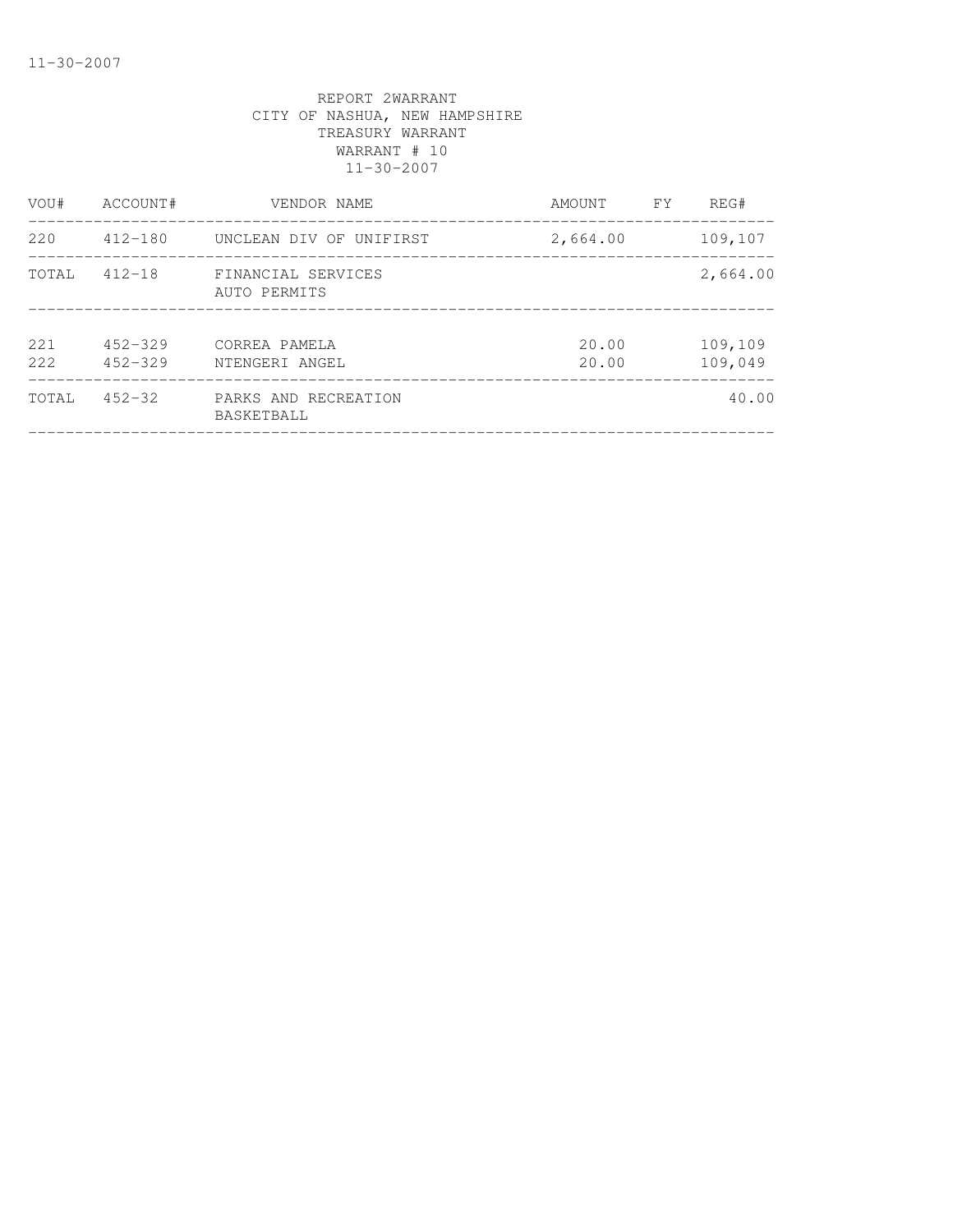REPORT 2WARRANT
CITY OF NASHUA, NEW HAMPSHIRE
TREASURY WARRANT
WARRANT # 10
11-30-2007

| VOU# | ACCOUNT# | VENDOR NAME | AMOUNT | FY | REG# |
|---|---|---|---|---|---|
| 220 | 412-180 | UNCLEAN DIV OF UNIFIRST | 2,664.00 | | 109,107 |
| TOTAL | 412-18 | FINANCIAL SERVICES AUTO PERMITS | | | 2,664.00 |
| 221 | 452-329 | CORREA PAMELA | 20.00 | | 109,109 |
| 222 | 452-329 | NTENGERI ANGEL | 20.00 | | 109,049 |
| TOTAL | 452-32 | PARKS AND RECREATION BASKETBALL | | | 40.00 |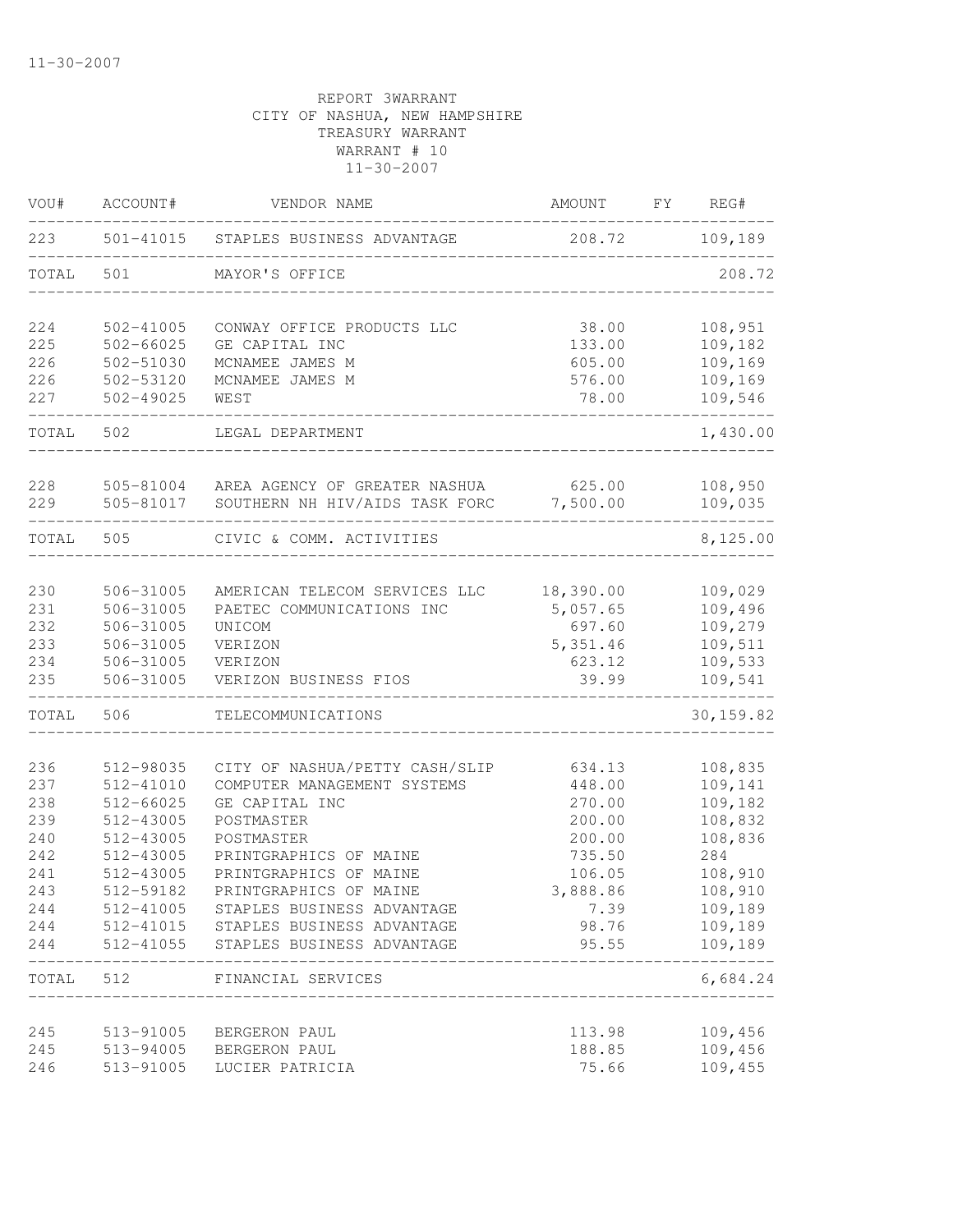11-30-2007

REPORT 3WARRANT
CITY OF NASHUA, NEW HAMPSHIRE
TREASURY WARRANT
WARRANT # 10
11-30-2007

| VOU# | ACCOUNT# | VENDOR NAME | AMOUNT | FY | REG# |
|---|---|---|---|---|---|
| 223 | 501-41015 | STAPLES BUSINESS ADVANTAGE | 208.72 | | 109,189 |
| TOTAL | 501 | MAYOR'S OFFICE | | | 208.72 |
| 224 | 502-41005 | CONWAY OFFICE PRODUCTS LLC | 38.00 | | 108,951 |
| 225 | 502-66025 | GE CAPITAL INC | 133.00 | | 109,182 |
| 226 | 502-51030 | MCNAMEE JAMES M | 605.00 | | 109,169 |
| 226 | 502-53120 | MCNAMEE JAMES M | 576.00 | | 109,169 |
| 227 | 502-49025 | WEST | 78.00 | | 109,546 |
| TOTAL | 502 | LEGAL DEPARTMENT | | | 1,430.00 |
| 228 | 505-81004 | AREA AGENCY OF GREATER NASHUA | 625.00 | | 108,950 |
| 229 | 505-81017 | SOUTHERN NH HIV/AIDS TASK FORC | 7,500.00 | | 109,035 |
| TOTAL | 505 | CIVIC & COMM. ACTIVITIES | | | 8,125.00 |
| 230 | 506-31005 | AMERICAN TELECOM SERVICES LLC | 18,390.00 | | 109,029 |
| 231 | 506-31005 | PAETEC COMMUNICATIONS INC | 5,057.65 | | 109,496 |
| 232 | 506-31005 | UNICOM | 697.60 | | 109,279 |
| 233 | 506-31005 | VERIZON | 5,351.46 | | 109,511 |
| 234 | 506-31005 | VERIZON | 623.12 | | 109,533 |
| 235 | 506-31005 | VERIZON BUSINESS FIOS | 39.99 | | 109,541 |
| TOTAL | 506 | TELECOMMUNICATIONS | | | 30,159.82 |
| 236 | 512-98035 | CITY OF NASHUA/PETTY CASH/SLIP | 634.13 | | 108,835 |
| 237 | 512-41010 | COMPUTER MANAGEMENT SYSTEMS | 448.00 | | 109,141 |
| 238 | 512-66025 | GE CAPITAL INC | 270.00 | | 109,182 |
| 239 | 512-43005 | POSTMASTER | 200.00 | | 108,832 |
| 240 | 512-43005 | POSTMASTER | 200.00 | | 108,836 |
| 242 | 512-43005 | PRINTGRAPHICS OF MAINE | 735.50 | | 284 |
| 241 | 512-43005 | PRINTGRAPHICS OF MAINE | 106.05 | | 108,910 |
| 243 | 512-59182 | PRINTGRAPHICS OF MAINE | 3,888.86 | | 108,910 |
| 244 | 512-41005 | STAPLES BUSINESS ADVANTAGE | 7.39 | | 109,189 |
| 244 | 512-41015 | STAPLES BUSINESS ADVANTAGE | 98.76 | | 109,189 |
| 244 | 512-41055 | STAPLES BUSINESS ADVANTAGE | 95.55 | | 109,189 |
| TOTAL | 512 | FINANCIAL SERVICES | | | 6,684.24 |
| 245 | 513-91005 | BERGERON PAUL | 113.98 | | 109,456 |
| 245 | 513-94005 | BERGERON PAUL | 188.85 | | 109,456 |
| 246 | 513-91005 | LUCIER PATRICIA | 75.66 | | 109,455 |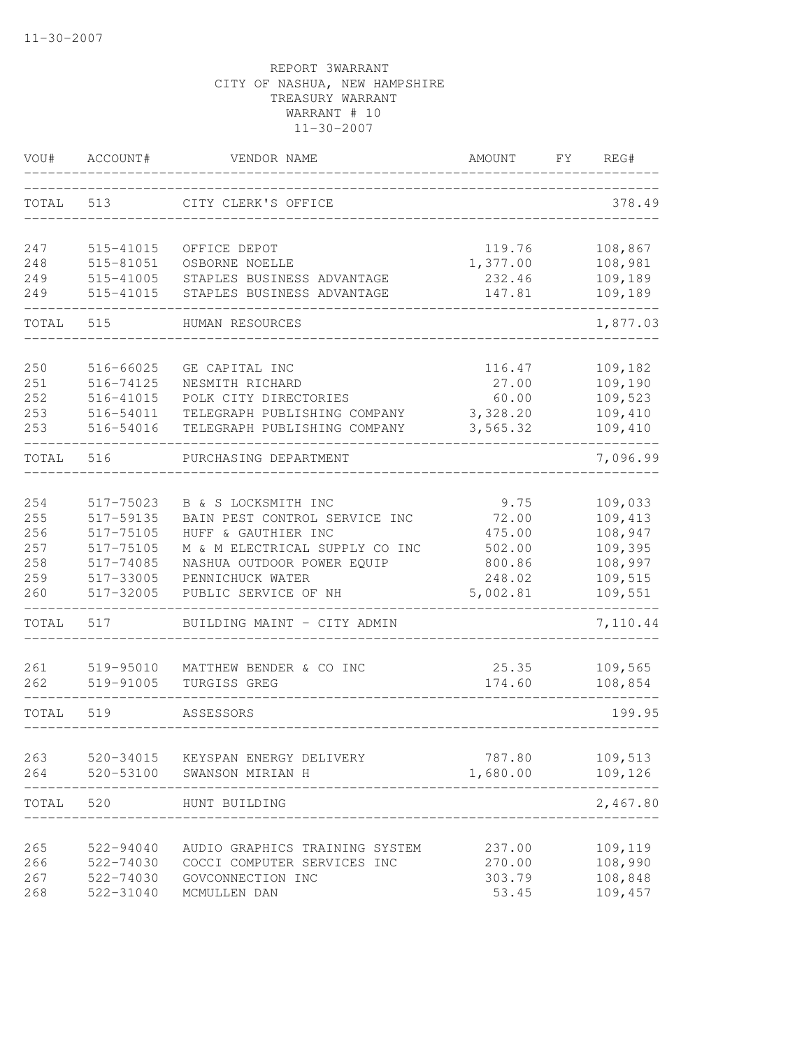11-30-2007

REPORT 3WARRANT
CITY OF NASHUA, NEW HAMPSHIRE
TREASURY WARRANT
WARRANT # 10
11-30-2007

| VOU# | ACCOUNT# | VENDOR NAME | AMOUNT | FY | REG# |
|---|---|---|---|---|---|
| TOTAL | 513 | CITY CLERK'S OFFICE | | | 378.49 |
| 247 | 515-41015 | OFFICE DEPOT | 119.76 | | 108,867 |
| 248 | 515-81051 | OSBORNE NOELLE | 1,377.00 | | 108,981 |
| 249 | 515-41005 | STAPLES BUSINESS ADVANTAGE | 232.46 | | 109,189 |
| 249 | 515-41015 | STAPLES BUSINESS ADVANTAGE | 147.81 | | 109,189 |
| TOTAL | 515 | HUMAN RESOURCES | | | 1,877.03 |
| 250 | 516-66025 | GE CAPITAL INC | 116.47 | | 109,182 |
| 251 | 516-74125 | NESMITH RICHARD | 27.00 | | 109,190 |
| 252 | 516-41015 | POLK CITY DIRECTORIES | 60.00 | | 109,523 |
| 253 | 516-54011 | TELEGRAPH PUBLISHING COMPANY | 3,328.20 | | 109,410 |
| 253 | 516-54016 | TELEGRAPH PUBLISHING COMPANY | 3,565.32 | | 109,410 |
| TOTAL | 516 | PURCHASING DEPARTMENT | | | 7,096.99 |
| 254 | 517-75023 | B & S LOCKSMITH INC | 9.75 | | 109,033 |
| 255 | 517-59135 | BAIN PEST CONTROL SERVICE INC | 72.00 | | 109,413 |
| 256 | 517-75105 | HUFF & GAUTHIER INC | 475.00 | | 108,947 |
| 257 | 517-75105 | M & M ELECTRICAL SUPPLY CO INC | 502.00 | | 109,395 |
| 258 | 517-74085 | NASHUA OUTDOOR POWER EQUIP | 800.86 | | 108,997 |
| 259 | 517-33005 | PENNICHUCK WATER | 248.02 | | 109,515 |
| 260 | 517-32005 | PUBLIC SERVICE OF NH | 5,002.81 | | 109,551 |
| TOTAL | 517 | BUILDING MAINT - CITY ADMIN | | | 7,110.44 |
| 261 | 519-95010 | MATTHEW BENDER & CO INC | 25.35 | | 109,565 |
| 262 | 519-91005 | TURGISS GREG | 174.60 | | 108,854 |
| TOTAL | 519 | ASSESSORS | | | 199.95 |
| 263 | 520-34015 | KEYSPAN ENERGY DELIVERY | 787.80 | | 109,513 |
| 264 | 520-53100 | SWANSON MIRIAN H | 1,680.00 | | 109,126 |
| TOTAL | 520 | HUNT BUILDING | | | 2,467.80 |
| 265 | 522-94040 | AUDIO GRAPHICS TRAINING SYSTEM | 237.00 | | 109,119 |
| 266 | 522-74030 | COCCI COMPUTER SERVICES INC | 270.00 | | 108,990 |
| 267 | 522-74030 | GOVCONNECTION INC | 303.79 | | 108,848 |
| 268 | 522-31040 | MCMULLEN DAN | 53.45 | | 109,457 |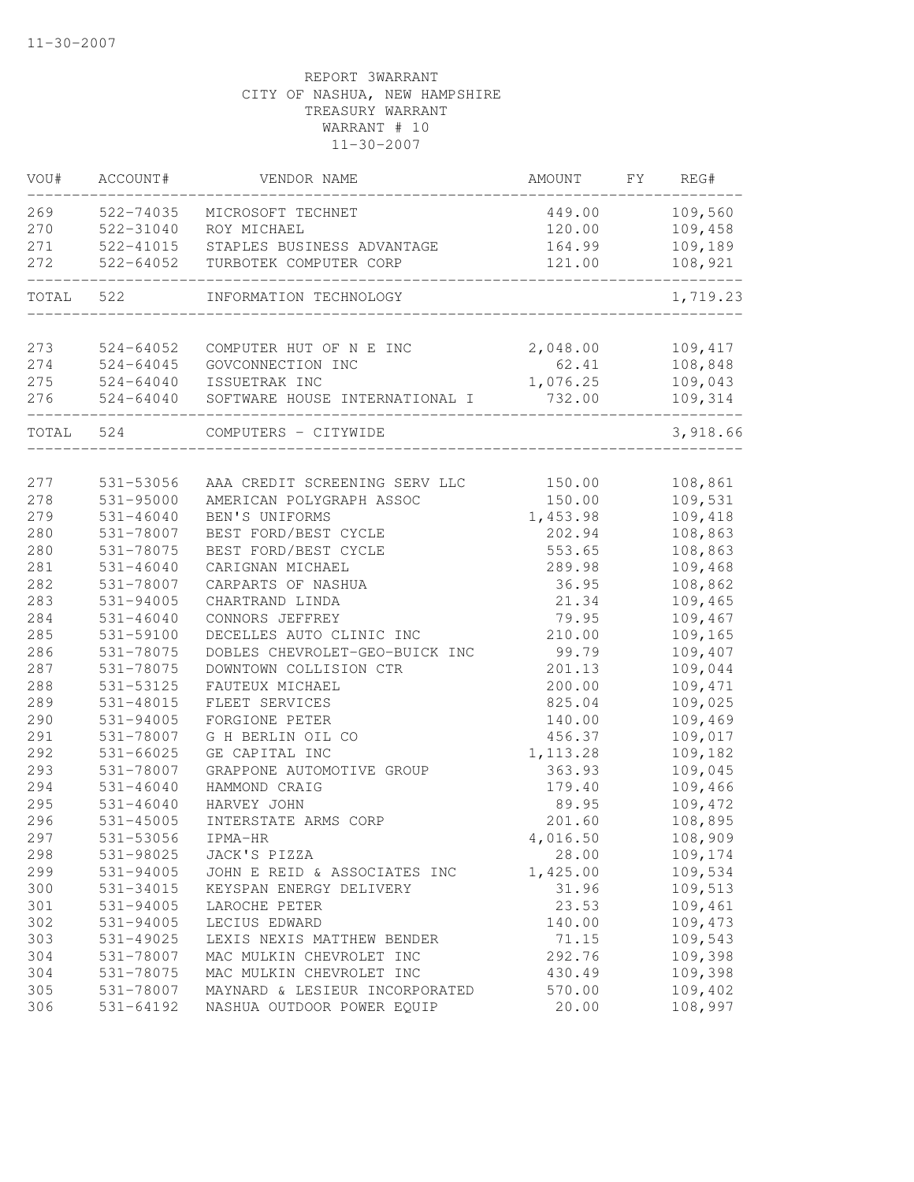11-30-2007

REPORT 3WARRANT
CITY OF NASHUA, NEW HAMPSHIRE
TREASURY WARRANT
WARRANT # 10
11-30-2007

| VOU# | ACCOUNT# | VENDOR NAME | AMOUNT | FY | REG# |
|---|---|---|---|---|---|
| 269 | 522-74035 | MICROSOFT TECHNET | 449.00 | | 109,560 |
| 270 | 522-31040 | ROY MICHAEL | 120.00 | | 109,458 |
| 271 | 522-41015 | STAPLES BUSINESS ADVANTAGE | 164.99 | | 109,189 |
| 272 | 522-64052 | TURBOTEK COMPUTER CORP | 121.00 | | 108,921 |
| TOTAL | 522 | INFORMATION TECHNOLOGY | | | 1,719.23 |
| 273 | 524-64052 | COMPUTER HUT OF N E INC | 2,048.00 | | 109,417 |
| 274 | 524-64045 | GOVCONNECTION INC | 62.41 | | 108,848 |
| 275 | 524-64040 | ISSUETRAK INC | 1,076.25 | | 109,043 |
| 276 | 524-64040 | SOFTWARE HOUSE INTERNATIONAL I | 732.00 | | 109,314 |
| TOTAL | 524 | COMPUTERS - CITYWIDE | | | 3,918.66 |
| 277 | 531-53056 | AAA CREDIT SCREENING SERV LLC | 150.00 | | 108,861 |
| 278 | 531-95000 | AMERICAN POLYGRAPH ASSOC | 150.00 | | 109,531 |
| 279 | 531-46040 | BEN'S UNIFORMS | 1,453.98 | | 109,418 |
| 280 | 531-78007 | BEST FORD/BEST CYCLE | 202.94 | | 108,863 |
| 280 | 531-78075 | BEST FORD/BEST CYCLE | 553.65 | | 108,863 |
| 281 | 531-46040 | CARIGNAN MICHAEL | 289.98 | | 109,468 |
| 282 | 531-78007 | CARPARTS OF NASHUA | 36.95 | | 108,862 |
| 283 | 531-94005 | CHARTRAND LINDA | 21.34 | | 109,465 |
| 284 | 531-46040 | CONNORS JEFFREY | 79.95 | | 109,467 |
| 285 | 531-59100 | DECELLES AUTO CLINIC INC | 210.00 | | 109,165 |
| 286 | 531-78075 | DOBLES CHEVROLET-GEO-BUICK INC | 99.79 | | 109,407 |
| 287 | 531-78075 | DOWNTOWN COLLISION CTR | 201.13 | | 109,044 |
| 288 | 531-53125 | FAUTEUX MICHAEL | 200.00 | | 109,471 |
| 289 | 531-48015 | FLEET SERVICES | 825.04 | | 109,025 |
| 290 | 531-94005 | FORGIONE PETER | 140.00 | | 109,469 |
| 291 | 531-78007 | G H BERLIN OIL CO | 456.37 | | 109,017 |
| 292 | 531-66025 | GE CAPITAL INC | 1,113.28 | | 109,182 |
| 293 | 531-78007 | GRAPPONE AUTOMOTIVE GROUP | 363.93 | | 109,045 |
| 294 | 531-46040 | HAMMOND CRAIG | 179.40 | | 109,466 |
| 295 | 531-46040 | HARVEY JOHN | 89.95 | | 109,472 |
| 296 | 531-45005 | INTERSTATE ARMS CORP | 201.60 | | 108,895 |
| 297 | 531-53056 | IPMA-HR | 4,016.50 | | 108,909 |
| 298 | 531-98025 | JACK'S PIZZA | 28.00 | | 109,174 |
| 299 | 531-94005 | JOHN E REID & ASSOCIATES INC | 1,425.00 | | 109,534 |
| 300 | 531-34015 | KEYSPAN ENERGY DELIVERY | 31.96 | | 109,513 |
| 301 | 531-94005 | LAROCHE PETER | 23.53 | | 109,461 |
| 302 | 531-94005 | LECIUS EDWARD | 140.00 | | 109,473 |
| 303 | 531-49025 | LEXIS NEXIS MATTHEW BENDER | 71.15 | | 109,543 |
| 304 | 531-78007 | MAC MULKIN CHEVROLET INC | 292.76 | | 109,398 |
| 304 | 531-78075 | MAC MULKIN CHEVROLET INC | 430.49 | | 109,398 |
| 305 | 531-78007 | MAYNARD & LESIEUR INCORPORATED | 570.00 | | 109,402 |
| 306 | 531-64192 | NASHUA OUTDOOR POWER EQUIP | 20.00 | | 108,997 |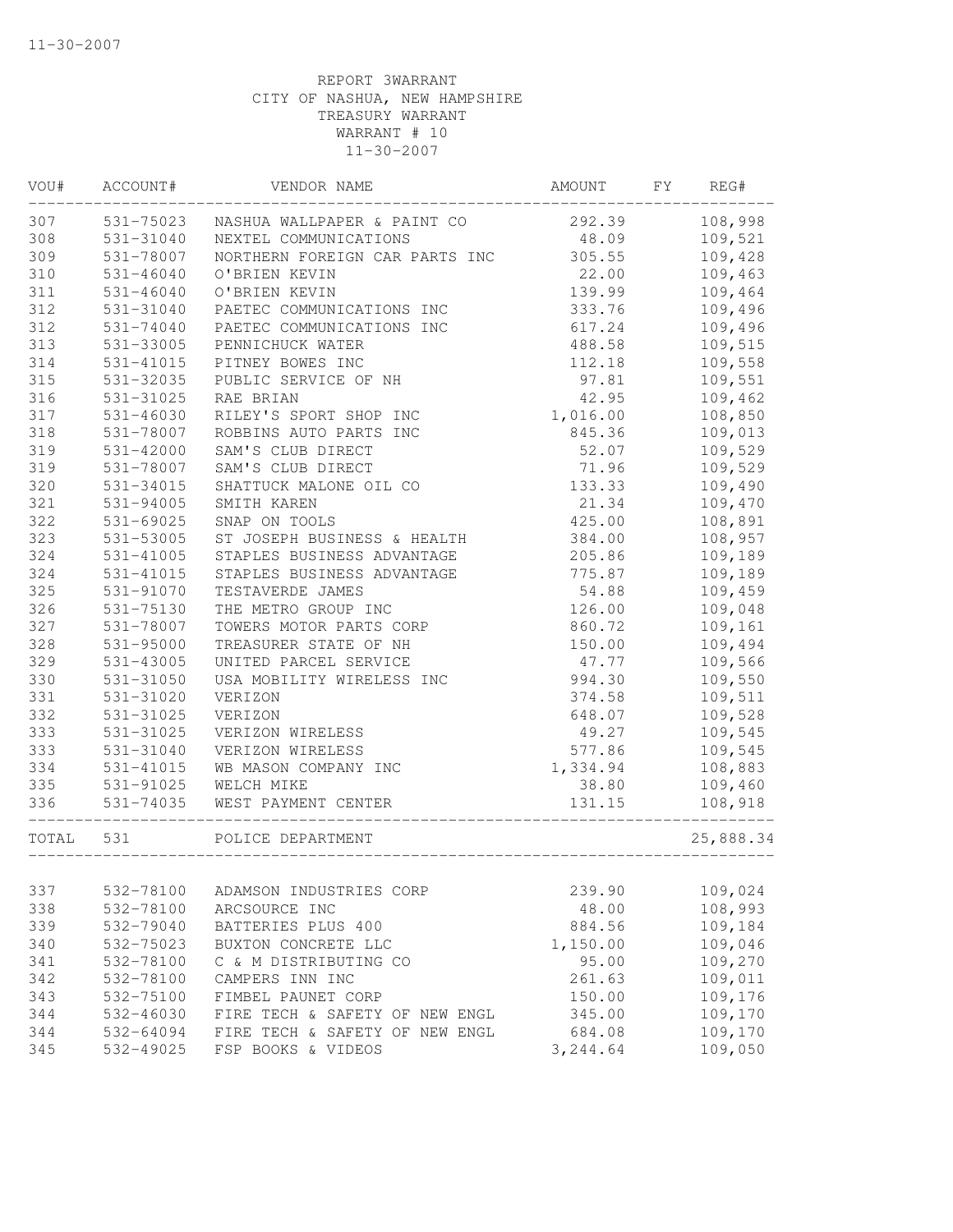REPORT 3WARRANT
CITY OF NASHUA, NEW HAMPSHIRE
TREASURY WARRANT
WARRANT # 10
11-30-2007

| VOU# | ACCOUNT# | VENDOR NAME | AMOUNT | FY | REG# |
|---|---|---|---|---|---|
| 307 | 531-75023 | NASHUA WALLPAPER & PAINT CO | 292.39 | | 108,998 |
| 308 | 531-31040 | NEXTEL COMMUNICATIONS | 48.09 | | 109,521 |
| 309 | 531-78007 | NORTHERN FOREIGN CAR PARTS INC | 305.55 | | 109,428 |
| 310 | 531-46040 | O'BRIEN KEVIN | 22.00 | | 109,463 |
| 311 | 531-46040 | O'BRIEN KEVIN | 139.99 | | 109,464 |
| 312 | 531-31040 | PAETEC COMMUNICATIONS INC | 333.76 | | 109,496 |
| 312 | 531-74040 | PAETEC COMMUNICATIONS INC | 617.24 | | 109,496 |
| 313 | 531-33005 | PENNICHUCK WATER | 488.58 | | 109,515 |
| 314 | 531-41015 | PITNEY BOWES INC | 112.18 | | 109,558 |
| 315 | 531-32035 | PUBLIC SERVICE OF NH | 97.81 | | 109,551 |
| 316 | 531-31025 | RAE BRIAN | 42.95 | | 109,462 |
| 317 | 531-46030 | RILEY'S SPORT SHOP INC | 1,016.00 | | 108,850 |
| 318 | 531-78007 | ROBBINS AUTO PARTS INC | 845.36 | | 109,013 |
| 319 | 531-42000 | SAM'S CLUB DIRECT | 52.07 | | 109,529 |
| 319 | 531-78007 | SAM'S CLUB DIRECT | 71.96 | | 109,529 |
| 320 | 531-34015 | SHATTUCK MALONE OIL CO | 133.33 | | 109,490 |
| 321 | 531-94005 | SMITH KAREN | 21.34 | | 109,470 |
| 322 | 531-69025 | SNAP ON TOOLS | 425.00 | | 108,891 |
| 323 | 531-53005 | ST JOSEPH BUSINESS & HEALTH | 384.00 | | 108,957 |
| 324 | 531-41005 | STAPLES BUSINESS ADVANTAGE | 205.86 | | 109,189 |
| 324 | 531-41015 | STAPLES BUSINESS ADVANTAGE | 775.87 | | 109,189 |
| 325 | 531-91070 | TESTAVERDE JAMES | 54.88 | | 109,459 |
| 326 | 531-75130 | THE METRO GROUP INC | 126.00 | | 109,048 |
| 327 | 531-78007 | TOWERS MOTOR PARTS CORP | 860.72 | | 109,161 |
| 328 | 531-95000 | TREASURER STATE OF NH | 150.00 | | 109,494 |
| 329 | 531-43005 | UNITED PARCEL SERVICE | 47.77 | | 109,566 |
| 330 | 531-31050 | USA MOBILITY WIRELESS INC | 994.30 | | 109,550 |
| 331 | 531-31020 | VERIZON | 374.58 | | 109,511 |
| 332 | 531-31025 | VERIZON | 648.07 | | 109,528 |
| 333 | 531-31025 | VERIZON WIRELESS | 49.27 | | 109,545 |
| 333 | 531-31040 | VERIZON WIRELESS | 577.86 | | 109,545 |
| 334 | 531-41015 | WB MASON COMPANY INC | 1,334.94 | | 108,883 |
| 335 | 531-91025 | WELCH MIKE | 38.80 | | 109,460 |
| 336 | 531-74035 | WEST PAYMENT CENTER | 131.15 | | 108,918 |
| TOTAL | 531 | POLICE DEPARTMENT | | | 25,888.34 |
| 337 | 532-78100 | ADAMSON INDUSTRIES CORP | 239.90 | | 109,024 |
| 338 | 532-78100 | ARCSOURCE INC | 48.00 | | 108,993 |
| 339 | 532-79040 | BATTERIES PLUS 400 | 884.56 | | 109,184 |
| 340 | 532-75023 | BUXTON CONCRETE LLC | 1,150.00 | | 109,046 |
| 341 | 532-78100 | C & M DISTRIBUTING CO | 95.00 | | 109,270 |
| 342 | 532-78100 | CAMPERS INN INC | 261.63 | | 109,011 |
| 343 | 532-75100 | FIMBEL PAUNET CORP | 150.00 | | 109,176 |
| 344 | 532-46030 | FIRE TECH & SAFETY OF NEW ENGL | 345.00 | | 109,170 |
| 344 | 532-64094 | FIRE TECH & SAFETY OF NEW ENGL | 684.08 | | 109,170 |
| 345 | 532-49025 | FSP BOOKS & VIDEOS | 3,244.64 | | 109,050 |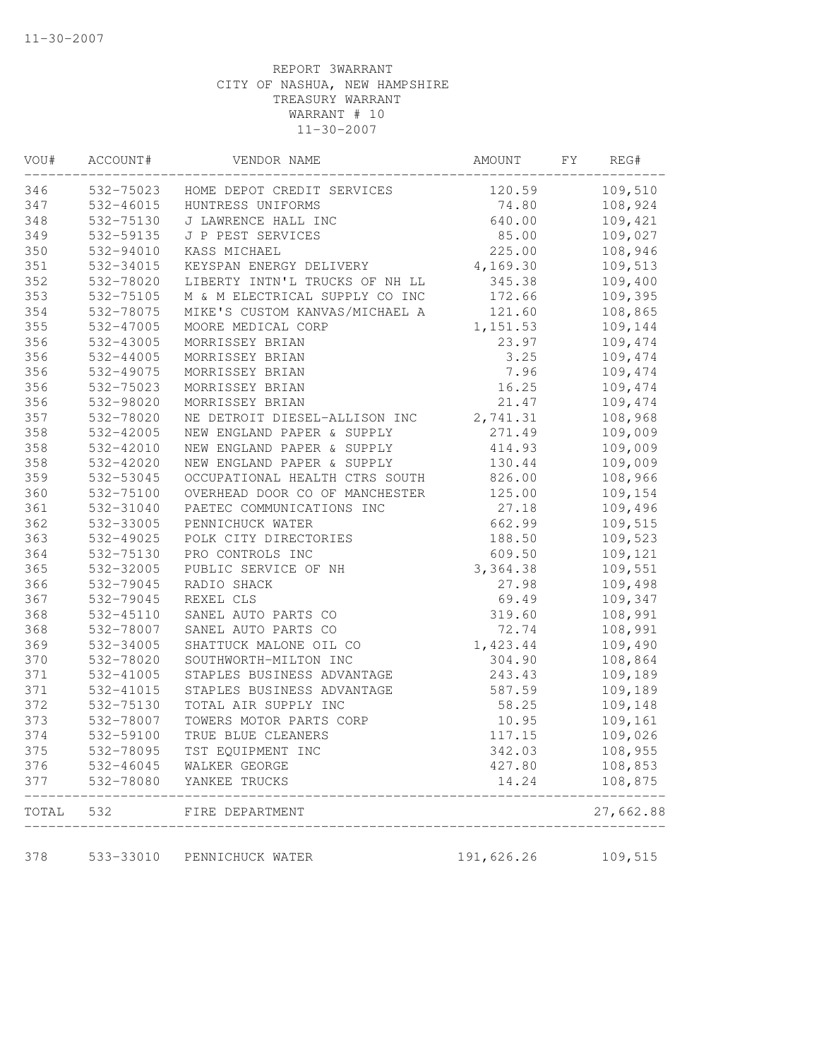11-30-2007

REPORT 3WARRANT
CITY OF NASHUA, NEW HAMPSHIRE
TREASURY WARRANT
WARRANT # 10
11-30-2007

| VOU# | ACCOUNT# | VENDOR NAME | AMOUNT | FY | REG# |
|---|---|---|---|---|---|
| 346 | 532-75023 | HOME DEPOT CREDIT SERVICES | 120.59 | | 109,510 |
| 347 | 532-46015 | HUNTRESS UNIFORMS | 74.80 | | 108,924 |
| 348 | 532-75130 | J LAWRENCE HALL INC | 640.00 | | 109,421 |
| 349 | 532-59135 | J P PEST SERVICES | 85.00 | | 109,027 |
| 350 | 532-94010 | KASS MICHAEL | 225.00 | | 108,946 |
| 351 | 532-34015 | KEYSPAN ENERGY DELIVERY | 4,169.30 | | 109,513 |
| 352 | 532-78020 | LIBERTY INTN'L TRUCKS OF NH LL | 345.38 | | 109,400 |
| 353 | 532-75105 | M & M ELECTRICAL SUPPLY CO INC | 172.66 | | 109,395 |
| 354 | 532-78075 | MIKE'S CUSTOM KANVAS/MICHAEL A | 121.60 | | 108,865 |
| 355 | 532-47005 | MOORE MEDICAL CORP | 1,151.53 | | 109,144 |
| 356 | 532-43005 | MORRISSEY BRIAN | 23.97 | | 109,474 |
| 356 | 532-44005 | MORRISSEY BRIAN | 3.25 | | 109,474 |
| 356 | 532-49075 | MORRISSEY BRIAN | 7.96 | | 109,474 |
| 356 | 532-75023 | MORRISSEY BRIAN | 16.25 | | 109,474 |
| 356 | 532-98020 | MORRISSEY BRIAN | 21.47 | | 109,474 |
| 357 | 532-78020 | NE DETROIT DIESEL-ALLISON INC | 2,741.31 | | 108,968 |
| 358 | 532-42005 | NEW ENGLAND PAPER & SUPPLY | 271.49 | | 109,009 |
| 358 | 532-42010 | NEW ENGLAND PAPER & SUPPLY | 414.93 | | 109,009 |
| 358 | 532-42020 | NEW ENGLAND PAPER & SUPPLY | 130.44 | | 109,009 |
| 359 | 532-53045 | OCCUPATIONAL HEALTH CTRS SOUTH | 826.00 | | 108,966 |
| 360 | 532-75100 | OVERHEAD DOOR CO OF MANCHESTER | 125.00 | | 109,154 |
| 361 | 532-31040 | PAETEC COMMUNICATIONS INC | 27.18 | | 109,496 |
| 362 | 532-33005 | PENNICHUCK WATER | 662.99 | | 109,515 |
| 363 | 532-49025 | POLK CITY DIRECTORIES | 188.50 | | 109,523 |
| 364 | 532-75130 | PRO CONTROLS INC | 609.50 | | 109,121 |
| 365 | 532-32005 | PUBLIC SERVICE OF NH | 3,364.38 | | 109,551 |
| 366 | 532-79045 | RADIO SHACK | 27.98 | | 109,498 |
| 367 | 532-79045 | REXEL CLS | 69.49 | | 109,347 |
| 368 | 532-45110 | SANEL AUTO PARTS CO | 319.60 | | 108,991 |
| 368 | 532-78007 | SANEL AUTO PARTS CO | 72.74 | | 108,991 |
| 369 | 532-34005 | SHATTUCK MALONE OIL CO | 1,423.44 | | 109,490 |
| 370 | 532-78020 | SOUTHWORTH-MILTON INC | 304.90 | | 108,864 |
| 371 | 532-41005 | STAPLES BUSINESS ADVANTAGE | 243.43 | | 109,189 |
| 371 | 532-41015 | STAPLES BUSINESS ADVANTAGE | 587.59 | | 109,189 |
| 372 | 532-75130 | TOTAL AIR SUPPLY INC | 58.25 | | 109,148 |
| 373 | 532-78007 | TOWERS MOTOR PARTS CORP | 10.95 | | 109,161 |
| 374 | 532-59100 | TRUE BLUE CLEANERS | 117.15 | | 109,026 |
| 375 | 532-78095 | TST EQUIPMENT INC | 342.03 | | 108,955 |
| 376 | 532-46045 | WALKER GEORGE | 427.80 | | 108,853 |
| 377 | 532-78080 | YANKEE TRUCKS | 14.24 | | 108,875 |
| TOTAL | 532 | FIRE DEPARTMENT | | | 27,662.88 |
| 378 | 533-33010 | PENNICHUCK WATER | 191,626.26 | | 109,515 |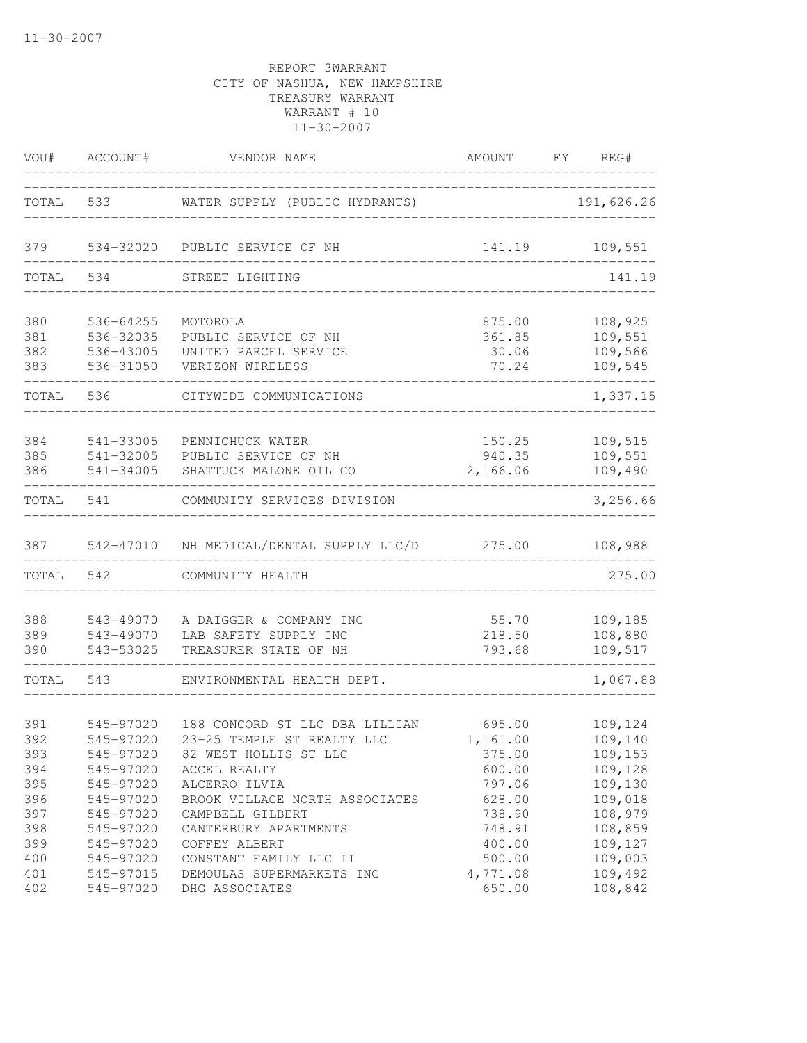11-30-2007

REPORT 3WARRANT
CITY OF NASHUA, NEW HAMPSHIRE
TREASURY WARRANT
WARRANT # 10
11-30-2007

| VOU# | ACCOUNT# | VENDOR NAME | AMOUNT | FY | REG# |
|---|---|---|---|---|---|
| TOTAL | 533 | WATER SUPPLY (PUBLIC HYDRANTS) | | | 191,626.26 |
| 379 | 534-32020 | PUBLIC SERVICE OF NH | 141.19 | | 109,551 |
| TOTAL | 534 | STREET LIGHTING | | | 141.19 |
| 380 | 536-64255 | MOTOROLA | 875.00 | | 108,925 |
| 381 | 536-32035 | PUBLIC SERVICE OF NH | 361.85 | | 109,551 |
| 382 | 536-43005 | UNITED PARCEL SERVICE | 30.06 | | 109,566 |
| 383 | 536-31050 | VERIZON WIRELESS | 70.24 | | 109,545 |
| TOTAL | 536 | CITYWIDE COMMUNICATIONS | | | 1,337.15 |
| 384 | 541-33005 | PENNICHUCK WATER | 150.25 | | 109,515 |
| 385 | 541-32005 | PUBLIC SERVICE OF NH | 940.35 | | 109,551 |
| 386 | 541-34005 | SHATTUCK MALONE OIL CO | 2,166.06 | | 109,490 |
| TOTAL | 541 | COMMUNITY SERVICES DIVISION | | | 3,256.66 |
| 387 | 542-47010 | NH MEDICAL/DENTAL SUPPLY LLC/D | 275.00 | | 108,988 |
| TOTAL | 542 | COMMUNITY HEALTH | | | 275.00 |
| 388 | 543-49070 | A DAIGGER & COMPANY INC | 55.70 | | 109,185 |
| 389 | 543-49070 | LAB SAFETY SUPPLY INC | 218.50 | | 108,880 |
| 390 | 543-53025 | TREASURER STATE OF NH | 793.68 | | 109,517 |
| TOTAL | 543 | ENVIRONMENTAL HEALTH DEPT. | | | 1,067.88 |
| 391 | 545-97020 | 188 CONCORD ST LLC DBA LILLIAN | 695.00 | | 109,124 |
| 392 | 545-97020 | 23-25 TEMPLE ST REALTY LLC | 1,161.00 | | 109,140 |
| 393 | 545-97020 | 82 WEST HOLLIS ST LLC | 375.00 | | 109,153 |
| 394 | 545-97020 | ACCEL REALTY | 600.00 | | 109,128 |
| 395 | 545-97020 | ALCERRO ILVIA | 797.06 | | 109,130 |
| 396 | 545-97020 | BROOK VILLAGE NORTH ASSOCIATES | 628.00 | | 109,018 |
| 397 | 545-97020 | CAMPBELL GILBERT | 738.90 | | 108,979 |
| 398 | 545-97020 | CANTERBURY APARTMENTS | 748.91 | | 108,859 |
| 399 | 545-97020 | COFFEY ALBERT | 400.00 | | 109,127 |
| 400 | 545-97020 | CONSTANT FAMILY LLC II | 500.00 | | 109,003 |
| 401 | 545-97015 | DEMOULAS SUPERMARKETS INC | 4,771.08 | | 109,492 |
| 402 | 545-97020 | DHG ASSOCIATES | 650.00 | | 108,842 |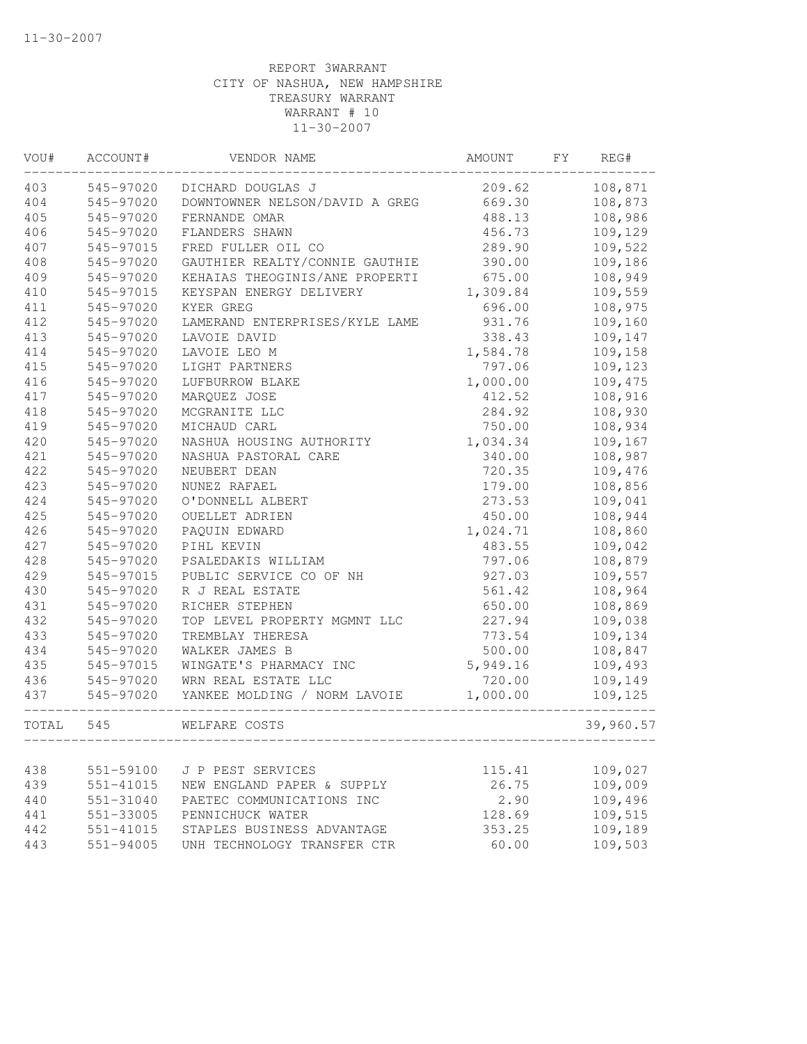11-30-2007

REPORT 3WARRANT
CITY OF NASHUA, NEW HAMPSHIRE
TREASURY WARRANT
WARRANT # 10
11-30-2007

| VOU# | ACCOUNT# | VENDOR NAME | AMOUNT | FY | REG# |
|---|---|---|---|---|---|
| 403 | 545-97020 | DICHARD DOUGLAS J | 209.62 | | 108,871 |
| 404 | 545-97020 | DOWNTOWNER NELSON/DAVID A GREG | 669.30 | | 108,873 |
| 405 | 545-97020 | FERNANDE OMAR | 488.13 | | 108,986 |
| 406 | 545-97020 | FLANDERS SHAWN | 456.73 | | 109,129 |
| 407 | 545-97015 | FRED FULLER OIL CO | 289.90 | | 109,522 |
| 408 | 545-97020 | GAUTHIER REALTY/CONNIE GAUTHIE | 390.00 | | 109,186 |
| 409 | 545-97020 | KEHAIAS THEOGINIS/ANE PROPERTI | 675.00 | | 108,949 |
| 410 | 545-97015 | KEYSPAN ENERGY DELIVERY | 1,309.84 | | 109,559 |
| 411 | 545-97020 | KYER GREG | 696.00 | | 108,975 |
| 412 | 545-97020 | LAMERAND ENTERPRISES/KYLE LAME | 931.76 | | 109,160 |
| 413 | 545-97020 | LAVOIE DAVID | 338.43 | | 109,147 |
| 414 | 545-97020 | LAVOIE LEO M | 1,584.78 | | 109,158 |
| 415 | 545-97020 | LIGHT PARTNERS | 797.06 | | 109,123 |
| 416 | 545-97020 | LUFBURROW BLAKE | 1,000.00 | | 109,475 |
| 417 | 545-97020 | MARQUEZ JOSE | 412.52 | | 108,916 |
| 418 | 545-97020 | MCGRANITE LLC | 284.92 | | 108,930 |
| 419 | 545-97020 | MICHAUD CARL | 750.00 | | 108,934 |
| 420 | 545-97020 | NASHUA HOUSING AUTHORITY | 1,034.34 | | 109,167 |
| 421 | 545-97020 | NASHUA PASTORAL CARE | 340.00 | | 108,987 |
| 422 | 545-97020 | NEUBERT DEAN | 720.35 | | 109,476 |
| 423 | 545-97020 | NUNEZ RAFAEL | 179.00 | | 108,856 |
| 424 | 545-97020 | O'DONNELL ALBERT | 273.53 | | 109,041 |
| 425 | 545-97020 | OUELLET ADRIEN | 450.00 | | 108,944 |
| 426 | 545-97020 | PAQUIN EDWARD | 1,024.71 | | 108,860 |
| 427 | 545-97020 | PIHL KEVIN | 483.55 | | 109,042 |
| 428 | 545-97020 | PSALEDAKIS WILLIAM | 797.06 | | 108,879 |
| 429 | 545-97015 | PUBLIC SERVICE CO OF NH | 927.03 | | 109,557 |
| 430 | 545-97020 | R J REAL ESTATE | 561.42 | | 108,964 |
| 431 | 545-97020 | RICHER STEPHEN | 650.00 | | 108,869 |
| 432 | 545-97020 | TOP LEVEL PROPERTY MGMNT LLC | 227.94 | | 109,038 |
| 433 | 545-97020 | TREMBLAY THERESA | 773.54 | | 109,134 |
| 434 | 545-97020 | WALKER JAMES B | 500.00 | | 108,847 |
| 435 | 545-97015 | WINGATE'S PHARMACY INC | 5,949.16 | | 109,493 |
| 436 | 545-97020 | WRN REAL ESTATE LLC | 720.00 | | 109,149 |
| 437 | 545-97020 | YANKEE MOLDING / NORM LAVOIE | 1,000.00 | | 109,125 |
| TOTAL | 545 | WELFARE COSTS | | | 39,960.57 |
| 438 | 551-59100 | J P PEST SERVICES | 115.41 | | 109,027 |
| 439 | 551-41015 | NEW ENGLAND PAPER & SUPPLY | 26.75 | | 109,009 |
| 440 | 551-31040 | PAETEC COMMUNICATIONS INC | 2.90 | | 109,496 |
| 441 | 551-33005 | PENNICHUCK WATER | 128.69 | | 109,515 |
| 442 | 551-41015 | STAPLES BUSINESS ADVANTAGE | 353.25 | | 109,189 |
| 443 | 551-94005 | UNH TECHNOLOGY TRANSFER CTR | 60.00 | | 109,503 |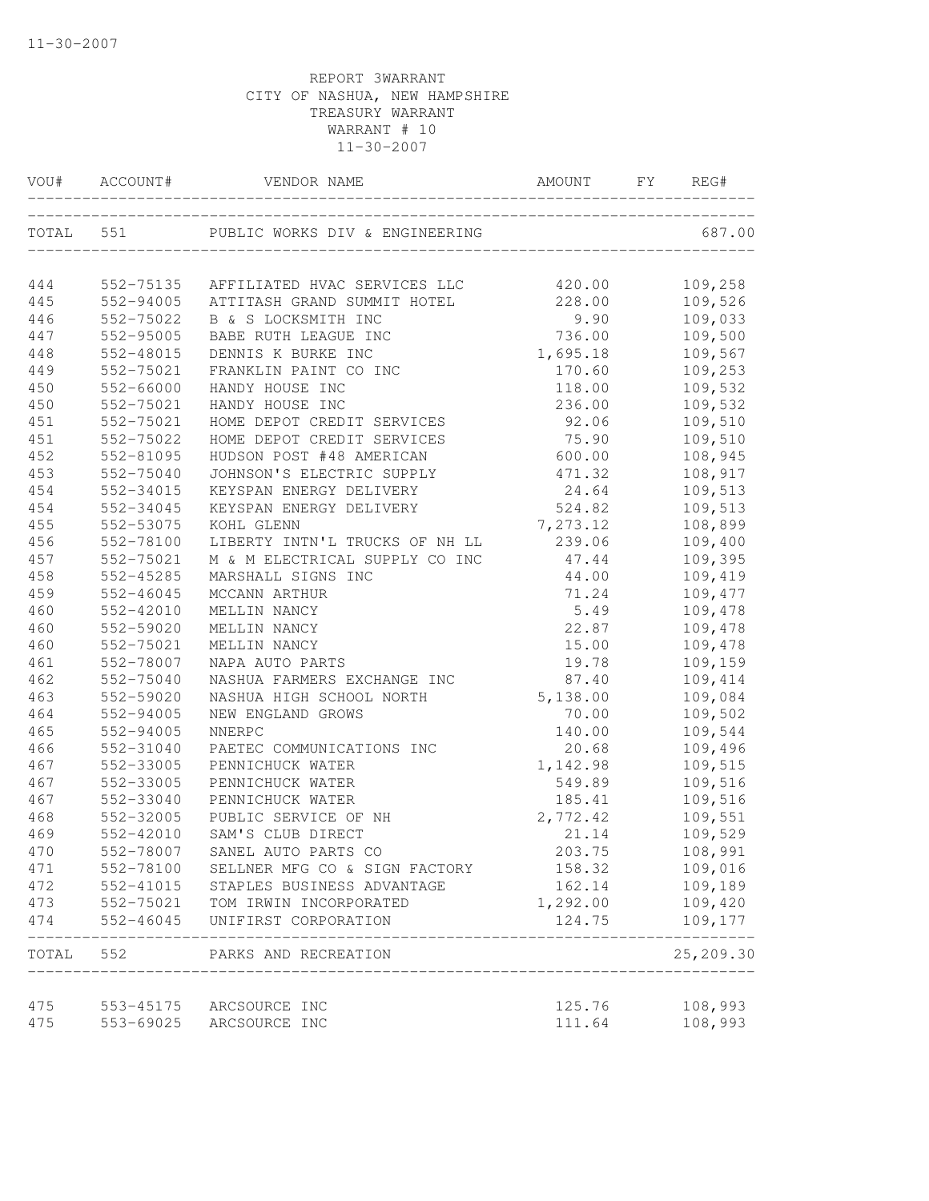11-30-2007

REPORT 3WARRANT
CITY OF NASHUA, NEW HAMPSHIRE
TREASURY WARRANT
WARRANT # 10
11-30-2007

| VOU# | ACCOUNT# | VENDOR NAME | AMOUNT | FY | REG# |
|---|---|---|---|---|---|
| TOTAL | 551 | PUBLIC WORKS DIV & ENGINEERING | | | 687.00 |
| 444 | 552-75135 | AFFILIATED HVAC SERVICES LLC | 420.00 | | 109,258 |
| 445 | 552-94005 | ATTITASH GRAND SUMMIT HOTEL | 228.00 | | 109,526 |
| 446 | 552-75022 | B & S LOCKSMITH INC | 9.90 | | 109,033 |
| 447 | 552-95005 | BABE RUTH LEAGUE INC | 736.00 | | 109,500 |
| 448 | 552-48015 | DENNIS K BURKE INC | 1,695.18 | | 109,567 |
| 449 | 552-75021 | FRANKLIN PAINT CO INC | 170.60 | | 109,253 |
| 450 | 552-66000 | HANDY HOUSE INC | 118.00 | | 109,532 |
| 450 | 552-75021 | HANDY HOUSE INC | 236.00 | | 109,532 |
| 451 | 552-75021 | HOME DEPOT CREDIT SERVICES | 92.06 | | 109,510 |
| 451 | 552-75022 | HOME DEPOT CREDIT SERVICES | 75.90 | | 109,510 |
| 452 | 552-81095 | HUDSON POST #48 AMERICAN | 600.00 | | 108,945 |
| 453 | 552-75040 | JOHNSON'S ELECTRIC SUPPLY | 471.32 | | 108,917 |
| 454 | 552-34015 | KEYSPAN ENERGY DELIVERY | 24.64 | | 109,513 |
| 454 | 552-34045 | KEYSPAN ENERGY DELIVERY | 524.82 | | 109,513 |
| 455 | 552-53075 | KOHL GLENN | 7,273.12 | | 108,899 |
| 456 | 552-78100 | LIBERTY INTN'L TRUCKS OF NH LL | 239.06 | | 109,400 |
| 457 | 552-75021 | M & M ELECTRICAL SUPPLY CO INC | 47.44 | | 109,395 |
| 458 | 552-45285 | MARSHALL SIGNS INC | 44.00 | | 109,419 |
| 459 | 552-46045 | MCCANN ARTHUR | 71.24 | | 109,477 |
| 460 | 552-42010 | MELLIN NANCY | 5.49 | | 109,478 |
| 460 | 552-59020 | MELLIN NANCY | 22.87 | | 109,478 |
| 460 | 552-75021 | MELLIN NANCY | 15.00 | | 109,478 |
| 461 | 552-78007 | NAPA AUTO PARTS | 19.78 | | 109,159 |
| 462 | 552-75040 | NASHUA FARMERS EXCHANGE INC | 87.40 | | 109,414 |
| 463 | 552-59020 | NASHUA HIGH SCHOOL NORTH | 5,138.00 | | 109,084 |
| 464 | 552-94005 | NEW ENGLAND GROWS | 70.00 | | 109,502 |
| 465 | 552-94005 | NNERPC | 140.00 | | 109,544 |
| 466 | 552-31040 | PAETEC COMMUNICATIONS INC | 20.68 | | 109,496 |
| 467 | 552-33005 | PENNICHUCK WATER | 1,142.98 | | 109,515 |
| 467 | 552-33005 | PENNICHUCK WATER | 549.89 | | 109,516 |
| 467 | 552-33040 | PENNICHUCK WATER | 185.41 | | 109,516 |
| 468 | 552-32005 | PUBLIC SERVICE OF NH | 2,772.42 | | 109,551 |
| 469 | 552-42010 | SAM'S CLUB DIRECT | 21.14 | | 109,529 |
| 470 | 552-78007 | SANEL AUTO PARTS CO | 203.75 | | 108,991 |
| 471 | 552-78100 | SELLNER MFG CO & SIGN FACTORY | 158.32 | | 109,016 |
| 472 | 552-41015 | STAPLES BUSINESS ADVANTAGE | 162.14 | | 109,189 |
| 473 | 552-75021 | TOM IRWIN INCORPORATED | 1,292.00 | | 109,420 |
| 474 | 552-46045 | UNIFIRST CORPORATION | 124.75 | | 109,177 |
| TOTAL | 552 | PARKS AND RECREATION | | | 25,209.30 |
| 475 | 553-45175 | ARCSOURCE INC | 125.76 | | 108,993 |
| 475 | 553-69025 | ARCSOURCE INC | 111.64 | | 108,993 |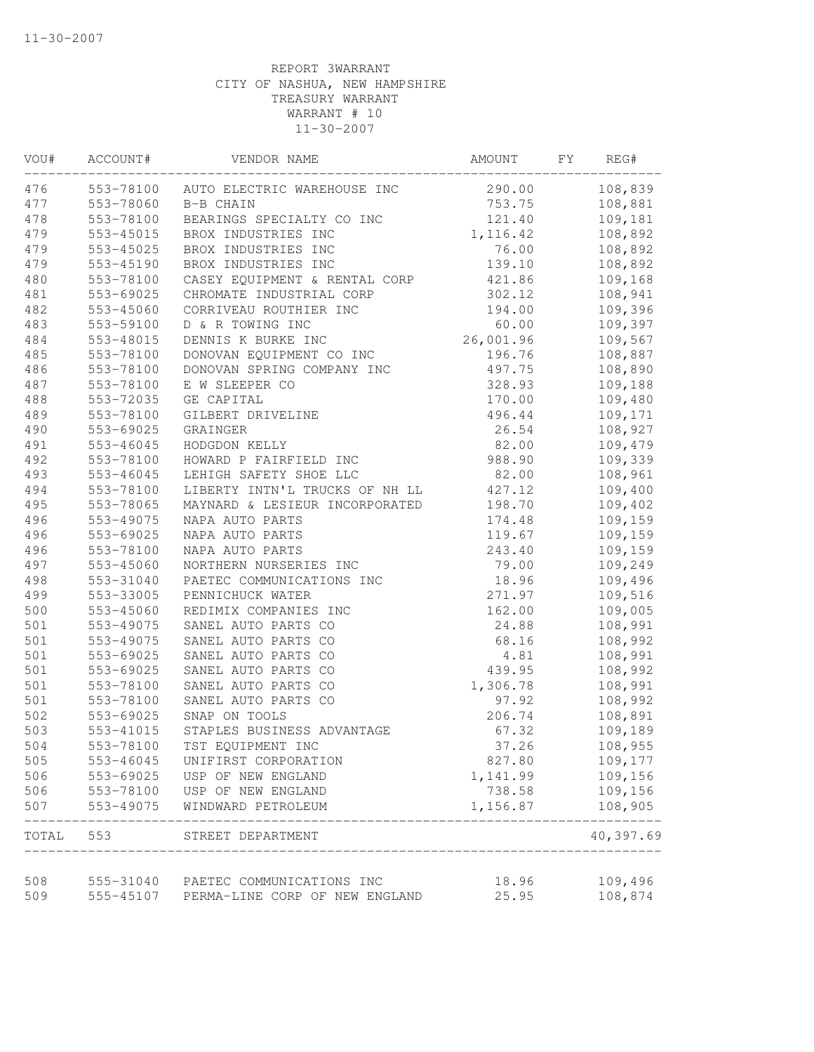11-30-2007

REPORT 3WARRANT
CITY OF NASHUA, NEW HAMPSHIRE
TREASURY WARRANT
WARRANT # 10
11-30-2007

| VOU# | ACCOUNT# | VENDOR NAME | AMOUNT | FY | REG# |
|---|---|---|---|---|---|
| 476 | 553-78100 | AUTO ELECTRIC WAREHOUSE INC | 290.00 | | 108,839 |
| 477 | 553-78060 | B-B CHAIN | 753.75 | | 108,881 |
| 478 | 553-78100 | BEARINGS SPECIALTY CO INC | 121.40 | | 109,181 |
| 479 | 553-45015 | BROX INDUSTRIES INC | 1,116.42 | | 108,892 |
| 479 | 553-45025 | BROX INDUSTRIES INC | 76.00 | | 108,892 |
| 479 | 553-45190 | BROX INDUSTRIES INC | 139.10 | | 108,892 |
| 480 | 553-78100 | CASEY EQUIPMENT & RENTAL CORP | 421.86 | | 109,168 |
| 481 | 553-69025 | CHROMATE INDUSTRIAL CORP | 302.12 | | 108,941 |
| 482 | 553-45060 | CORRIVEAU ROUTHIER INC | 194.00 | | 109,396 |
| 483 | 553-59100 | D & R TOWING INC | 60.00 | | 109,397 |
| 484 | 553-48015 | DENNIS K BURKE INC | 26,001.96 | | 109,567 |
| 485 | 553-78100 | DONOVAN EQUIPMENT CO INC | 196.76 | | 108,887 |
| 486 | 553-78100 | DONOVAN SPRING COMPANY INC | 497.75 | | 108,890 |
| 487 | 553-78100 | E W SLEEPER CO | 328.93 | | 109,188 |
| 488 | 553-72035 | GE CAPITAL | 170.00 | | 109,480 |
| 489 | 553-78100 | GILBERT DRIVELINE | 496.44 | | 109,171 |
| 490 | 553-69025 | GRAINGER | 26.54 | | 108,927 |
| 491 | 553-46045 | HODGDON KELLY | 82.00 | | 109,479 |
| 492 | 553-78100 | HOWARD P FAIRFIELD INC | 988.90 | | 109,339 |
| 493 | 553-46045 | LEHIGH SAFETY SHOE LLC | 82.00 | | 108,961 |
| 494 | 553-78100 | LIBERTY INTN'L TRUCKS OF NH LL | 427.12 | | 109,400 |
| 495 | 553-78065 | MAYNARD & LESIEUR INCORPORATED | 198.70 | | 109,402 |
| 496 | 553-49075 | NAPA AUTO PARTS | 174.48 | | 109,159 |
| 496 | 553-69025 | NAPA AUTO PARTS | 119.67 | | 109,159 |
| 496 | 553-78100 | NAPA AUTO PARTS | 243.40 | | 109,159 |
| 497 | 553-45060 | NORTHERN NURSERIES INC | 79.00 | | 109,249 |
| 498 | 553-31040 | PAETEC COMMUNICATIONS INC | 18.96 | | 109,496 |
| 499 | 553-33005 | PENNICHUCK WATER | 271.97 | | 109,516 |
| 500 | 553-45060 | REDIMIX COMPANIES INC | 162.00 | | 109,005 |
| 501 | 553-49075 | SANEL AUTO PARTS CO | 24.88 | | 108,991 |
| 501 | 553-49075 | SANEL AUTO PARTS CO | 68.16 | | 108,992 |
| 501 | 553-69025 | SANEL AUTO PARTS CO | 4.81 | | 108,991 |
| 501 | 553-69025 | SANEL AUTO PARTS CO | 439.95 | | 108,992 |
| 501 | 553-78100 | SANEL AUTO PARTS CO | 1,306.78 | | 108,991 |
| 501 | 553-78100 | SANEL AUTO PARTS CO | 97.92 | | 108,992 |
| 502 | 553-69025 | SNAP ON TOOLS | 206.74 | | 108,891 |
| 503 | 553-41015 | STAPLES BUSINESS ADVANTAGE | 67.32 | | 109,189 |
| 504 | 553-78100 | TST EQUIPMENT INC | 37.26 | | 108,955 |
| 505 | 553-46045 | UNIFIRST CORPORATION | 827.80 | | 109,177 |
| 506 | 553-69025 | USP OF NEW ENGLAND | 1,141.99 | | 109,156 |
| 506 | 553-78100 | USP OF NEW ENGLAND | 738.58 | | 109,156 |
| 507 | 553-49075 | WINDWARD PETROLEUM | 1,156.87 | | 108,905 |
| TOTAL | 553 | STREET DEPARTMENT | | | 40,397.69 |
| 508 | 555-31040 | PAETEC COMMUNICATIONS INC | 18.96 | | 109,496 |
| 509 | 555-45107 | PERMA-LINE CORP OF NEW ENGLAND | 25.95 | | 108,874 |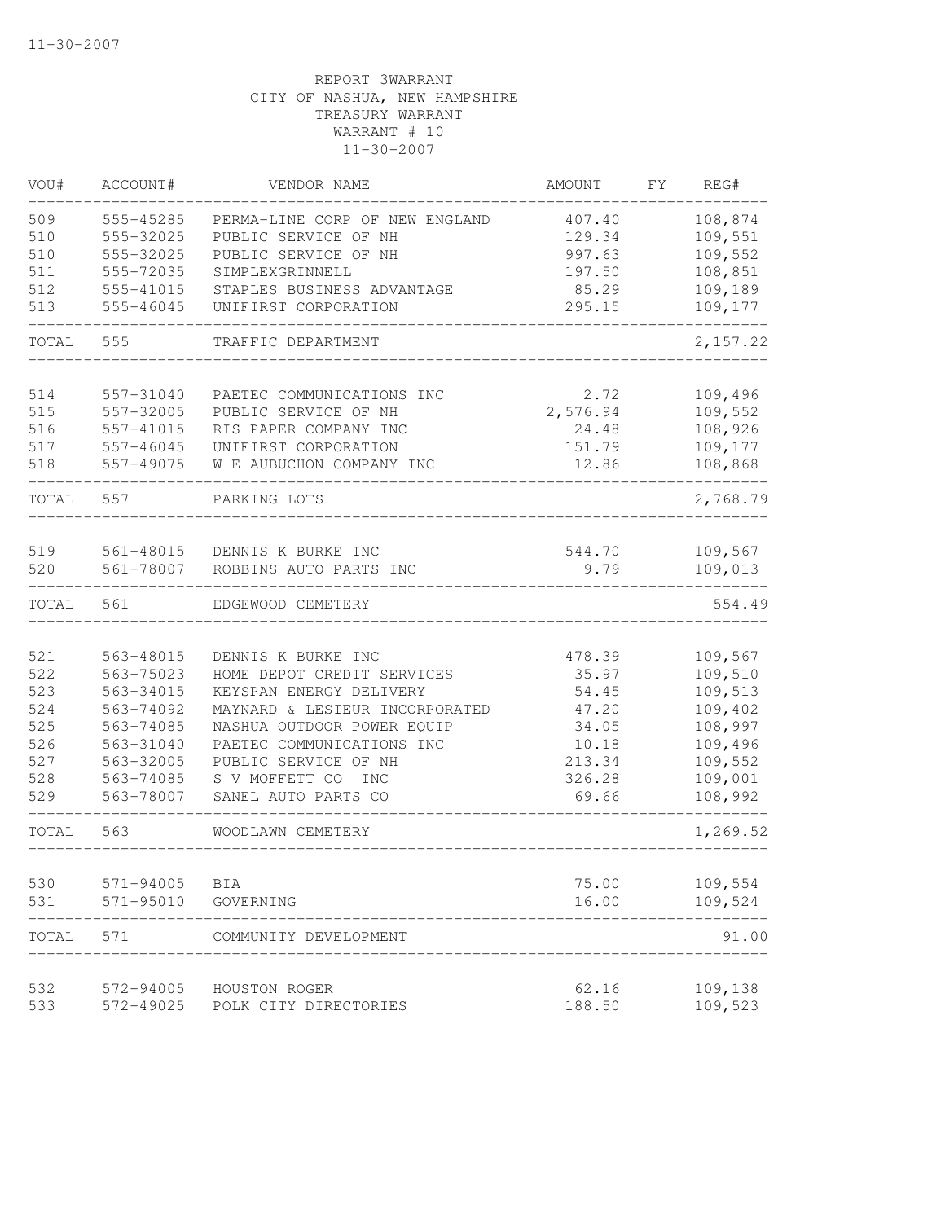11-30-2007

REPORT 3WARRANT
CITY OF NASHUA, NEW HAMPSHIRE
TREASURY WARRANT
WARRANT # 10
11-30-2007

| VOU# | ACCOUNT# | VENDOR NAME | AMOUNT | FY | REG# |
|---|---|---|---|---|---|
| 509 | 555-45285 | PERMA-LINE CORP OF NEW ENGLAND | 407.40 | | 108,874 |
| 510 | 555-32025 | PUBLIC SERVICE OF NH | 129.34 | | 109,551 |
| 510 | 555-32025 | PUBLIC SERVICE OF NH | 997.63 | | 109,552 |
| 511 | 555-72035 | SIMPLEXGRINNELL | 197.50 | | 108,851 |
| 512 | 555-41015 | STAPLES BUSINESS ADVANTAGE | 85.29 | | 109,189 |
| 513 | 555-46045 | UNIFIRST CORPORATION | 295.15 | | 109,177 |
| TOTAL | 555 | TRAFFIC DEPARTMENT | | | 2,157.22 |
| 514 | 557-31040 | PAETEC COMMUNICATIONS INC | 2.72 | | 109,496 |
| 515 | 557-32005 | PUBLIC SERVICE OF NH | 2,576.94 | | 109,552 |
| 516 | 557-41015 | RIS PAPER COMPANY INC | 24.48 | | 108,926 |
| 517 | 557-46045 | UNIFIRST CORPORATION | 151.79 | | 109,177 |
| 518 | 557-49075 | W E AUBUCHON COMPANY INC | 12.86 | | 108,868 |
| TOTAL | 557 | PARKING LOTS | | | 2,768.79 |
| 519 | 561-48015 | DENNIS K BURKE INC | 544.70 | | 109,567 |
| 520 | 561-78007 | ROBBINS AUTO PARTS INC | 9.79 | | 109,013 |
| TOTAL | 561 | EDGEWOOD CEMETERY | | | 554.49 |
| 521 | 563-48015 | DENNIS K BURKE INC | 478.39 | | 109,567 |
| 522 | 563-75023 | HOME DEPOT CREDIT SERVICES | 35.97 | | 109,510 |
| 523 | 563-34015 | KEYSPAN ENERGY DELIVERY | 54.45 | | 109,513 |
| 524 | 563-74092 | MAYNARD & LESIEUR INCORPORATED | 47.20 | | 109,402 |
| 525 | 563-74085 | NASHUA OUTDOOR POWER EQUIP | 34.05 | | 108,997 |
| 526 | 563-31040 | PAETEC COMMUNICATIONS INC | 10.18 | | 109,496 |
| 527 | 563-32005 | PUBLIC SERVICE OF NH | 213.34 | | 109,552 |
| 528 | 563-74085 | S V MOFFETT CO INC | 326.28 | | 109,001 |
| 529 | 563-78007 | SANEL AUTO PARTS CO | 69.66 | | 108,992 |
| TOTAL | 563 | WOODLAWN CEMETERY | | | 1,269.52 |
| 530 | 571-94005 | BIA | 75.00 | | 109,554 |
| 531 | 571-95010 | GOVERNING | 16.00 | | 109,524 |
| TOTAL | 571 | COMMUNITY DEVELOPMENT | | | 91.00 |
| 532 | 572-94005 | HOUSTON ROGER | 62.16 | | 109,138 |
| 533 | 572-49025 | POLK CITY DIRECTORIES | 188.50 | | 109,523 |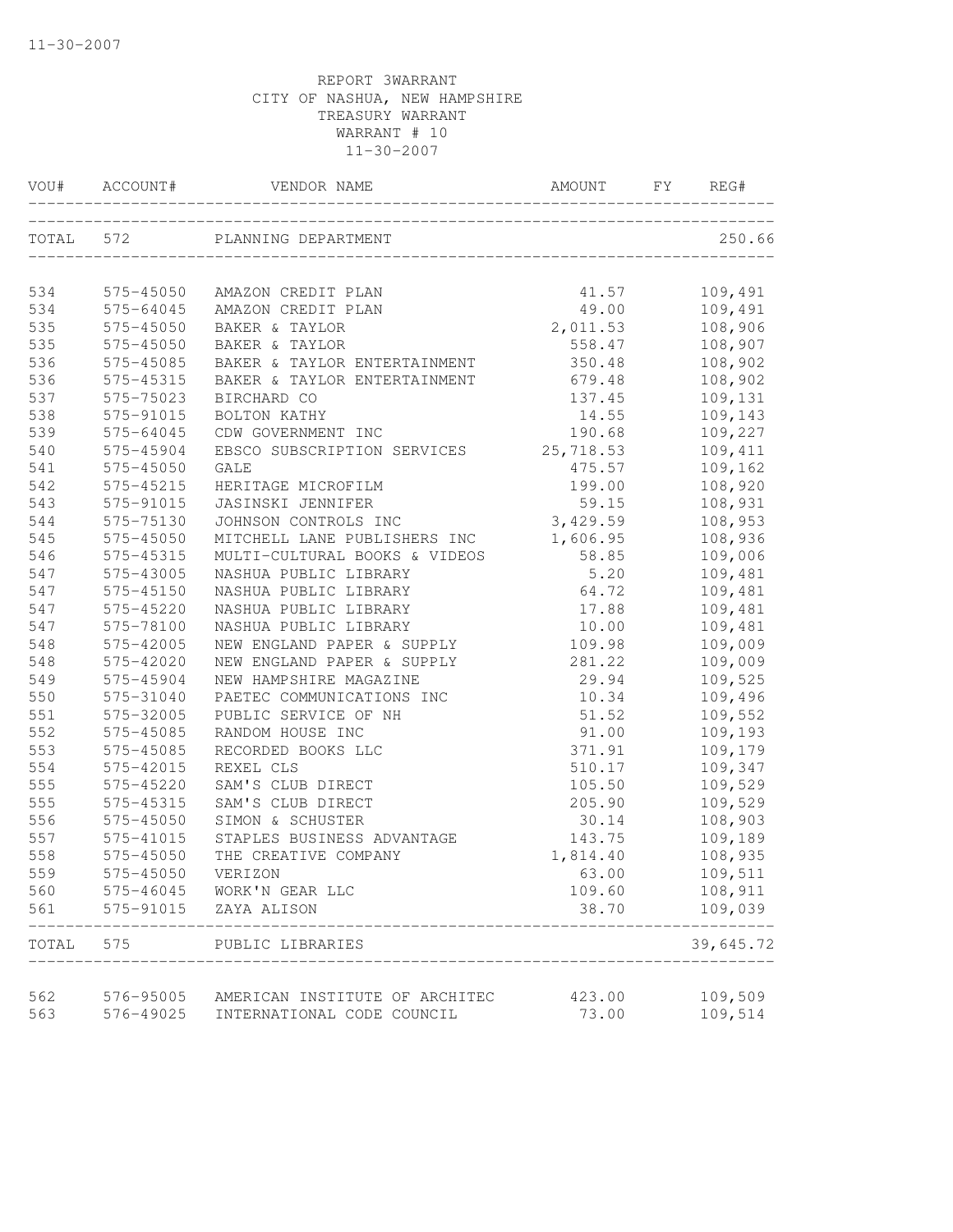REPORT 3WARRANT
CITY OF NASHUA, NEW HAMPSHIRE
TREASURY WARRANT
WARRANT # 10
11-30-2007

| VOU# | ACCOUNT# | VENDOR NAME | AMOUNT | FY | REG# |
|---|---|---|---|---|---|
| TOTAL | 572 | PLANNING DEPARTMENT | | | 250.66 |
| 534 | 575-45050 | AMAZON CREDIT PLAN | 41.57 | | 109,491 |
| 534 | 575-64045 | AMAZON CREDIT PLAN | 49.00 | | 109,491 |
| 535 | 575-45050 | BAKER & TAYLOR | 2,011.53 | | 108,906 |
| 535 | 575-45050 | BAKER & TAYLOR | 558.47 | | 108,907 |
| 536 | 575-45085 | BAKER & TAYLOR ENTERTAINMENT | 350.48 | | 108,902 |
| 536 | 575-45315 | BAKER & TAYLOR ENTERTAINMENT | 679.48 | | 108,902 |
| 537 | 575-75023 | BIRCHARD CO | 137.45 | | 109,131 |
| 538 | 575-91015 | BOLTON KATHY | 14.55 | | 109,143 |
| 539 | 575-64045 | CDW GOVERNMENT INC | 190.68 | | 109,227 |
| 540 | 575-45904 | EBSCO SUBSCRIPTION SERVICES | 25,718.53 | | 109,411 |
| 541 | 575-45050 | GALE | 475.57 | | 109,162 |
| 542 | 575-45215 | HERITAGE MICROFILM | 199.00 | | 108,920 |
| 543 | 575-91015 | JASINSKI JENNIFER | 59.15 | | 108,931 |
| 544 | 575-75130 | JOHNSON CONTROLS INC | 3,429.59 | | 108,953 |
| 545 | 575-45050 | MITCHELL LANE PUBLISHERS INC | 1,606.95 | | 108,936 |
| 546 | 575-45315 | MULTI-CULTURAL BOOKS & VIDEOS | 58.85 | | 109,006 |
| 547 | 575-43005 | NASHUA PUBLIC LIBRARY | 5.20 | | 109,481 |
| 547 | 575-45150 | NASHUA PUBLIC LIBRARY | 64.72 | | 109,481 |
| 547 | 575-45220 | NASHUA PUBLIC LIBRARY | 17.88 | | 109,481 |
| 547 | 575-78100 | NASHUA PUBLIC LIBRARY | 10.00 | | 109,481 |
| 548 | 575-42005 | NEW ENGLAND PAPER & SUPPLY | 109.98 | | 109,009 |
| 548 | 575-42020 | NEW ENGLAND PAPER & SUPPLY | 281.22 | | 109,009 |
| 549 | 575-45904 | NEW HAMPSHIRE MAGAZINE | 29.94 | | 109,525 |
| 550 | 575-31040 | PAETEC COMMUNICATIONS INC | 10.34 | | 109,496 |
| 551 | 575-32005 | PUBLIC SERVICE OF NH | 51.52 | | 109,552 |
| 552 | 575-45085 | RANDOM HOUSE INC | 91.00 | | 109,193 |
| 553 | 575-45085 | RECORDED BOOKS LLC | 371.91 | | 109,179 |
| 554 | 575-42015 | REXEL CLS | 510.17 | | 109,347 |
| 555 | 575-45220 | SAM'S CLUB DIRECT | 105.50 | | 109,529 |
| 555 | 575-45315 | SAM'S CLUB DIRECT | 205.90 | | 109,529 |
| 556 | 575-45050 | SIMON & SCHUSTER | 30.14 | | 108,903 |
| 557 | 575-41015 | STAPLES BUSINESS ADVANTAGE | 143.75 | | 109,189 |
| 558 | 575-45050 | THE CREATIVE COMPANY | 1,814.40 | | 108,935 |
| 559 | 575-45050 | VERIZON | 63.00 | | 109,511 |
| 560 | 575-46045 | WORK'N GEAR LLC | 109.60 | | 108,911 |
| 561 | 575-91015 | ZAYA ALISON | 38.70 | | 109,039 |
| TOTAL | 575 | PUBLIC LIBRARIES | | | 39,645.72 |
| 562 | 576-95005 | AMERICAN INSTITUTE OF ARCHITEC | 423.00 | | 109,509 |
| 563 | 576-49025 | INTERNATIONAL CODE COUNCIL | 73.00 | | 109,514 |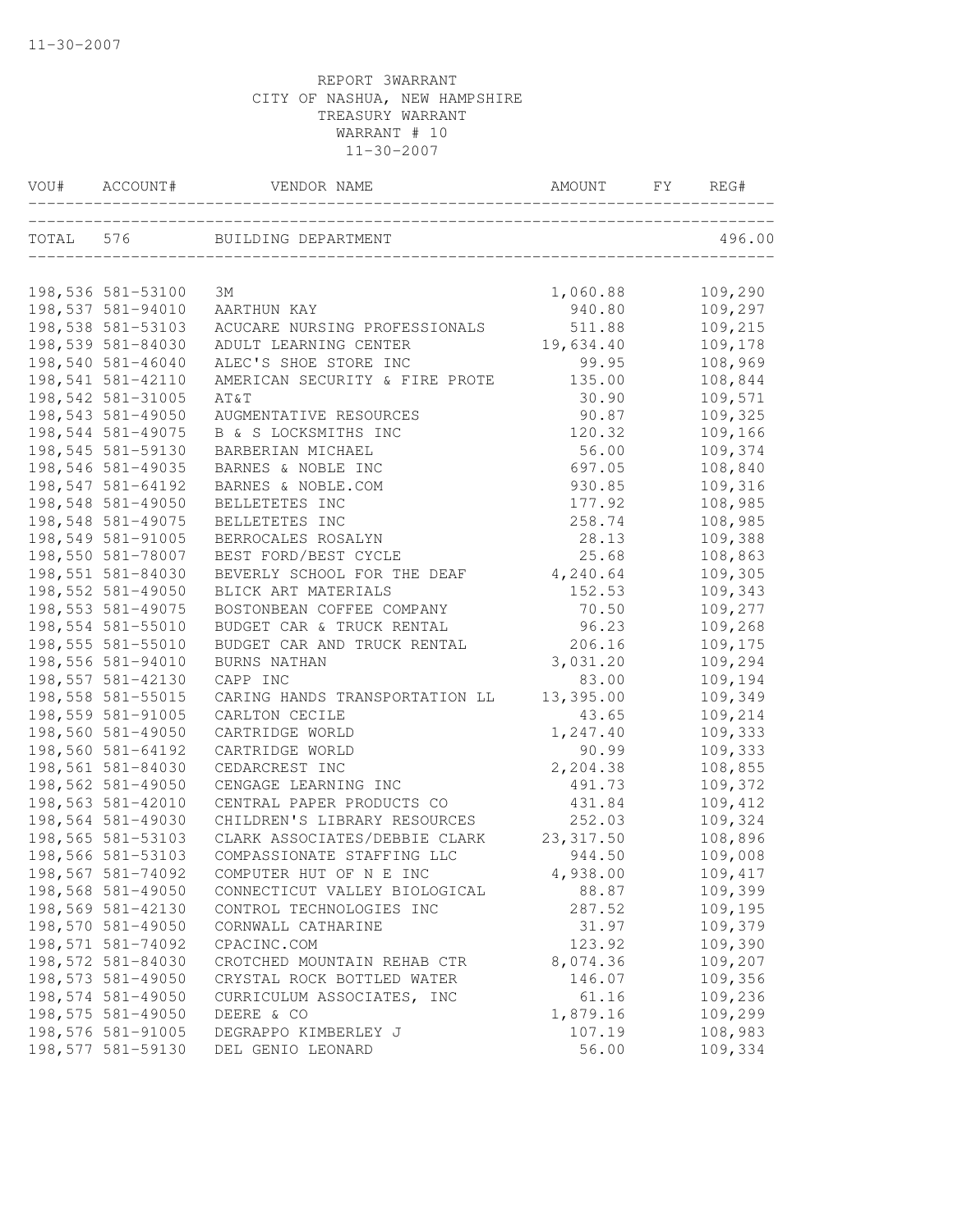REPORT 3WARRANT
CITY OF NASHUA, NEW HAMPSHIRE
TREASURY WARRANT
WARRANT # 10
11-30-2007

| VOU# | ACCOUNT# | VENDOR NAME | AMOUNT | FY | REG# |
|---|---|---|---|---|---|
| TOTAL | 576 | BUILDING DEPARTMENT | | | 496.00 |
| 198,536 | 581-53100 | 3M | 1,060.88 | | 109,290 |
| 198,537 | 581-94010 | AARTHUN KAY | 940.80 | | 109,297 |
| 198,538 | 581-53103 | ACUCARE NURSING PROFESSIONALS | 511.88 | | 109,215 |
| 198,539 | 581-84030 | ADULT LEARNING CENTER | 19,634.40 | | 109,178 |
| 198,540 | 581-46040 | ALEC'S SHOE STORE INC | 99.95 | | 108,969 |
| 198,541 | 581-42110 | AMERICAN SECURITY & FIRE PROTE | 135.00 | | 108,844 |
| 198,542 | 581-31005 | AT&T | 30.90 | | 109,571 |
| 198,543 | 581-49050 | AUGMENTATIVE RESOURCES | 90.87 | | 109,325 |
| 198,544 | 581-49075 | B & S LOCKSMITHS INC | 120.32 | | 109,166 |
| 198,545 | 581-59130 | BARBERIAN MICHAEL | 56.00 | | 109,374 |
| 198,546 | 581-49035 | BARNES & NOBLE INC | 697.05 | | 108,840 |
| 198,547 | 581-64192 | BARNES & NOBLE.COM | 930.85 | | 109,316 |
| 198,548 | 581-49050 | BELLETETES INC | 177.92 | | 108,985 |
| 198,548 | 581-49075 | BELLETETES INC | 258.74 | | 108,985 |
| 198,549 | 581-91005 | BERROCALES ROSALYN | 28.13 | | 109,388 |
| 198,550 | 581-78007 | BEST FORD/BEST CYCLE | 25.68 | | 108,863 |
| 198,551 | 581-84030 | BEVERLY SCHOOL FOR THE DEAF | 4,240.64 | | 109,305 |
| 198,552 | 581-49050 | BLICK ART MATERIALS | 152.53 | | 109,343 |
| 198,553 | 581-49075 | BOSTONBEAN COFFEE COMPANY | 70.50 | | 109,277 |
| 198,554 | 581-55010 | BUDGET CAR & TRUCK RENTAL | 96.23 | | 109,268 |
| 198,555 | 581-55010 | BUDGET CAR AND TRUCK RENTAL | 206.16 | | 109,175 |
| 198,556 | 581-94010 | BURNS NATHAN | 3,031.20 | | 109,294 |
| 198,557 | 581-42130 | CAPP INC | 83.00 | | 109,194 |
| 198,558 | 581-55015 | CARING HANDS TRANSPORTATION LL | 13,395.00 | | 109,349 |
| 198,559 | 581-91005 | CARLTON CECILE | 43.65 | | 109,214 |
| 198,560 | 581-49050 | CARTRIDGE WORLD | 1,247.40 | | 109,333 |
| 198,560 | 581-64192 | CARTRIDGE WORLD | 90.99 | | 109,333 |
| 198,561 | 581-84030 | CEDARCREST INC | 2,204.38 | | 108,855 |
| 198,562 | 581-49050 | CENGAGE LEARNING INC | 491.73 | | 109,372 |
| 198,563 | 581-42010 | CENTRAL PAPER PRODUCTS CO | 431.84 | | 109,412 |
| 198,564 | 581-49030 | CHILDREN'S LIBRARY RESOURCES | 252.03 | | 109,324 |
| 198,565 | 581-53103 | CLARK ASSOCIATES/DEBBIE CLARK | 23,317.50 | | 108,896 |
| 198,566 | 581-53103 | COMPASSIONATE STAFFING LLC | 944.50 | | 109,008 |
| 198,567 | 581-74092 | COMPUTER HUT OF N E INC | 4,938.00 | | 109,417 |
| 198,568 | 581-49050 | CONNECTICUT VALLEY BIOLOGICAL | 88.87 | | 109,399 |
| 198,569 | 581-42130 | CONTROL TECHNOLOGIES INC | 287.52 | | 109,195 |
| 198,570 | 581-49050 | CORNWALL CATHARINE | 31.97 | | 109,379 |
| 198,571 | 581-74092 | CPACINC.COM | 123.92 | | 109,390 |
| 198,572 | 581-84030 | CROTCHED MOUNTAIN REHAB CTR | 8,074.36 | | 109,207 |
| 198,573 | 581-49050 | CRYSTAL ROCK BOTTLED WATER | 146.07 | | 109,356 |
| 198,574 | 581-49050 | CURRICULUM ASSOCIATES, INC | 61.16 | | 109,236 |
| 198,575 | 581-49050 | DEERE & CO | 1,879.16 | | 109,299 |
| 198,576 | 581-91005 | DEGRAPPO KIMBERLEY J | 107.19 | | 108,983 |
| 198,577 | 581-59130 | DEL GENIO LEONARD | 56.00 | | 109,334 |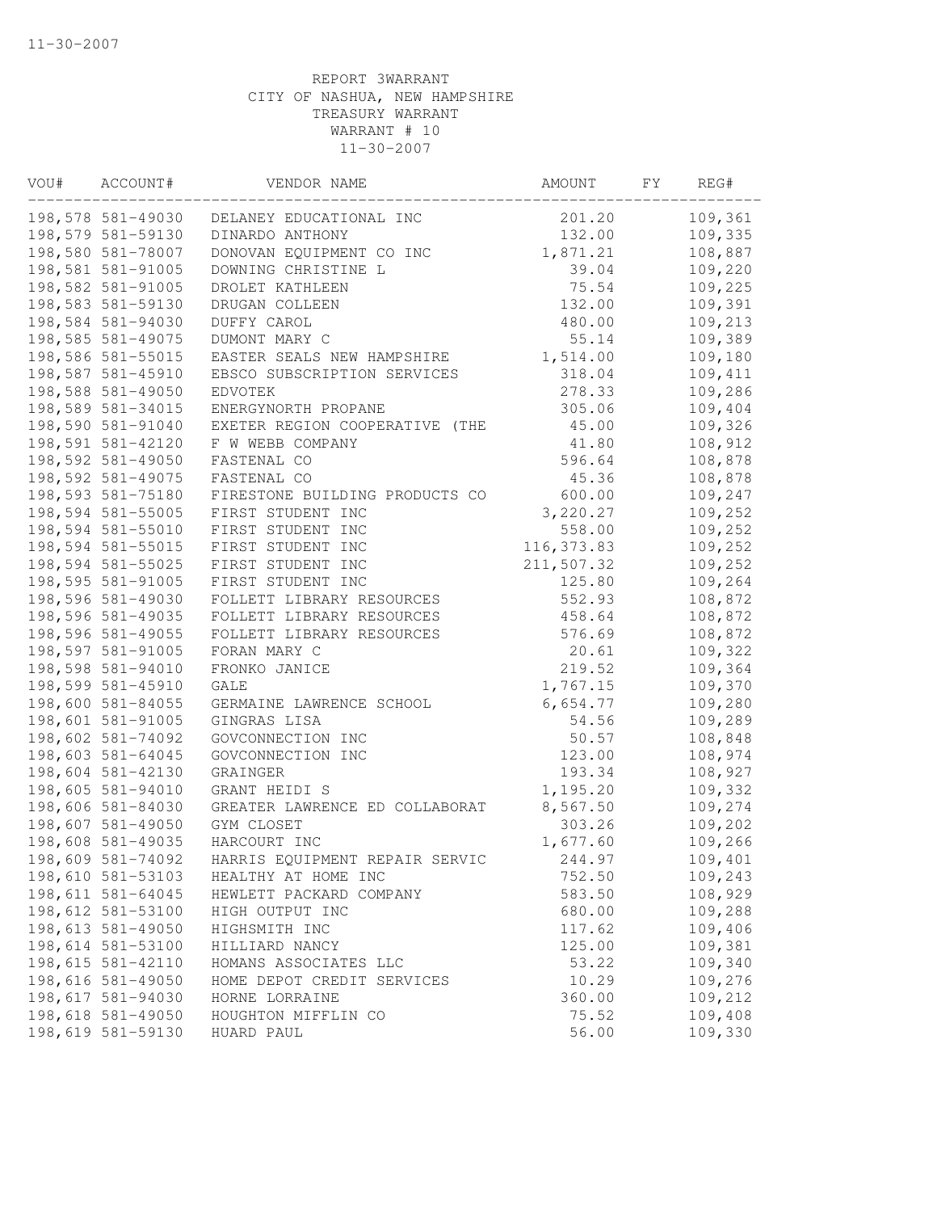11-30-2007

REPORT 3WARRANT
CITY OF NASHUA, NEW HAMPSHIRE
TREASURY WARRANT
WARRANT # 10
11-30-2007

| VOU# | ACCOUNT# | VENDOR NAME | AMOUNT | FY | REG# |
|---|---|---|---|---|---|
| 198,578 | 581-49030 | DELANEY EDUCATIONAL INC | 201.20 | | 109,361 |
| 198,579 | 581-59130 | DINARDO ANTHONY | 132.00 | | 109,335 |
| 198,580 | 581-78007 | DONOVAN EQUIPMENT CO INC | 1,871.21 | | 108,887 |
| 198,581 | 581-91005 | DOWNING CHRISTINE L | 39.04 | | 109,220 |
| 198,582 | 581-91005 | DROLET KATHLEEN | 75.54 | | 109,225 |
| 198,583 | 581-59130 | DRUGAN COLLEEN | 132.00 | | 109,391 |
| 198,584 | 581-94030 | DUFFY CAROL | 480.00 | | 109,213 |
| 198,585 | 581-49075 | DUMONT MARY C | 55.14 | | 109,389 |
| 198,586 | 581-55015 | EASTER SEALS NEW HAMPSHIRE | 1,514.00 | | 109,180 |
| 198,587 | 581-45910 | EBSCO SUBSCRIPTION SERVICES | 318.04 | | 109,411 |
| 198,588 | 581-49050 | EDVOTEK | 278.33 | | 109,286 |
| 198,589 | 581-34015 | ENERGYNORTH PROPANE | 305.06 | | 109,404 |
| 198,590 | 581-91040 | EXETER REGION COOPERATIVE (THE | 45.00 | | 109,326 |
| 198,591 | 581-42120 | F W WEBB COMPANY | 41.80 | | 108,912 |
| 198,592 | 581-49050 | FASTENAL CO | 596.64 | | 108,878 |
| 198,592 | 581-49075 | FASTENAL CO | 45.36 | | 108,878 |
| 198,593 | 581-75180 | FIRESTONE BUILDING PRODUCTS CO | 600.00 | | 109,247 |
| 198,594 | 581-55005 | FIRST STUDENT INC | 3,220.27 | | 109,252 |
| 198,594 | 581-55010 | FIRST STUDENT INC | 558.00 | | 109,252 |
| 198,594 | 581-55015 | FIRST STUDENT INC | 116,373.83 | | 109,252 |
| 198,594 | 581-55025 | FIRST STUDENT INC | 211,507.32 | | 109,252 |
| 198,595 | 581-91005 | FIRST STUDENT INC | 125.80 | | 109,264 |
| 198,596 | 581-49030 | FOLLETT LIBRARY RESOURCES | 552.93 | | 108,872 |
| 198,596 | 581-49035 | FOLLETT LIBRARY RESOURCES | 458.64 | | 108,872 |
| 198,596 | 581-49055 | FOLLETT LIBRARY RESOURCES | 576.69 | | 108,872 |
| 198,597 | 581-91005 | FORAN MARY C | 20.61 | | 109,322 |
| 198,598 | 581-94010 | FRONKO JANICE | 219.52 | | 109,364 |
| 198,599 | 581-45910 | GALE | 1,767.15 | | 109,370 |
| 198,600 | 581-84055 | GERMAINE LAWRENCE SCHOOL | 6,654.77 | | 109,280 |
| 198,601 | 581-91005 | GINGRAS LISA | 54.56 | | 109,289 |
| 198,602 | 581-74092 | GOVCONNECTION INC | 50.57 | | 108,848 |
| 198,603 | 581-64045 | GOVCONNECTION INC | 123.00 | | 108,974 |
| 198,604 | 581-42130 | GRAINGER | 193.34 | | 108,927 |
| 198,605 | 581-94010 | GRANT HEIDI S | 1,195.20 | | 109,332 |
| 198,606 | 581-84030 | GREATER LAWRENCE ED COLLABORAT | 8,567.50 | | 109,274 |
| 198,607 | 581-49050 | GYM CLOSET | 303.26 | | 109,202 |
| 198,608 | 581-49035 | HARCOURT INC | 1,677.60 | | 109,266 |
| 198,609 | 581-74092 | HARRIS EQUIPMENT REPAIR SERVIC | 244.97 | | 109,401 |
| 198,610 | 581-53103 | HEALTHY AT HOME INC | 752.50 | | 109,243 |
| 198,611 | 581-64045 | HEWLETT PACKARD COMPANY | 583.50 | | 108,929 |
| 198,612 | 581-53100 | HIGH OUTPUT INC | 680.00 | | 109,288 |
| 198,613 | 581-49050 | HIGHSMITH INC | 117.62 | | 109,406 |
| 198,614 | 581-53100 | HILLIARD NANCY | 125.00 | | 109,381 |
| 198,615 | 581-42110 | HOMANS ASSOCIATES LLC | 53.22 | | 109,340 |
| 198,616 | 581-49050 | HOME DEPOT CREDIT SERVICES | 10.29 | | 109,276 |
| 198,617 | 581-94030 | HORNE LORRAINE | 360.00 | | 109,212 |
| 198,618 | 581-49050 | HOUGHTON MIFFLIN CO | 75.52 | | 109,408 |
| 198,619 | 581-59130 | HUARD PAUL | 56.00 | | 109,330 |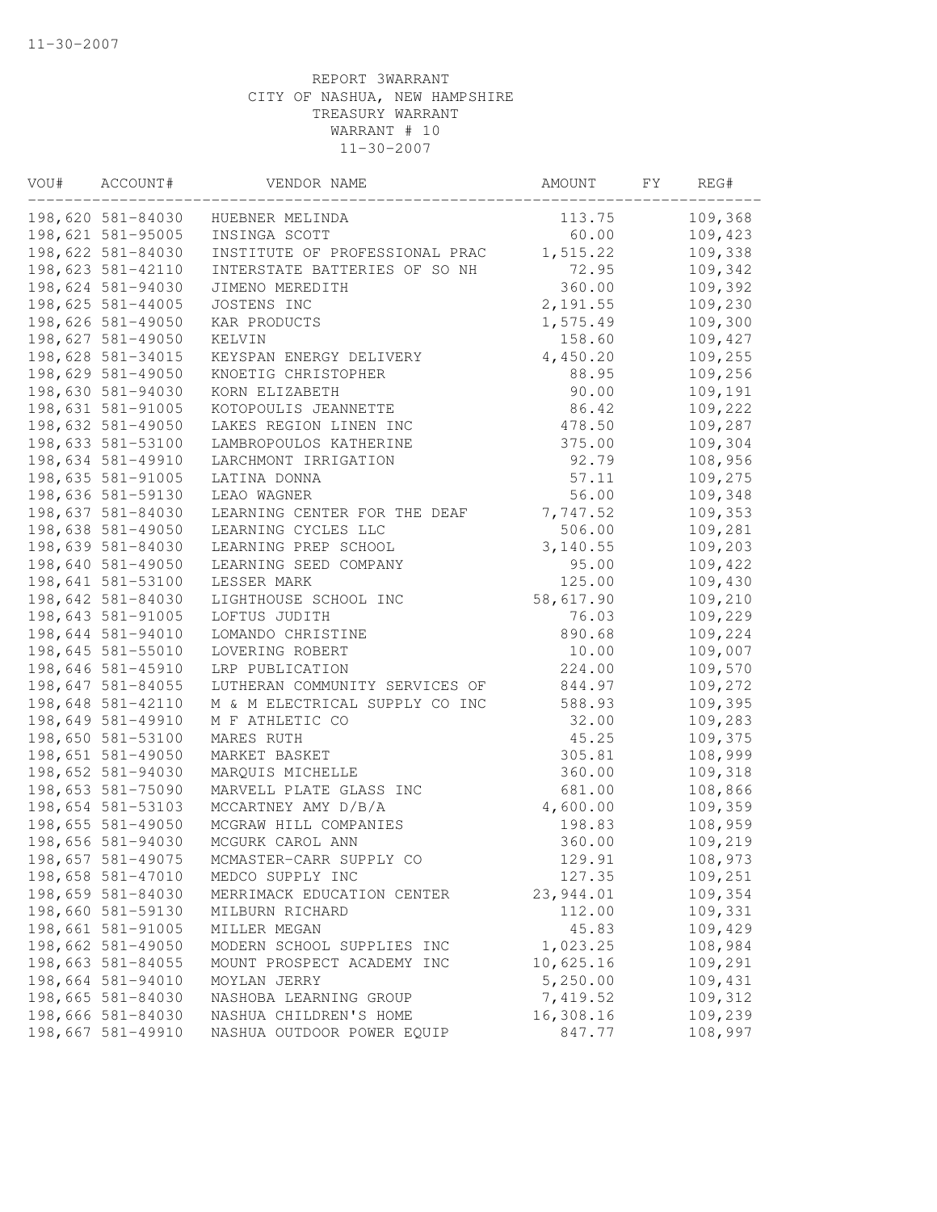REPORT 3WARRANT
CITY OF NASHUA, NEW HAMPSHIRE
TREASURY WARRANT
WARRANT # 10
11-30-2007

| VOU# | ACCOUNT# | VENDOR NAME | AMOUNT | FY | REG# |
|---|---|---|---|---|---|
| 198,620 | 581-84030 | HUEBNER MELINDA | 113.75 | | 109,368 |
| 198,621 | 581-95005 | INSINGA SCOTT | 60.00 | | 109,423 |
| 198,622 | 581-84030 | INSTITUTE OF PROFESSIONAL PRAC | 1,515.22 | | 109,338 |
| 198,623 | 581-42110 | INTERSTATE BATTERIES OF SO NH | 72.95 | | 109,342 |
| 198,624 | 581-94030 | JIMENO MEREDITH | 360.00 | | 109,392 |
| 198,625 | 581-44005 | JOSTENS INC | 2,191.55 | | 109,230 |
| 198,626 | 581-49050 | KAR PRODUCTS | 1,575.49 | | 109,300 |
| 198,627 | 581-49050 | KELVIN | 158.60 | | 109,427 |
| 198,628 | 581-34015 | KEYSPAN ENERGY DELIVERY | 4,450.20 | | 109,255 |
| 198,629 | 581-49050 | KNOETIG CHRISTOPHER | 88.95 | | 109,256 |
| 198,630 | 581-94030 | KORN ELIZABETH | 90.00 | | 109,191 |
| 198,631 | 581-91005 | KOTOPOULIS JEANNETTE | 86.42 | | 109,222 |
| 198,632 | 581-49050 | LAKES REGION LINEN INC | 478.50 | | 109,287 |
| 198,633 | 581-53100 | LAMBROPOULOS KATHERINE | 375.00 | | 109,304 |
| 198,634 | 581-49910 | LARCHMONT IRRIGATION | 92.79 | | 108,956 |
| 198,635 | 581-91005 | LATINA DONNA | 57.11 | | 109,275 |
| 198,636 | 581-59130 | LEAO WAGNER | 56.00 | | 109,348 |
| 198,637 | 581-84030 | LEARNING CENTER FOR THE DEAF | 7,747.52 | | 109,353 |
| 198,638 | 581-49050 | LEARNING CYCLES LLC | 506.00 | | 109,281 |
| 198,639 | 581-84030 | LEARNING PREP SCHOOL | 3,140.55 | | 109,203 |
| 198,640 | 581-49050 | LEARNING SEED COMPANY | 95.00 | | 109,422 |
| 198,641 | 581-53100 | LESSER MARK | 125.00 | | 109,430 |
| 198,642 | 581-84030 | LIGHTHOUSE SCHOOL INC | 58,617.90 | | 109,210 |
| 198,643 | 581-91005 | LOFTUS JUDITH | 76.03 | | 109,229 |
| 198,644 | 581-94010 | LOMANDO CHRISTINE | 890.68 | | 109,224 |
| 198,645 | 581-55010 | LOVERING ROBERT | 10.00 | | 109,007 |
| 198,646 | 581-45910 | LRP PUBLICATION | 224.00 | | 109,570 |
| 198,647 | 581-84055 | LUTHERAN COMMUNITY SERVICES OF | 844.97 | | 109,272 |
| 198,648 | 581-42110 | M & M ELECTRICAL SUPPLY CO INC | 588.93 | | 109,395 |
| 198,649 | 581-49910 | M F ATHLETIC CO | 32.00 | | 109,283 |
| 198,650 | 581-53100 | MARES RUTH | 45.25 | | 109,375 |
| 198,651 | 581-49050 | MARKET BASKET | 305.81 | | 108,999 |
| 198,652 | 581-94030 | MARQUIS MICHELLE | 360.00 | | 109,318 |
| 198,653 | 581-75090 | MARVELL PLATE GLASS INC | 681.00 | | 108,866 |
| 198,654 | 581-53103 | MCCARTNEY AMY D/B/A | 4,600.00 | | 109,359 |
| 198,655 | 581-49050 | MCGRAW HILL COMPANIES | 198.83 | | 108,959 |
| 198,656 | 581-94030 | MCGURK CAROL ANN | 360.00 | | 109,219 |
| 198,657 | 581-49075 | MCMASTER-CARR SUPPLY CO | 129.91 | | 108,973 |
| 198,658 | 581-47010 | MEDCO SUPPLY INC | 127.35 | | 109,251 |
| 198,659 | 581-84030 | MERRIMACK EDUCATION CENTER | 23,944.01 | | 109,354 |
| 198,660 | 581-59130 | MILBURN RICHARD | 112.00 | | 109,331 |
| 198,661 | 581-91005 | MILLER MEGAN | 45.83 | | 109,429 |
| 198,662 | 581-49050 | MODERN SCHOOL SUPPLIES INC | 1,023.25 | | 108,984 |
| 198,663 | 581-84055 | MOUNT PROSPECT ACADEMY INC | 10,625.16 | | 109,291 |
| 198,664 | 581-94010 | MOYLAN JERRY | 5,250.00 | | 109,431 |
| 198,665 | 581-84030 | NASHOBA LEARNING GROUP | 7,419.52 | | 109,312 |
| 198,666 | 581-84030 | NASHUA CHILDREN'S HOME | 16,308.16 | | 109,239 |
| 198,667 | 581-49910 | NASHUA OUTDOOR POWER EQUIP | 847.77 | | 108,997 |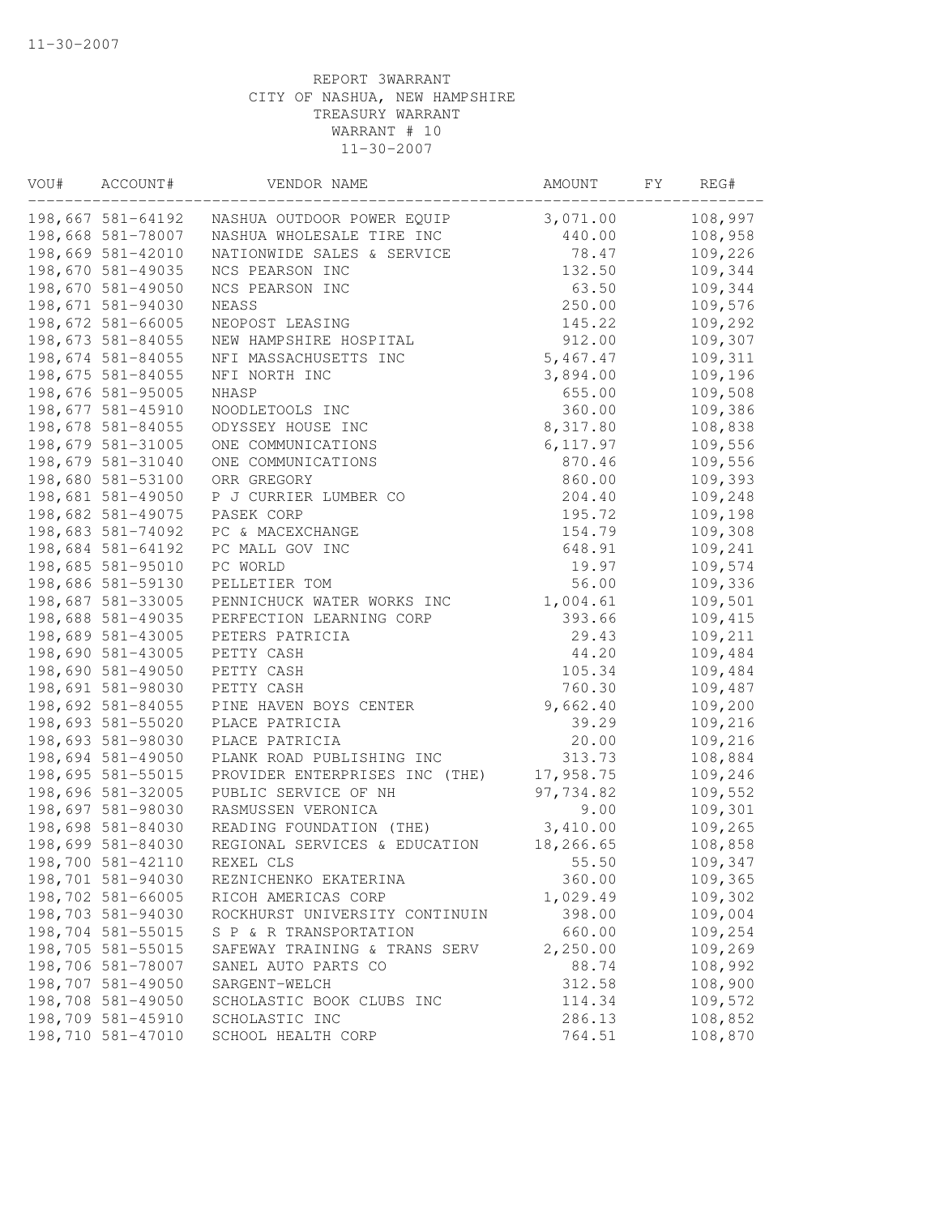11-30-2007

REPORT 3WARRANT
CITY OF NASHUA, NEW HAMPSHIRE
TREASURY WARRANT
WARRANT # 10
11-30-2007

| VOU# | ACCOUNT# | VENDOR NAME | AMOUNT | FY | REG# |
|---|---|---|---|---|---|
| 198,667 | 581-64192 | NASHUA OUTDOOR POWER EQUIP | 3,071.00 | | 108,997 |
| 198,668 | 581-78007 | NASHUA WHOLESALE TIRE INC | 440.00 | | 108,958 |
| 198,669 | 581-42010 | NATIONWIDE SALES & SERVICE | 78.47 | | 109,226 |
| 198,670 | 581-49035 | NCS PEARSON INC | 132.50 | | 109,344 |
| 198,670 | 581-49050 | NCS PEARSON INC | 63.50 | | 109,344 |
| 198,671 | 581-94030 | NEASS | 250.00 | | 109,576 |
| 198,672 | 581-66005 | NEOPOST LEASING | 145.22 | | 109,292 |
| 198,673 | 581-84055 | NEW HAMPSHIRE HOSPITAL | 912.00 | | 109,307 |
| 198,674 | 581-84055 | NFI MASSACHUSETTS INC | 5,467.47 | | 109,311 |
| 198,675 | 581-84055 | NFI NORTH INC | 3,894.00 | | 109,196 |
| 198,676 | 581-95005 | NHASP | 655.00 | | 109,508 |
| 198,677 | 581-45910 | NOODLETOOLS INC | 360.00 | | 109,386 |
| 198,678 | 581-84055 | ODYSSEY HOUSE INC | 8,317.80 | | 108,838 |
| 198,679 | 581-31005 | ONE COMMUNICATIONS | 6,117.97 | | 109,556 |
| 198,679 | 581-31040 | ONE COMMUNICATIONS | 870.46 | | 109,556 |
| 198,680 | 581-53100 | ORR GREGORY | 860.00 | | 109,393 |
| 198,681 | 581-49050 | P J CURRIER LUMBER CO | 204.40 | | 109,248 |
| 198,682 | 581-49075 | PASEK CORP | 195.72 | | 109,198 |
| 198,683 | 581-74092 | PC & MACEXCHANGE | 154.79 | | 109,308 |
| 198,684 | 581-64192 | PC MALL GOV INC | 648.91 | | 109,241 |
| 198,685 | 581-95010 | PC WORLD | 19.97 | | 109,574 |
| 198,686 | 581-59130 | PELLETIER TOM | 56.00 | | 109,336 |
| 198,687 | 581-33005 | PENNICHUCK WATER WORKS INC | 1,004.61 | | 109,501 |
| 198,688 | 581-49035 | PERFECTION LEARNING CORP | 393.66 | | 109,415 |
| 198,689 | 581-43005 | PETERS PATRICIA | 29.43 | | 109,211 |
| 198,690 | 581-43005 | PETTY CASH | 44.20 | | 109,484 |
| 198,690 | 581-49050 | PETTY CASH | 105.34 | | 109,484 |
| 198,691 | 581-98030 | PETTY CASH | 760.30 | | 109,487 |
| 198,692 | 581-84055 | PINE HAVEN BOYS CENTER | 9,662.40 | | 109,200 |
| 198,693 | 581-55020 | PLACE PATRICIA | 39.29 | | 109,216 |
| 198,693 | 581-98030 | PLACE PATRICIA | 20.00 | | 109,216 |
| 198,694 | 581-49050 | PLANK ROAD PUBLISHING INC | 313.73 | | 108,884 |
| 198,695 | 581-55015 | PROVIDER ENTERPRISES INC (THE) | 17,958.75 | | 109,246 |
| 198,696 | 581-32005 | PUBLIC SERVICE OF NH | 97,734.82 | | 109,552 |
| 198,697 | 581-98030 | RASMUSSEN VERONICA | 9.00 | | 109,301 |
| 198,698 | 581-84030 | READING FOUNDATION (THE) | 3,410.00 | | 109,265 |
| 198,699 | 581-84030 | REGIONAL SERVICES & EDUCATION | 18,266.65 | | 108,858 |
| 198,700 | 581-42110 | REXEL CLS | 55.50 | | 109,347 |
| 198,701 | 581-94030 | REZNICHENKO EKATERINA | 360.00 | | 109,365 |
| 198,702 | 581-66005 | RICOH AMERICAS CORP | 1,029.49 | | 109,302 |
| 198,703 | 581-94030 | ROCKHURST UNIVERSITY CONTINUIN | 398.00 | | 109,004 |
| 198,704 | 581-55015 | S P & R TRANSPORTATION | 660.00 | | 109,254 |
| 198,705 | 581-55015 | SAFEWAY TRAINING & TRANS SERV | 2,250.00 | | 109,269 |
| 198,706 | 581-78007 | SANEL AUTO PARTS CO | 88.74 | | 108,992 |
| 198,707 | 581-49050 | SARGENT-WELCH | 312.58 | | 108,900 |
| 198,708 | 581-49050 | SCHOLASTIC BOOK CLUBS INC | 114.34 | | 109,572 |
| 198,709 | 581-45910 | SCHOLASTIC INC | 286.13 | | 108,852 |
| 198,710 | 581-47010 | SCHOOL HEALTH CORP | 764.51 | | 108,870 |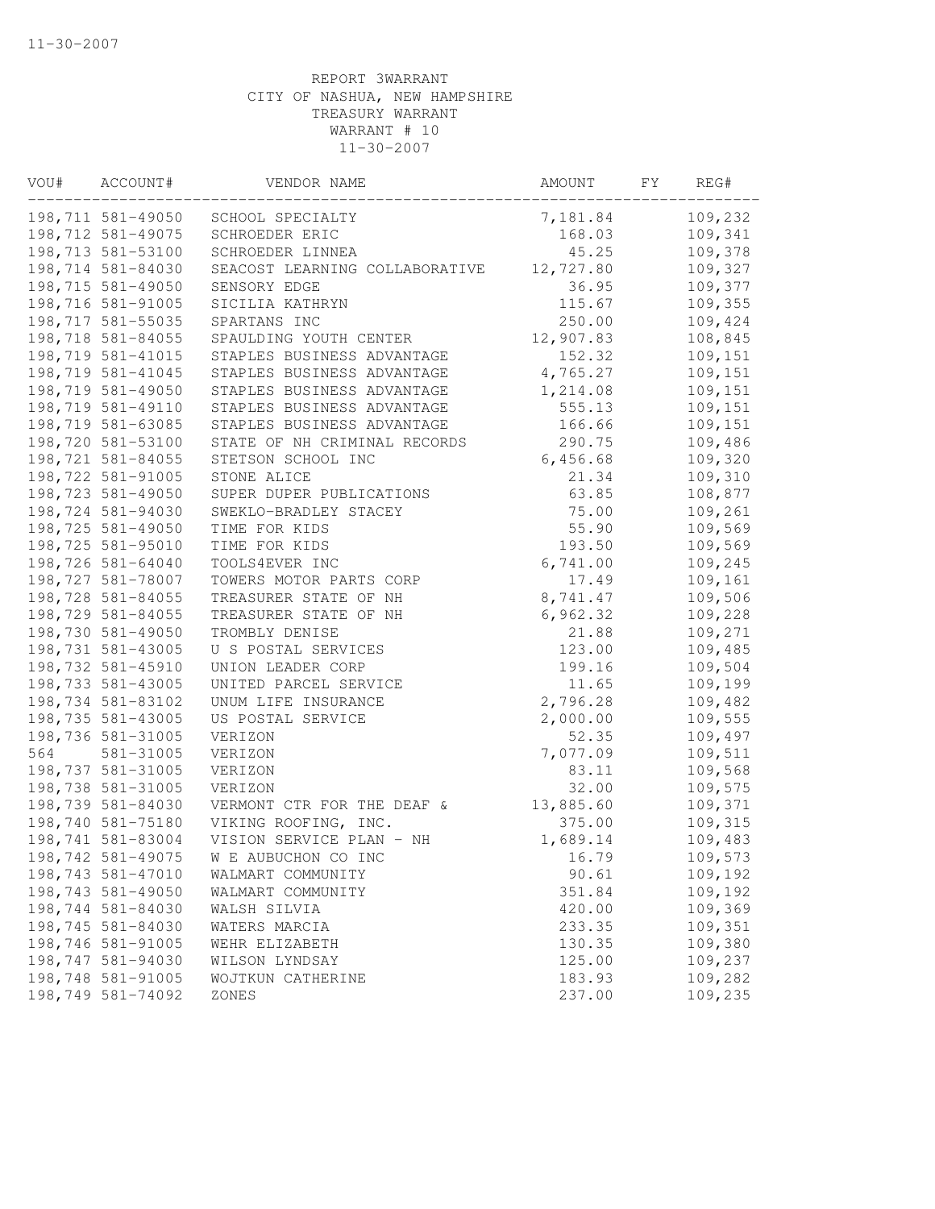11-30-2007

REPORT 3WARRANT
CITY OF NASHUA, NEW HAMPSHIRE
TREASURY WARRANT
WARRANT # 10
11-30-2007

| VOU# | ACCOUNT# | VENDOR NAME | AMOUNT | FY | REG# |
|---|---|---|---|---|---|
| 198,711 | 581-49050 | SCHOOL SPECIALTY | 7,181.84 | | 109,232 |
| 198,712 | 581-49075 | SCHROEDER ERIC | 168.03 | | 109,341 |
| 198,713 | 581-53100 | SCHROEDER LINNEA | 45.25 | | 109,378 |
| 198,714 | 581-84030 | SEACOST LEARNING COLLABORATIVE | 12,727.80 | | 109,327 |
| 198,715 | 581-49050 | SENSORY EDGE | 36.95 | | 109,377 |
| 198,716 | 581-91005 | SICILIA KATHRYN | 115.67 | | 109,355 |
| 198,717 | 581-55035 | SPARTANS INC | 250.00 | | 109,424 |
| 198,718 | 581-84055 | SPAULDING YOUTH CENTER | 12,907.83 | | 108,845 |
| 198,719 | 581-41015 | STAPLES BUSINESS ADVANTAGE | 152.32 | | 109,151 |
| 198,719 | 581-41045 | STAPLES BUSINESS ADVANTAGE | 4,765.27 | | 109,151 |
| 198,719 | 581-49050 | STAPLES BUSINESS ADVANTAGE | 1,214.08 | | 109,151 |
| 198,719 | 581-49110 | STAPLES BUSINESS ADVANTAGE | 555.13 | | 109,151 |
| 198,719 | 581-63085 | STAPLES BUSINESS ADVANTAGE | 166.66 | | 109,151 |
| 198,720 | 581-53100 | STATE OF NH CRIMINAL RECORDS | 290.75 | | 109,486 |
| 198,721 | 581-84055 | STETSON SCHOOL INC | 6,456.68 | | 109,320 |
| 198,722 | 581-91005 | STONE ALICE | 21.34 | | 109,310 |
| 198,723 | 581-49050 | SUPER DUPER PUBLICATIONS | 63.85 | | 108,877 |
| 198,724 | 581-94030 | SWEKLO-BRADLEY STACEY | 75.00 | | 109,261 |
| 198,725 | 581-49050 | TIME FOR KIDS | 55.90 | | 109,569 |
| 198,725 | 581-95010 | TIME FOR KIDS | 193.50 | | 109,569 |
| 198,726 | 581-64040 | TOOLS4EVER INC | 6,741.00 | | 109,245 |
| 198,727 | 581-78007 | TOWERS MOTOR PARTS CORP | 17.49 | | 109,161 |
| 198,728 | 581-84055 | TREASURER STATE OF NH | 8,741.47 | | 109,506 |
| 198,729 | 581-84055 | TREASURER STATE OF NH | 6,962.32 | | 109,228 |
| 198,730 | 581-49050 | TROMBLY DENISE | 21.88 | | 109,271 |
| 198,731 | 581-43005 | U S POSTAL SERVICES | 123.00 | | 109,485 |
| 198,732 | 581-45910 | UNION LEADER CORP | 199.16 | | 109,504 |
| 198,733 | 581-43005 | UNITED PARCEL SERVICE | 11.65 | | 109,199 |
| 198,734 | 581-83102 | UNUM LIFE INSURANCE | 2,796.28 | | 109,482 |
| 198,735 | 581-43005 | US POSTAL SERVICE | 2,000.00 | | 109,555 |
| 198,736 | 581-31005 | VERIZON | 52.35 | | 109,497 |
| 564 | 581-31005 | VERIZON | 7,077.09 | | 109,511 |
| 198,737 | 581-31005 | VERIZON | 83.11 | | 109,568 |
| 198,738 | 581-31005 | VERIZON | 32.00 | | 109,575 |
| 198,739 | 581-84030 | VERMONT CTR FOR THE DEAF & | 13,885.60 | | 109,371 |
| 198,740 | 581-75180 | VIKING ROOFING, INC. | 375.00 | | 109,315 |
| 198,741 | 581-83004 | VISION SERVICE PLAN - NH | 1,689.14 | | 109,483 |
| 198,742 | 581-49075 | W E AUBUCHON CO INC | 16.79 | | 109,573 |
| 198,743 | 581-47010 | WALMART COMMUNITY | 90.61 | | 109,192 |
| 198,743 | 581-49050 | WALMART COMMUNITY | 351.84 | | 109,192 |
| 198,744 | 581-84030 | WALSH SILVIA | 420.00 | | 109,369 |
| 198,745 | 581-84030 | WATERS MARCIA | 233.35 | | 109,351 |
| 198,746 | 581-91005 | WEHR ELIZABETH | 130.35 | | 109,380 |
| 198,747 | 581-94030 | WILSON LYNDSAY | 125.00 | | 109,237 |
| 198,748 | 581-91005 | WOJTKUN CATHERINE | 183.93 | | 109,282 |
| 198,749 | 581-74092 | ZONES | 237.00 | | 109,235 |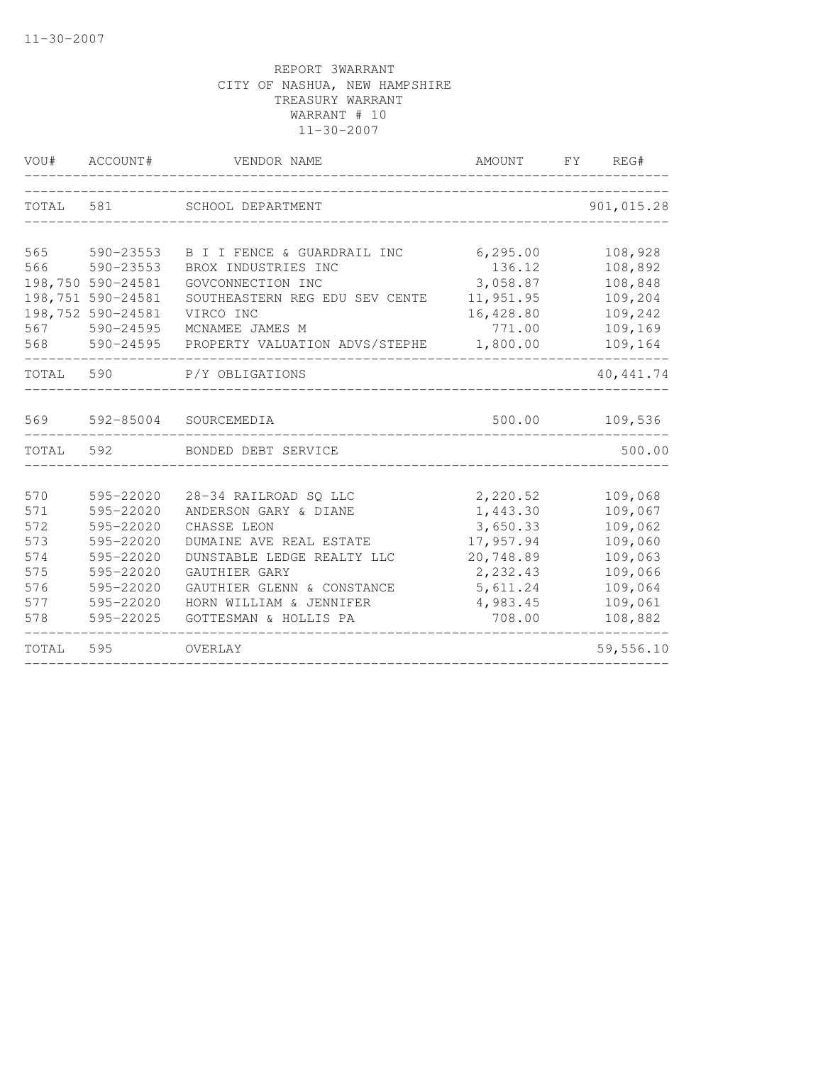11-30-2007

REPORT 3WARRANT
CITY OF NASHUA, NEW HAMPSHIRE
TREASURY WARRANT
WARRANT # 10
11-30-2007

| VOU# | ACCOUNT# | VENDOR NAME | AMOUNT | FY | REG# |
|---|---|---|---|---|---|
| TOTAL | 581 | SCHOOL DEPARTMENT | | | 901,015.28 |
| 565 | 590-23553 | B I I FENCE & GUARDRAIL INC | 6,295.00 | | 108,928 |
| 566 | 590-23553 | BROX INDUSTRIES INC | 136.12 | | 108,892 |
| 198,750 | 590-24581 | GOVCONNECTION INC | 3,058.87 | | 108,848 |
| 198,751 | 590-24581 | SOUTHEASTERN REG EDU SEV CENTE | 11,951.95 | | 109,204 |
| 198,752 | 590-24581 | VIRCO INC | 16,428.80 | | 109,242 |
| 567 | 590-24595 | MCNAMEE JAMES M | 771.00 | | 109,169 |
| 568 | 590-24595 | PROPERTY VALUATION ADVS/STEPHE | 1,800.00 | | 109,164 |
| TOTAL | 590 | P/Y OBLIGATIONS | | | 40,441.74 |
| 569 | 592-85004 | SOURCEMEDIA | 500.00 | | 109,536 |
| TOTAL | 592 | BONDED DEBT SERVICE | | | 500.00 |
| 570 | 595-22020 | 28-34 RAILROAD SQ LLC | 2,220.52 | | 109,068 |
| 571 | 595-22020 | ANDERSON GARY & DIANE | 1,443.30 | | 109,067 |
| 572 | 595-22020 | CHASSE LEON | 3,650.33 | | 109,062 |
| 573 | 595-22020 | DUMAINE AVE REAL ESTATE | 17,957.94 | | 109,060 |
| 574 | 595-22020 | DUNSTABLE LEDGE REALTY LLC | 20,748.89 | | 109,063 |
| 575 | 595-22020 | GAUTHIER GARY | 2,232.43 | | 109,066 |
| 576 | 595-22020 | GAUTHIER GLENN & CONSTANCE | 5,611.24 | | 109,064 |
| 577 | 595-22020 | HORN WILLIAM & JENNIFER | 4,983.45 | | 109,061 |
| 578 | 595-22025 | GOTTESMAN & HOLLIS PA | 708.00 | | 108,882 |
| TOTAL | 595 | OVERLAY | | | 59,556.10 |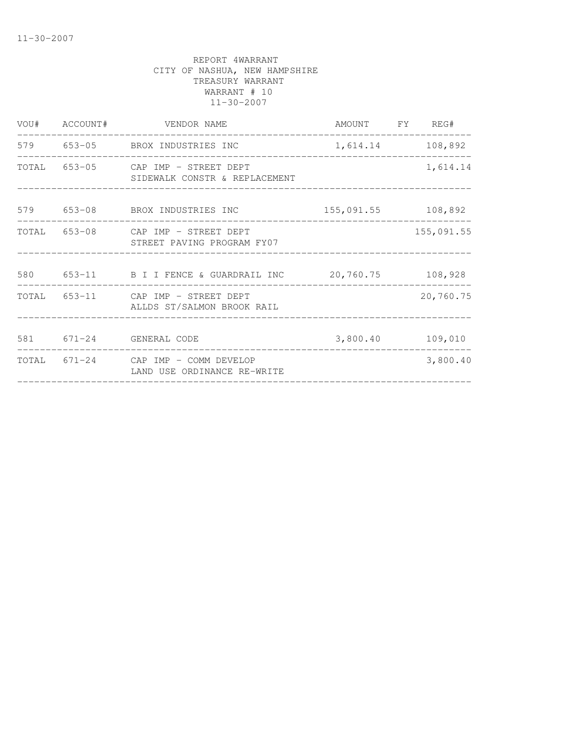REPORT 4WARRANT
CITY OF NASHUA, NEW HAMPSHIRE
TREASURY WARRANT
WARRANT # 10
11-30-2007

| VOU# | ACCOUNT# | VENDOR NAME | AMOUNT | FY | REG# |
|---|---|---|---|---|---|
| 579 | 653-05 | BROX INDUSTRIES INC | 1,614.14 | | 108,892 |
| TOTAL | 653-05 | CAP IMP - STREET DEPT<br>SIDEWALK CONSTR & REPLACEMENT | | | 1,614.14 |
| 579 | 653-08 | BROX INDUSTRIES INC | 155,091.55 | | 108,892 |
| TOTAL | 653-08 | CAP IMP - STREET DEPT<br>STREET PAVING PROGRAM FY07 | | | 155,091.55 |
| 580 | 653-11 | B I I FENCE & GUARDRAIL INC | 20,760.75 | | 108,928 |
| TOTAL | 653-11 | CAP IMP - STREET DEPT<br>ALLDS ST/SALMON BROOK RAIL | | | 20,760.75 |
| 581 | 671-24 | GENERAL CODE | 3,800.40 | | 109,010 |
| TOTAL | 671-24 | CAP IMP - COMM DEVELOP<br>LAND USE ORDINANCE RE-WRITE | | | 3,800.40 |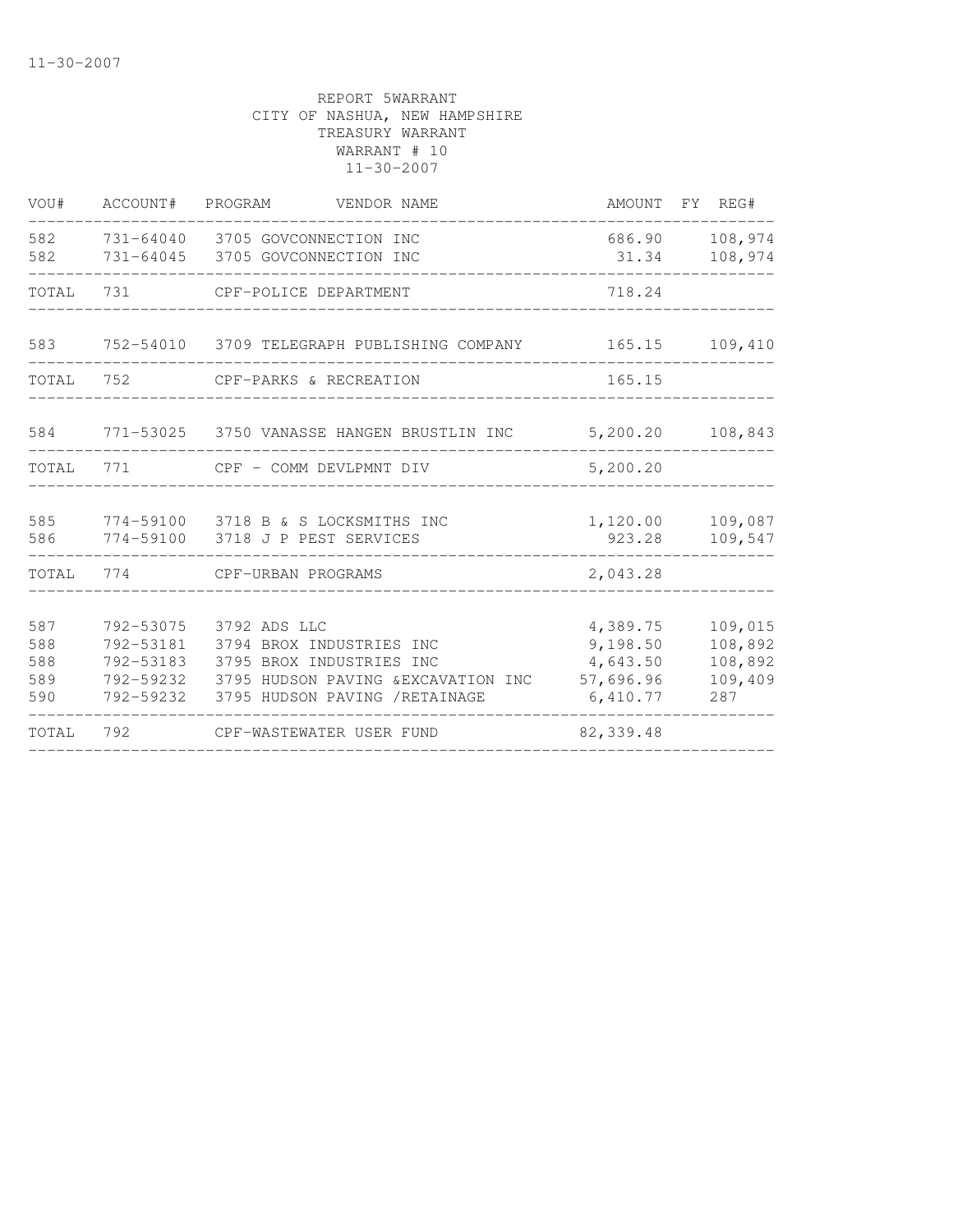REPORT 5WARRANT
CITY OF NASHUA, NEW HAMPSHIRE
TREASURY WARRANT
WARRANT # 10
11-30-2007

| VOU# | ACCOUNT# | PROGRAM | VENDOR NAME | AMOUNT | FY | REG# |
|---|---|---|---|---|---|---|
| 582 | 731-64040 | 3705 | GOVCONNECTION INC | 686.90 | | 108,974 |
| 582 | 731-64045 | 3705 | GOVCONNECTION INC | 31.34 | | 108,974 |
| TOTAL | 731 | | CPF-POLICE DEPARTMENT | 718.24 | | |
| 583 | 752-54010 | 3709 | TELEGRAPH PUBLISHING COMPANY | 165.15 | | 109,410 |
| TOTAL | 752 | | CPF-PARKS & RECREATION | 165.15 | | |
| 584 | 771-53025 | 3750 | VANASSE HANGEN BRUSTLIN INC | 5,200.20 | | 108,843 |
| TOTAL | 771 | | CPF - COMM DEVLPMNT DIV | 5,200.20 | | |
| 585 | 774-59100 | 3718 | B & S LOCKSMITHS INC | 1,120.00 | | 109,087 |
| 586 | 774-59100 | 3718 | J P PEST SERVICES | 923.28 | | 109,547 |
| TOTAL | 774 | | CPF-URBAN PROGRAMS | 2,043.28 | | |
| 587 | 792-53075 | 3792 | ADS LLC | 4,389.75 | | 109,015 |
| 588 | 792-53181 | 3794 | BROX INDUSTRIES INC | 9,198.50 | | 108,892 |
| 588 | 792-53183 | 3795 | BROX INDUSTRIES INC | 4,643.50 | | 108,892 |
| 589 | 792-59232 | 3795 | HUDSON PAVING &EXCAVATION INC | 57,696.96 | | 109,409 |
| 590 | 792-59232 | 3795 | HUDSON PAVING /RETAINAGE | 6,410.77 | | 287 |
| TOTAL | 792 | | CPF-WASTEWATER USER FUND | 82,339.48 | | |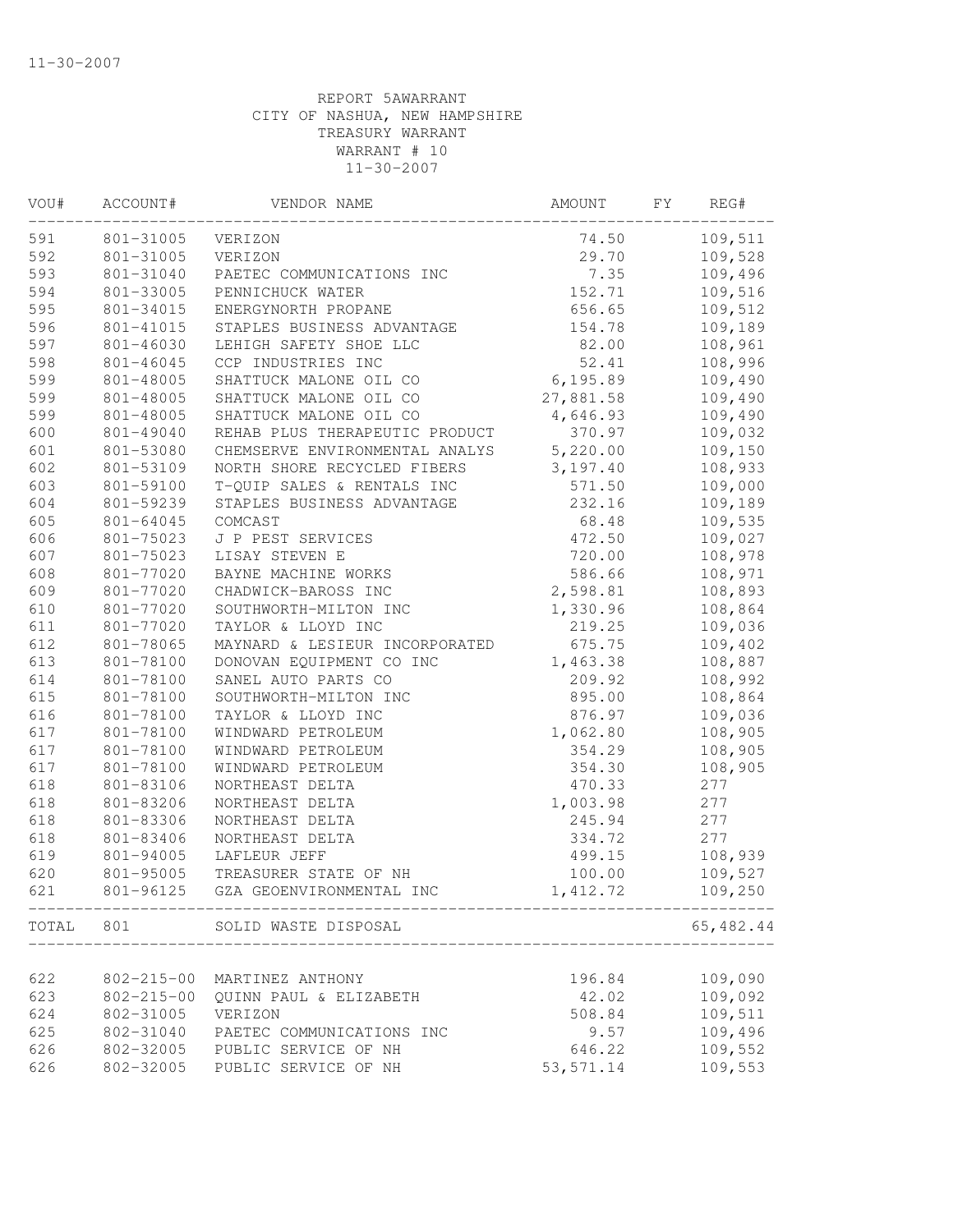REPORT 5AWARRANT
CITY OF NASHUA, NEW HAMPSHIRE
TREASURY WARRANT
WARRANT # 10
11-30-2007

| VOU# | ACCOUNT# | VENDOR NAME | AMOUNT | FY | REG# |
|---|---|---|---|---|---|
| 591 | 801-31005 | VERIZON | 74.50 | | 109,511 |
| 592 | 801-31005 | VERIZON | 29.70 | | 109,528 |
| 593 | 801-31040 | PAETEC COMMUNICATIONS INC | 7.35 | | 109,496 |
| 594 | 801-33005 | PENNICHUCK WATER | 152.71 | | 109,516 |
| 595 | 801-34015 | ENERGYNORTH PROPANE | 656.65 | | 109,512 |
| 596 | 801-41015 | STAPLES BUSINESS ADVANTAGE | 154.78 | | 109,189 |
| 597 | 801-46030 | LEHIGH SAFETY SHOE LLC | 82.00 | | 108,961 |
| 598 | 801-46045 | CCP INDUSTRIES INC | 52.41 | | 108,996 |
| 599 | 801-48005 | SHATTUCK MALONE OIL CO | 6,195.89 | | 109,490 |
| 599 | 801-48005 | SHATTUCK MALONE OIL CO | 27,881.58 | | 109,490 |
| 599 | 801-48005 | SHATTUCK MALONE OIL CO | 4,646.93 | | 109,490 |
| 600 | 801-49040 | REHAB PLUS THERAPEUTIC PRODUCT | 370.97 | | 109,032 |
| 601 | 801-53080 | CHEMSERVE ENVIRONMENTAL ANALYS | 5,220.00 | | 109,150 |
| 602 | 801-53109 | NORTH SHORE RECYCLED FIBERS | 3,197.40 | | 108,933 |
| 603 | 801-59100 | T-QUIP SALES & RENTALS INC | 571.50 | | 109,000 |
| 604 | 801-59239 | STAPLES BUSINESS ADVANTAGE | 232.16 | | 109,189 |
| 605 | 801-64045 | COMCAST | 68.48 | | 109,535 |
| 606 | 801-75023 | J P PEST SERVICES | 472.50 | | 109,027 |
| 607 | 801-75023 | LISAY STEVEN E | 720.00 | | 108,978 |
| 608 | 801-77020 | BAYNE MACHINE WORKS | 586.66 | | 108,971 |
| 609 | 801-77020 | CHADWICK-BAROSS INC | 2,598.81 | | 108,893 |
| 610 | 801-77020 | SOUTHWORTH-MILTON INC | 1,330.96 | | 108,864 |
| 611 | 801-77020 | TAYLOR & LLOYD INC | 219.25 | | 109,036 |
| 612 | 801-78065 | MAYNARD & LESIEUR INCORPORATED | 675.75 | | 109,402 |
| 613 | 801-78100 | DONOVAN EQUIPMENT CO INC | 1,463.38 | | 108,887 |
| 614 | 801-78100 | SANEL AUTO PARTS CO | 209.92 | | 108,992 |
| 615 | 801-78100 | SOUTHWORTH-MILTON INC | 895.00 | | 108,864 |
| 616 | 801-78100 | TAYLOR & LLOYD INC | 876.97 | | 109,036 |
| 617 | 801-78100 | WINDWARD PETROLEUM | 1,062.80 | | 108,905 |
| 617 | 801-78100 | WINDWARD PETROLEUM | 354.29 | | 108,905 |
| 617 | 801-78100 | WINDWARD PETROLEUM | 354.30 | | 108,905 |
| 618 | 801-83106 | NORTHEAST DELTA | 470.33 | | 277 |
| 618 | 801-83206 | NORTHEAST DELTA | 1,003.98 | | 277 |
| 618 | 801-83306 | NORTHEAST DELTA | 245.94 | | 277 |
| 618 | 801-83406 | NORTHEAST DELTA | 334.72 | | 277 |
| 619 | 801-94005 | LAFLEUR JEFF | 499.15 | | 108,939 |
| 620 | 801-95005 | TREASURER STATE OF NH | 100.00 | | 109,527 |
| 621 | 801-96125 | GZA GEOENVIRONMENTAL INC | 1,412.72 | | 109,250 |
| TOTAL | 801 | SOLID WASTE DISPOSAL | | | 65,482.44 |
| 622 | 802-215-00 | MARTINEZ ANTHONY | 196.84 | | 109,090 |
| 623 | 802-215-00 | QUINN PAUL & ELIZABETH | 42.02 | | 109,092 |
| 624 | 802-31005 | VERIZON | 508.84 | | 109,511 |
| 625 | 802-31040 | PAETEC COMMUNICATIONS INC | 9.57 | | 109,496 |
| 626 | 802-32005 | PUBLIC SERVICE OF NH | 646.22 | | 109,552 |
| 626 | 802-32005 | PUBLIC SERVICE OF NH | 53,571.14 | | 109,553 |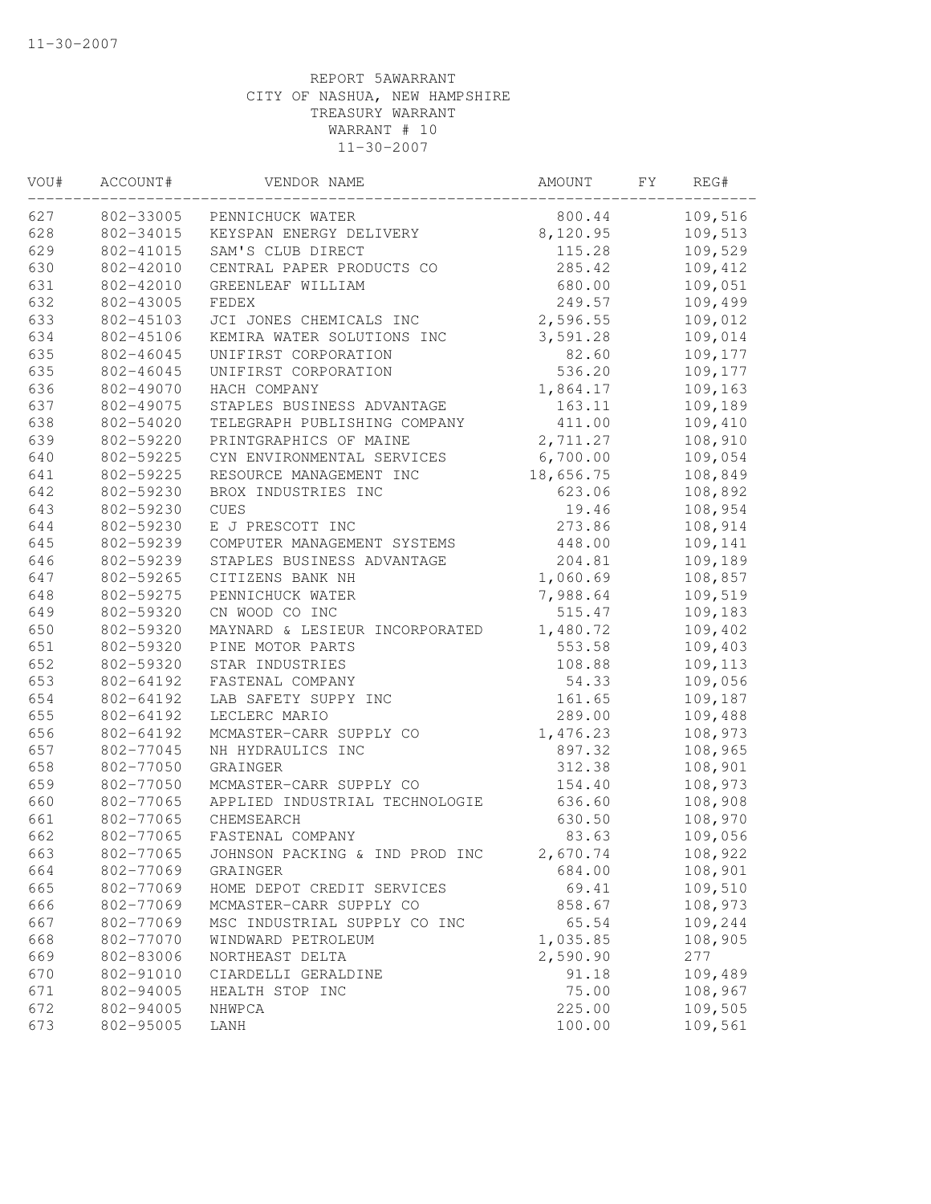11-30-2007

REPORT 5AWARRANT
CITY OF NASHUA, NEW HAMPSHIRE
TREASURY WARRANT
WARRANT # 10
11-30-2007

| VOU# | ACCOUNT# | VENDOR NAME | AMOUNT | FY | REG# |
|---|---|---|---|---|---|
| 627 | 802-33005 | PENNICHUCK WATER | 800.44 | | 109,516 |
| 628 | 802-34015 | KEYSPAN ENERGY DELIVERY | 8,120.95 | | 109,513 |
| 629 | 802-41015 | SAM'S CLUB DIRECT | 115.28 | | 109,529 |
| 630 | 802-42010 | CENTRAL PAPER PRODUCTS CO | 285.42 | | 109,412 |
| 631 | 802-42010 | GREENLEAF WILLIAM | 680.00 | | 109,051 |
| 632 | 802-43005 | FEDEX | 249.57 | | 109,499 |
| 633 | 802-45103 | JCI JONES CHEMICALS INC | 2,596.55 | | 109,012 |
| 634 | 802-45106 | KEMIRA WATER SOLUTIONS INC | 3,591.28 | | 109,014 |
| 635 | 802-46045 | UNIFIRST CORPORATION | 82.60 | | 109,177 |
| 635 | 802-46045 | UNIFIRST CORPORATION | 536.20 | | 109,177 |
| 636 | 802-49070 | HACH COMPANY | 1,864.17 | | 109,163 |
| 637 | 802-49075 | STAPLES BUSINESS ADVANTAGE | 163.11 | | 109,189 |
| 638 | 802-54020 | TELEGRAPH PUBLISHING COMPANY | 411.00 | | 109,410 |
| 639 | 802-59220 | PRINTGRAPHICS OF MAINE | 2,711.27 | | 108,910 |
| 640 | 802-59225 | CYN ENVIRONMENTAL SERVICES | 6,700.00 | | 109,054 |
| 641 | 802-59225 | RESOURCE MANAGEMENT INC | 18,656.75 | | 108,849 |
| 642 | 802-59230 | BROX INDUSTRIES INC | 623.06 | | 108,892 |
| 643 | 802-59230 | CUES | 19.46 | | 108,954 |
| 644 | 802-59230 | E J PRESCOTT INC | 273.86 | | 108,914 |
| 645 | 802-59239 | COMPUTER MANAGEMENT SYSTEMS | 448.00 | | 109,141 |
| 646 | 802-59239 | STAPLES BUSINESS ADVANTAGE | 204.81 | | 109,189 |
| 647 | 802-59265 | CITIZENS BANK NH | 1,060.69 | | 108,857 |
| 648 | 802-59275 | PENNICHUCK WATER | 7,988.64 | | 109,519 |
| 649 | 802-59320 | CN WOOD CO INC | 515.47 | | 109,183 |
| 650 | 802-59320 | MAYNARD & LESIEUR INCORPORATED | 1,480.72 | | 109,402 |
| 651 | 802-59320 | PINE MOTOR PARTS | 553.58 | | 109,403 |
| 652 | 802-59320 | STAR INDUSTRIES | 108.88 | | 109,113 |
| 653 | 802-64192 | FASTENAL COMPANY | 54.33 | | 109,056 |
| 654 | 802-64192 | LAB SAFETY SUPPY INC | 161.65 | | 109,187 |
| 655 | 802-64192 | LECLERC MARIO | 289.00 | | 109,488 |
| 656 | 802-64192 | MCMASTER-CARR SUPPLY CO | 1,476.23 | | 108,973 |
| 657 | 802-77045 | NH HYDRAULICS INC | 897.32 | | 108,965 |
| 658 | 802-77050 | GRAINGER | 312.38 | | 108,901 |
| 659 | 802-77050 | MCMASTER-CARR SUPPLY CO | 154.40 | | 108,973 |
| 660 | 802-77065 | APPLIED INDUSTRIAL TECHNOLOGIE | 636.60 | | 108,908 |
| 661 | 802-77065 | CHEMSEARCH | 630.50 | | 108,970 |
| 662 | 802-77065 | FASTENAL COMPANY | 83.63 | | 109,056 |
| 663 | 802-77065 | JOHNSON PACKING & IND PROD INC | 2,670.74 | | 108,922 |
| 664 | 802-77069 | GRAINGER | 684.00 | | 108,901 |
| 665 | 802-77069 | HOME DEPOT CREDIT SERVICES | 69.41 | | 109,510 |
| 666 | 802-77069 | MCMASTER-CARR SUPPLY CO | 858.67 | | 108,973 |
| 667 | 802-77069 | MSC INDUSTRIAL SUPPLY CO INC | 65.54 | | 109,244 |
| 668 | 802-77070 | WINDWARD PETROLEUM | 1,035.85 | | 108,905 |
| 669 | 802-83006 | NORTHEAST DELTA | 2,590.90 | | 277 |
| 670 | 802-91010 | CIARDELLI GERALDINE | 91.18 | | 109,489 |
| 671 | 802-94005 | HEALTH STOP INC | 75.00 | | 108,967 |
| 672 | 802-94005 | NHWPCA | 225.00 | | 109,505 |
| 673 | 802-95005 | LANH | 100.00 | | 109,561 |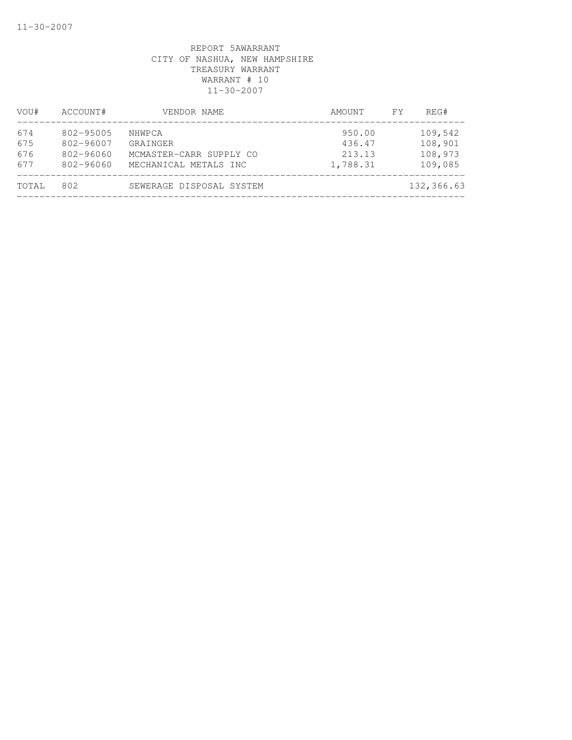REPORT 5AWARRANT
CITY OF NASHUA, NEW HAMPSHIRE
TREASURY WARRANT
WARRANT # 10
11-30-2007

| VOU# | ACCOUNT# | VENDOR NAME | AMOUNT | FY | REG# |
|---|---|---|---|---|---|
| 674 | 802-95005 | NHWPCA | 950.00 | | 109,542 |
| 675 | 802-96007 | GRAINGER | 436.47 | | 108,901 |
| 676 | 802-96060 | MCMASTER-CARR SUPPLY CO | 213.13 | | 108,973 |
| 677 | 802-96060 | MECHANICAL METALS INC | 1,788.31 | | 109,085 |
| TOTAL | 802 | SEWERAGE DISPOSAL SYSTEM | | | 132,366.63 |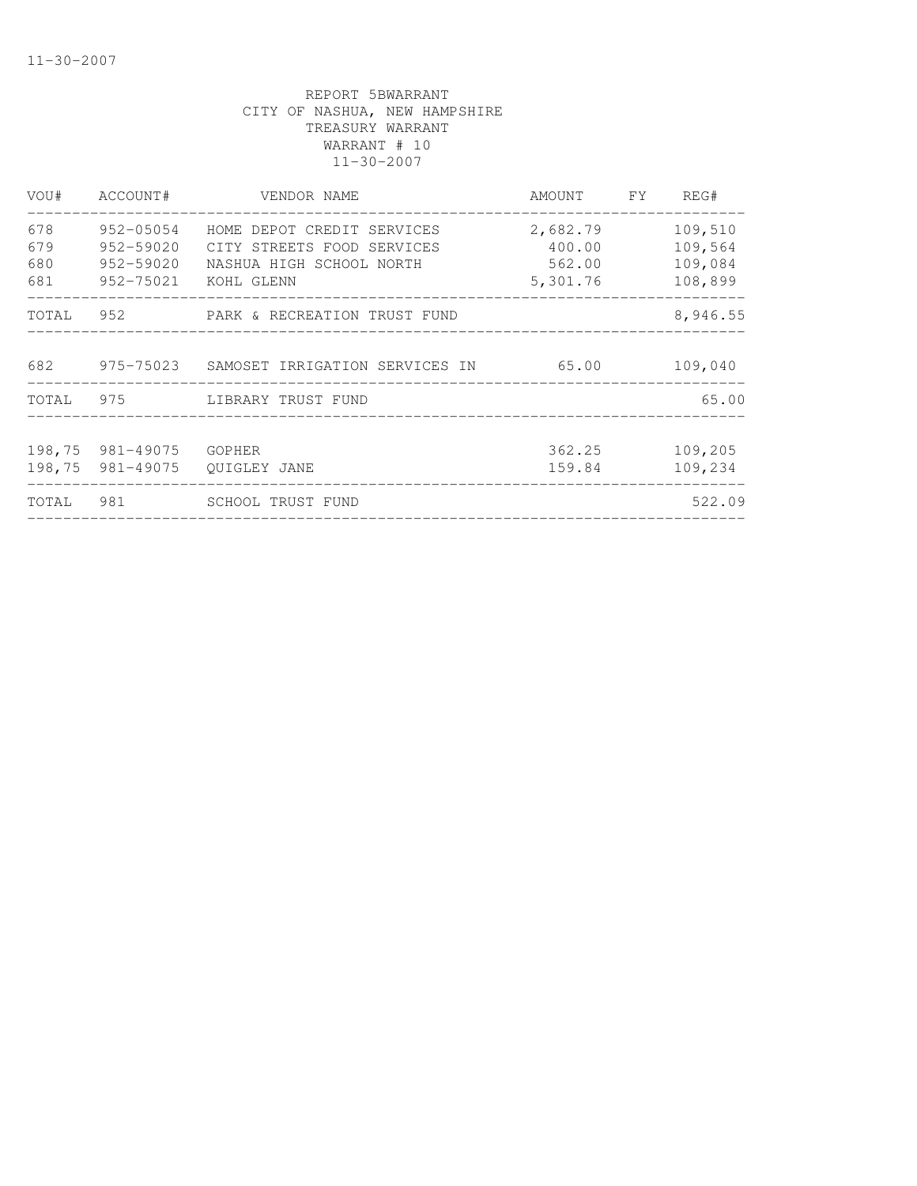REPORT 5BWARRANT
CITY OF NASHUA, NEW HAMPSHIRE
TREASURY WARRANT
WARRANT # 10
11-30-2007

| VOU# | ACCOUNT# | VENDOR NAME | AMOUNT | FY | REG# |
|---|---|---|---|---|---|
| 678 | 952-05054 | HOME DEPOT CREDIT SERVICES | 2,682.79 | | 109,510 |
| 679 | 952-59020 | CITY STREETS FOOD SERVICES | 400.00 | | 109,564 |
| 680 | 952-59020 | NASHUA HIGH SCHOOL NORTH | 562.00 | | 109,084 |
| 681 | 952-75021 | KOHL GLENN | 5,301.76 | | 108,899 |
| TOTAL | 952 | PARK & RECREATION TRUST FUND | | | 8,946.55 |
| 682 | 975-75023 | SAMOSET IRRIGATION SERVICES IN | 65.00 | | 109,040 |
| TOTAL | 975 | LIBRARY TRUST FUND | | | 65.00 |
| 198,75 | 981-49075 | GOPHER | 362.25 | | 109,205 |
| 198,75 | 981-49075 | QUIGLEY JANE | 159.84 | | 109,234 |
| TOTAL | 981 | SCHOOL TRUST FUND | | | 522.09 |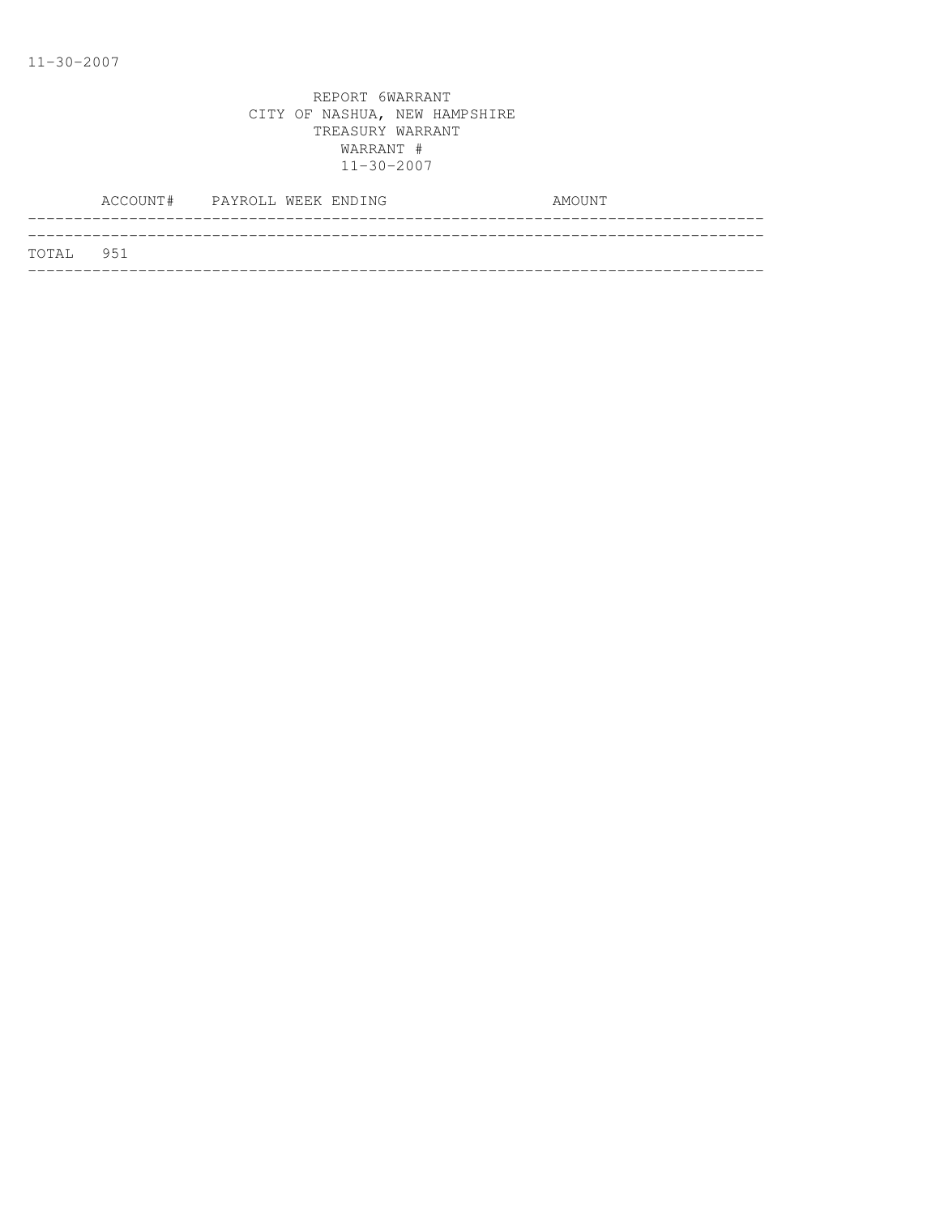REPORT 6WARRANT
CITY OF NASHUA, NEW HAMPSHIRE
TREASURY WARRANT
WARRANT #
11-30-2007

| | ACCOUNT# | PAYROLL WEEK ENDING | AMOUNT |
|---|---|---|---|
| TOTAL | 951 | | |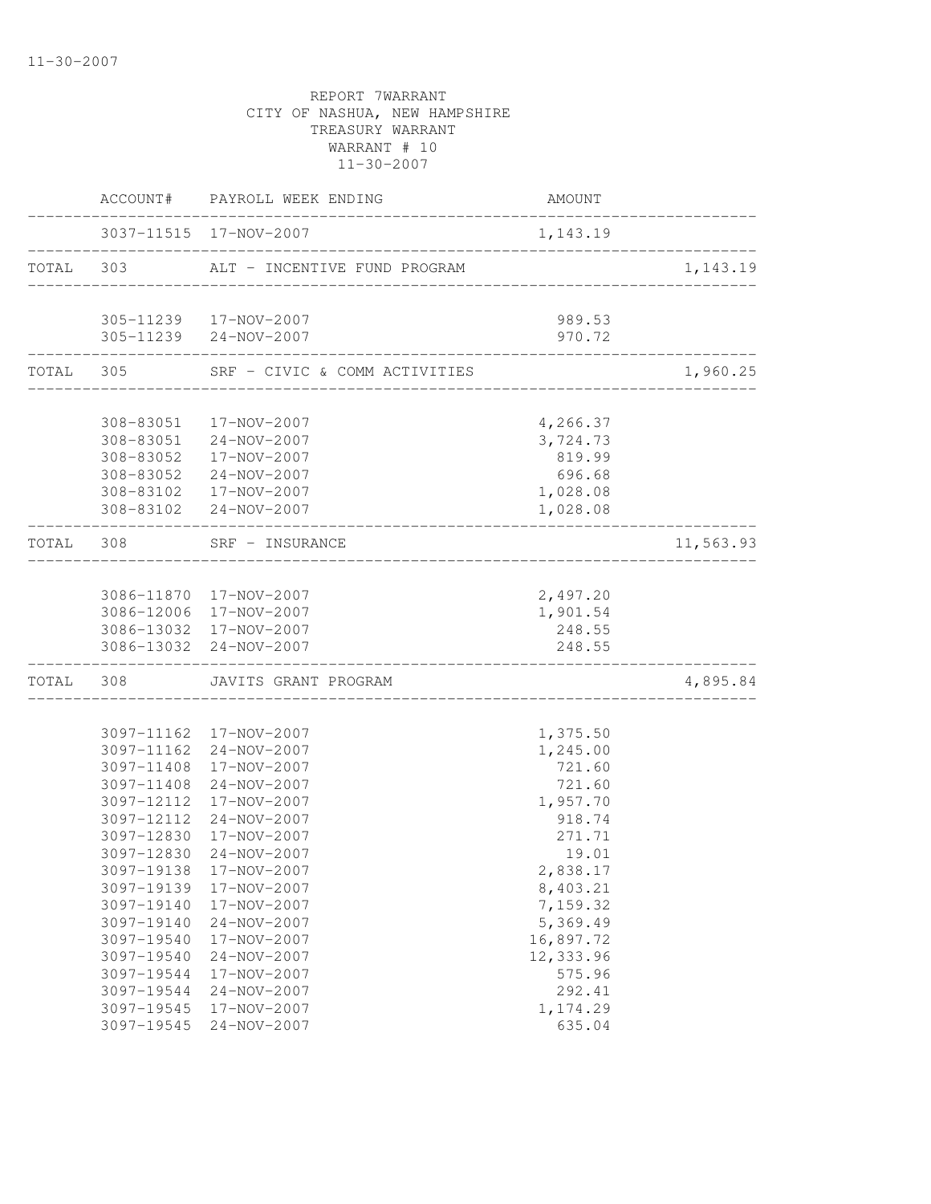REPORT 7WARRANT
CITY OF NASHUA, NEW HAMPSHIRE
TREASURY WARRANT
WARRANT # 10
11-30-2007

| | ACCOUNT# | PAYROLL WEEK ENDING | AMOUNT | |
|---|---|---|---|---|
| | 3037-11515 | 17-NOV-2007 | 1,143.19 | |
| TOTAL | 303 | ALT - INCENTIVE FUND PROGRAM | | 1,143.19 |
| | 305-11239 | 17-NOV-2007 | 989.53 | |
| | 305-11239 | 24-NOV-2007 | 970.72 | |
| TOTAL | 305 | SRF - CIVIC & COMM ACTIVITIES | | 1,960.25 |
| | 308-83051 | 17-NOV-2007 | 4,266.37 | |
| | 308-83051 | 24-NOV-2007 | 3,724.73 | |
| | 308-83052 | 17-NOV-2007 | 819.99 | |
| | 308-83052 | 24-NOV-2007 | 696.68 | |
| | 308-83102 | 17-NOV-2007 | 1,028.08 | |
| | 308-83102 | 24-NOV-2007 | 1,028.08 | |
| TOTAL | 308 | SRF - INSURANCE | | 11,563.93 |
| | 3086-11870 | 17-NOV-2007 | 2,497.20 | |
| | 3086-12006 | 17-NOV-2007 | 1,901.54 | |
| | 3086-13032 | 17-NOV-2007 | 248.55 | |
| | 3086-13032 | 24-NOV-2007 | 248.55 | |
| TOTAL | 308 | JAVITS GRANT PROGRAM | | 4,895.84 |
| | 3097-11162 | 17-NOV-2007 | 1,375.50 | |
| | 3097-11162 | 24-NOV-2007 | 1,245.00 | |
| | 3097-11408 | 17-NOV-2007 | 721.60 | |
| | 3097-11408 | 24-NOV-2007 | 721.60 | |
| | 3097-12112 | 17-NOV-2007 | 1,957.70 | |
| | 3097-12112 | 24-NOV-2007 | 918.74 | |
| | 3097-12830 | 17-NOV-2007 | 271.71 | |
| | 3097-12830 | 24-NOV-2007 | 19.01 | |
| | 3097-19138 | 17-NOV-2007 | 2,838.17 | |
| | 3097-19139 | 17-NOV-2007 | 8,403.21 | |
| | 3097-19140 | 17-NOV-2007 | 7,159.32 | |
| | 3097-19140 | 24-NOV-2007 | 5,369.49 | |
| | 3097-19540 | 17-NOV-2007 | 16,897.72 | |
| | 3097-19540 | 24-NOV-2007 | 12,333.96 | |
| | 3097-19544 | 17-NOV-2007 | 575.96 | |
| | 3097-19544 | 24-NOV-2007 | 292.41 | |
| | 3097-19545 | 17-NOV-2007 | 1,174.29 | |
| | 3097-19545 | 24-NOV-2007 | 635.04 | |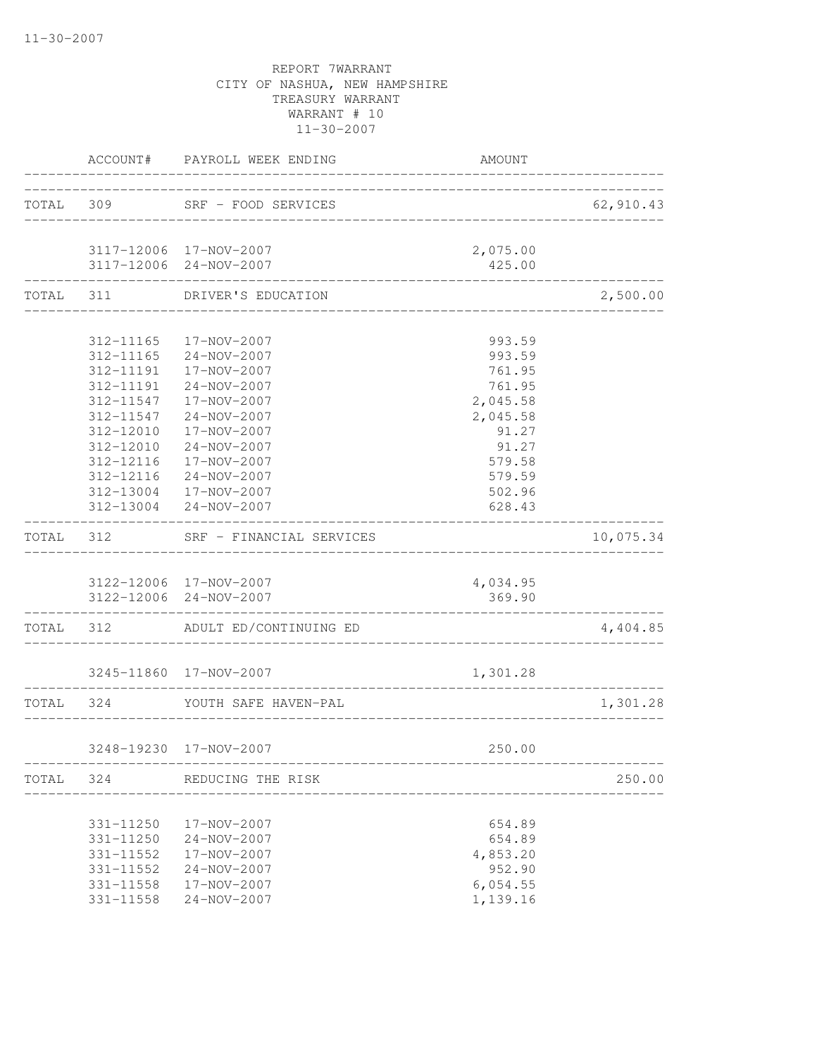11-30-2007

REPORT 7WARRANT
CITY OF NASHUA, NEW HAMPSHIRE
TREASURY WARRANT
WARRANT # 10
11-30-2007

| | ACCOUNT# | PAYROLL WEEK ENDING | AMOUNT | |
|---|---|---|---|---|
| TOTAL | 309 | SRF - FOOD SERVICES | | 62,910.43 |
| | 3117-12006 | 17-NOV-2007 | 2,075.00 | |
| | 3117-12006 | 24-NOV-2007 | 425.00 | |
| TOTAL | 311 | DRIVER'S EDUCATION | | 2,500.00 |
| | 312-11165 | 17-NOV-2007 | 993.59 | |
| | 312-11165 | 24-NOV-2007 | 993.59 | |
| | 312-11191 | 17-NOV-2007 | 761.95 | |
| | 312-11191 | 24-NOV-2007 | 761.95 | |
| | 312-11547 | 17-NOV-2007 | 2,045.58 | |
| | 312-11547 | 24-NOV-2007 | 2,045.58 | |
| | 312-12010 | 17-NOV-2007 | 91.27 | |
| | 312-12010 | 24-NOV-2007 | 91.27 | |
| | 312-12116 | 17-NOV-2007 | 579.58 | |
| | 312-12116 | 24-NOV-2007 | 579.59 | |
| | 312-13004 | 17-NOV-2007 | 502.96 | |
| | 312-13004 | 24-NOV-2007 | 628.43 | |
| TOTAL | 312 | SRF - FINANCIAL SERVICES | | 10,075.34 |
| | 3122-12006 | 17-NOV-2007 | 4,034.95 | |
| | 3122-12006 | 24-NOV-2007 | 369.90 | |
| TOTAL | 312 | ADULT ED/CONTINUING ED | | 4,404.85 |
| | 3245-11860 | 17-NOV-2007 | 1,301.28 | |
| TOTAL | 324 | YOUTH SAFE HAVEN-PAL | | 1,301.28 |
| | 3248-19230 | 17-NOV-2007 | 250.00 | |
| TOTAL | 324 | REDUCING THE RISK | | 250.00 |
| | 331-11250 | 17-NOV-2007 | 654.89 | |
| | 331-11250 | 24-NOV-2007 | 654.89 | |
| | 331-11552 | 17-NOV-2007 | 4,853.20 | |
| | 331-11552 | 24-NOV-2007 | 952.90 | |
| | 331-11558 | 17-NOV-2007 | 6,054.55 | |
| | 331-11558 | 24-NOV-2007 | 1,139.16 | |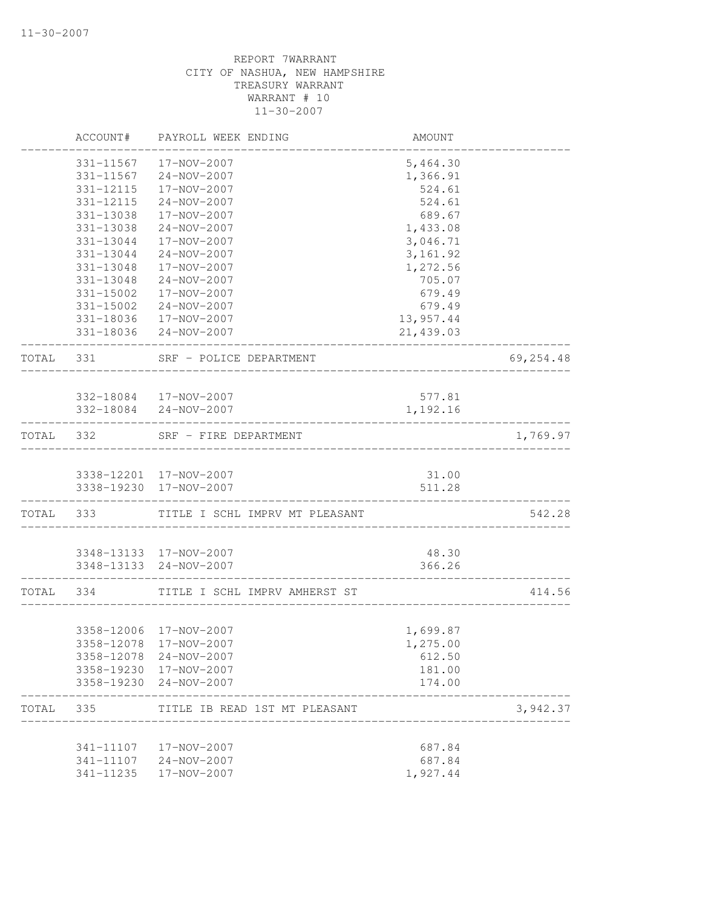REPORT 7WARRANT
CITY OF NASHUA, NEW HAMPSHIRE
TREASURY WARRANT
WARRANT # 10
11-30-2007

| | ACCOUNT# | PAYROLL WEEK ENDING | AMOUNT | |
|---|---|---|---|---|
| | 331-11567 | 17-NOV-2007 | 5,464.30 | |
| | 331-11567 | 24-NOV-2007 | 1,366.91 | |
| | 331-12115 | 17-NOV-2007 | 524.61 | |
| | 331-12115 | 24-NOV-2007 | 524.61 | |
| | 331-13038 | 17-NOV-2007 | 689.67 | |
| | 331-13038 | 24-NOV-2007 | 1,433.08 | |
| | 331-13044 | 17-NOV-2007 | 3,046.71 | |
| | 331-13044 | 24-NOV-2007 | 3,161.92 | |
| | 331-13048 | 17-NOV-2007 | 1,272.56 | |
| | 331-13048 | 24-NOV-2007 | 705.07 | |
| | 331-15002 | 17-NOV-2007 | 679.49 | |
| | 331-15002 | 24-NOV-2007 | 679.49 | |
| | 331-18036 | 17-NOV-2007 | 13,957.44 | |
| | 331-18036 | 24-NOV-2007 | 21,439.03 | |
| TOTAL | 331 | SRF - POLICE DEPARTMENT | | 69,254.48 |
| | 332-18084 | 17-NOV-2007 | 577.81 | |
| | 332-18084 | 24-NOV-2007 | 1,192.16 | |
| TOTAL | 332 | SRF - FIRE DEPARTMENT | | 1,769.97 |
| | 3338-12201 | 17-NOV-2007 | 31.00 | |
| | 3338-19230 | 17-NOV-2007 | 511.28 | |
| TOTAL | 333 | TITLE I SCHL IMPRV MT PLEASANT | | 542.28 |
| | 3348-13133 | 17-NOV-2007 | 48.30 | |
| | 3348-13133 | 24-NOV-2007 | 366.26 | |
| TOTAL | 334 | TITLE I SCHL IMPRV AMHERST ST | | 414.56 |
| | 3358-12006 | 17-NOV-2007 | 1,699.87 | |
| | 3358-12078 | 17-NOV-2007 | 1,275.00 | |
| | 3358-12078 | 24-NOV-2007 | 612.50 | |
| | 3358-19230 | 17-NOV-2007 | 181.00 | |
| | 3358-19230 | 24-NOV-2007 | 174.00 | |
| TOTAL | 335 | TITLE IB READ 1ST MT PLEASANT | | 3,942.37 |
| | 341-11107 | 17-NOV-2007 | 687.84 | |
| | 341-11107 | 24-NOV-2007 | 687.84 | |
| | 341-11235 | 17-NOV-2007 | 1,927.44 | |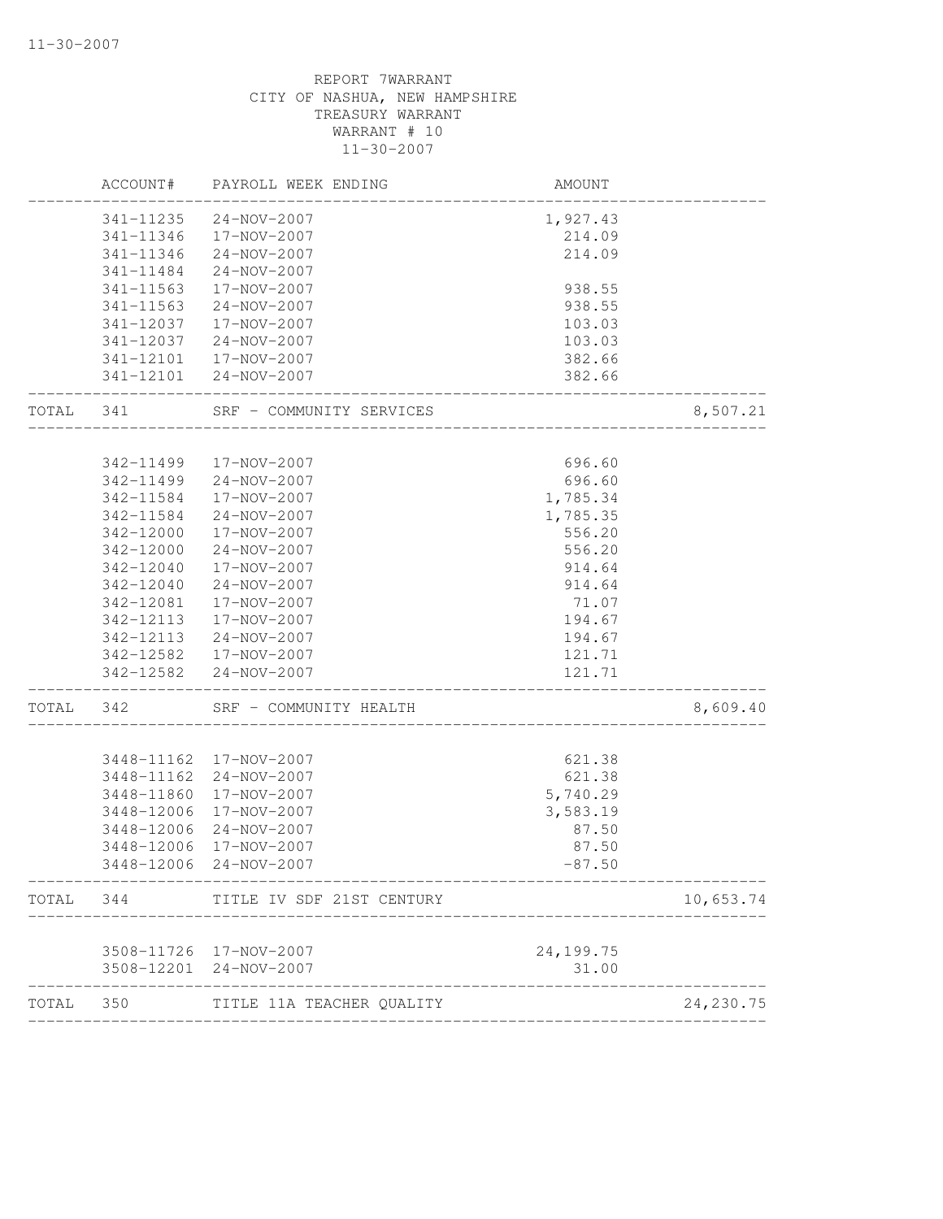REPORT 7WARRANT
CITY OF NASHUA, NEW HAMPSHIRE
TREASURY WARRANT
WARRANT # 10
11-30-2007

| | ACCOUNT# | PAYROLL WEEK ENDING | AMOUNT | |
|---|---|---|---|---|
| | 341-11235 | 24-NOV-2007 | 1,927.43 | |
| | 341-11346 | 17-NOV-2007 | 214.09 | |
| | 341-11346 | 24-NOV-2007 | 214.09 | |
| | 341-11484 | 24-NOV-2007 | | |
| | 341-11563 | 17-NOV-2007 | 938.55 | |
| | 341-11563 | 24-NOV-2007 | 938.55 | |
| | 341-12037 | 17-NOV-2007 | 103.03 | |
| | 341-12037 | 24-NOV-2007 | 103.03 | |
| | 341-12101 | 17-NOV-2007 | 382.66 | |
| | 341-12101 | 24-NOV-2007 | 382.66 | |
| TOTAL | 341 | SRF - COMMUNITY SERVICES | | 8,507.21 |
| | 342-11499 | 17-NOV-2007 | 696.60 | |
| | 342-11499 | 24-NOV-2007 | 696.60 | |
| | 342-11584 | 17-NOV-2007 | 1,785.34 | |
| | 342-11584 | 24-NOV-2007 | 1,785.35 | |
| | 342-12000 | 17-NOV-2007 | 556.20 | |
| | 342-12000 | 24-NOV-2007 | 556.20 | |
| | 342-12040 | 17-NOV-2007 | 914.64 | |
| | 342-12040 | 24-NOV-2007 | 914.64 | |
| | 342-12081 | 17-NOV-2007 | 71.07 | |
| | 342-12113 | 17-NOV-2007 | 194.67 | |
| | 342-12113 | 24-NOV-2007 | 194.67 | |
| | 342-12582 | 17-NOV-2007 | 121.71 | |
| | 342-12582 | 24-NOV-2007 | 121.71 | |
| TOTAL | 342 | SRF - COMMUNITY HEALTH | | 8,609.40 |
| | 3448-11162 | 17-NOV-2007 | 621.38 | |
| | 3448-11162 | 24-NOV-2007 | 621.38 | |
| | 3448-11860 | 17-NOV-2007 | 5,740.29 | |
| | 3448-12006 | 17-NOV-2007 | 3,583.19 | |
| | 3448-12006 | 24-NOV-2007 | 87.50 | |
| | 3448-12006 | 17-NOV-2007 | 87.50 | |
| | 3448-12006 | 24-NOV-2007 | -87.50 | |
| TOTAL | 344 | TITLE IV SDF 21ST CENTURY | | 10,653.74 |
| | 3508-11726 | 17-NOV-2007 | 24,199.75 | |
| | 3508-12201 | 24-NOV-2007 | 31.00 | |
| TOTAL | 350 | TITLE 11A TEACHER QUALITY | | 24,230.75 |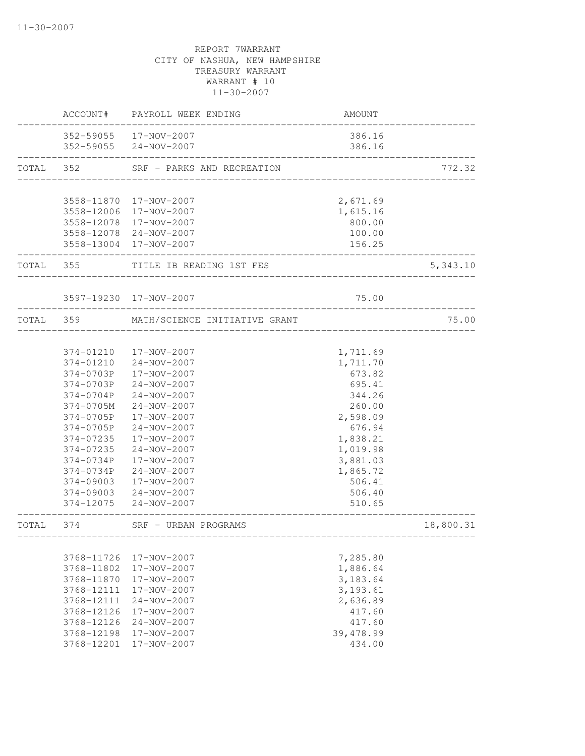REPORT 7WARRANT
CITY OF NASHUA, NEW HAMPSHIRE
TREASURY WARRANT
WARRANT # 10
11-30-2007

| | ACCOUNT# | PAYROLL WEEK ENDING | AMOUNT | |
|---|---|---|---|---|
| | 352-59055 | 17-NOV-2007 | 386.16 | |
| | 352-59055 | 24-NOV-2007 | 386.16 | |
| TOTAL | 352 | SRF - PARKS AND RECREATION | | 772.32 |
| | 3558-11870 | 17-NOV-2007 | 2,671.69 | |
| | 3558-12006 | 17-NOV-2007 | 1,615.16 | |
| | 3558-12078 | 17-NOV-2007 | 800.00 | |
| | 3558-12078 | 24-NOV-2007 | 100.00 | |
| | 3558-13004 | 17-NOV-2007 | 156.25 | |
| TOTAL | 355 | TITLE IB READING 1ST FES | | 5,343.10 |
| | 3597-19230 | 17-NOV-2007 | 75.00 | |
| TOTAL | 359 | MATH/SCIENCE INITIATIVE GRANT | | 75.00 |
| | 374-01210 | 17-NOV-2007 | 1,711.69 | |
| | 374-01210 | 24-NOV-2007 | 1,711.70 | |
| | 374-0703P | 17-NOV-2007 | 673.82 | |
| | 374-0703P | 24-NOV-2007 | 695.41 | |
| | 374-0704P | 24-NOV-2007 | 344.26 | |
| | 374-0705M | 24-NOV-2007 | 260.00 | |
| | 374-0705P | 17-NOV-2007 | 2,598.09 | |
| | 374-0705P | 24-NOV-2007 | 676.94 | |
| | 374-07235 | 17-NOV-2007 | 1,838.21 | |
| | 374-07235 | 24-NOV-2007 | 1,019.98 | |
| | 374-0734P | 17-NOV-2007 | 3,881.03 | |
| | 374-0734P | 24-NOV-2007 | 1,865.72 | |
| | 374-09003 | 17-NOV-2007 | 506.41 | |
| | 374-09003 | 24-NOV-2007 | 506.40 | |
| | 374-12075 | 24-NOV-2007 | 510.65 | |
| TOTAL | 374 | SRF - URBAN PROGRAMS | | 18,800.31 |
| | 3768-11726 | 17-NOV-2007 | 7,285.80 | |
| | 3768-11802 | 17-NOV-2007 | 1,886.64 | |
| | 3768-11870 | 17-NOV-2007 | 3,183.64 | |
| | 3768-12111 | 17-NOV-2007 | 3,193.61 | |
| | 3768-12111 | 24-NOV-2007 | 2,636.89 | |
| | 3768-12126 | 17-NOV-2007 | 417.60 | |
| | 3768-12126 | 24-NOV-2007 | 417.60 | |
| | 3768-12198 | 17-NOV-2007 | 39,478.99 | |
| | 3768-12201 | 17-NOV-2007 | 434.00 | |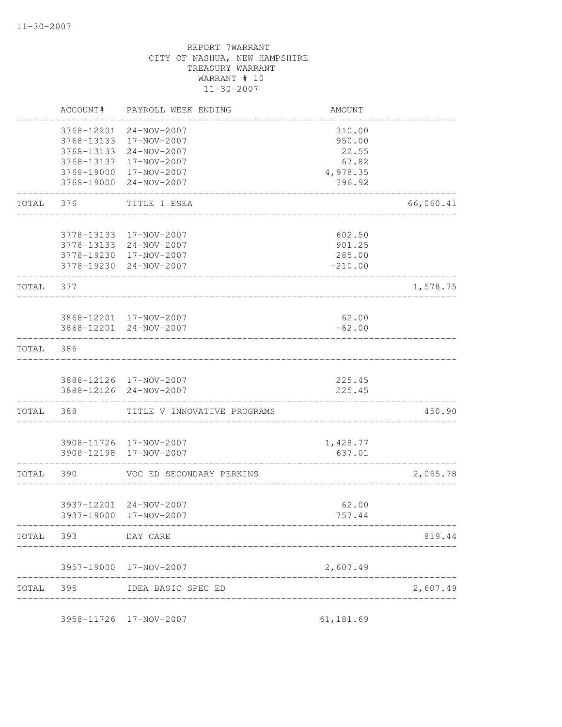11-30-2007

REPORT 7WARRANT
CITY OF NASHUA, NEW HAMPSHIRE
TREASURY WARRANT
WARRANT # 10
11-30-2007

| | ACCOUNT# | PAYROLL WEEK ENDING | AMOUNT | |
|---|---|---|---|---|
| | 3768-12201 | 24-NOV-2007 | 310.00 | |
| | 3768-13133 | 17-NOV-2007 | 950.00 | |
| | 3768-13133 | 24-NOV-2007 | 22.55 | |
| | 3768-13137 | 17-NOV-2007 | 67.82 | |
| | 3768-19000 | 17-NOV-2007 | 4,978.35 | |
| | 3768-19000 | 24-NOV-2007 | 796.92 | |
| TOTAL | 376 | TITLE I ESEA | | 66,060.41 |
| | 3778-13133 | 17-NOV-2007 | 602.50 | |
| | 3778-13133 | 24-NOV-2007 | 901.25 | |
| | 3778-19230 | 17-NOV-2007 | 285.00 | |
| | 3778-19230 | 24-NOV-2007 | -210.00 | |
| TOTAL | 377 | | | 1,578.75 |
| | 3868-12201 | 17-NOV-2007 | 62.00 | |
| | 3868-12201 | 24-NOV-2007 | -62.00 | |
| TOTAL | 386 | | | |
| | 3888-12126 | 17-NOV-2007 | 225.45 | |
| | 3888-12126 | 24-NOV-2007 | 225.45 | |
| TOTAL | 388 | TITLE V INNOVATIVE PROGRAMS | | 450.90 |
| | 3908-11726 | 17-NOV-2007 | 1,428.77 | |
| | 3908-12198 | 17-NOV-2007 | 637.01 | |
| TOTAL | 390 | VOC ED SECONDARY PERKINS | | 2,065.78 |
| | 3937-12201 | 24-NOV-2007 | 62.00 | |
| | 3937-19000 | 17-NOV-2007 | 757.44 | |
| TOTAL | 393 | DAY CARE | | 819.44 |
| | 3957-19000 | 17-NOV-2007 | 2,607.49 | |
| TOTAL | 395 | IDEA BASIC SPEC ED | | 2,607.49 |
| | 3958-11726 | 17-NOV-2007 | 61,181.69 | |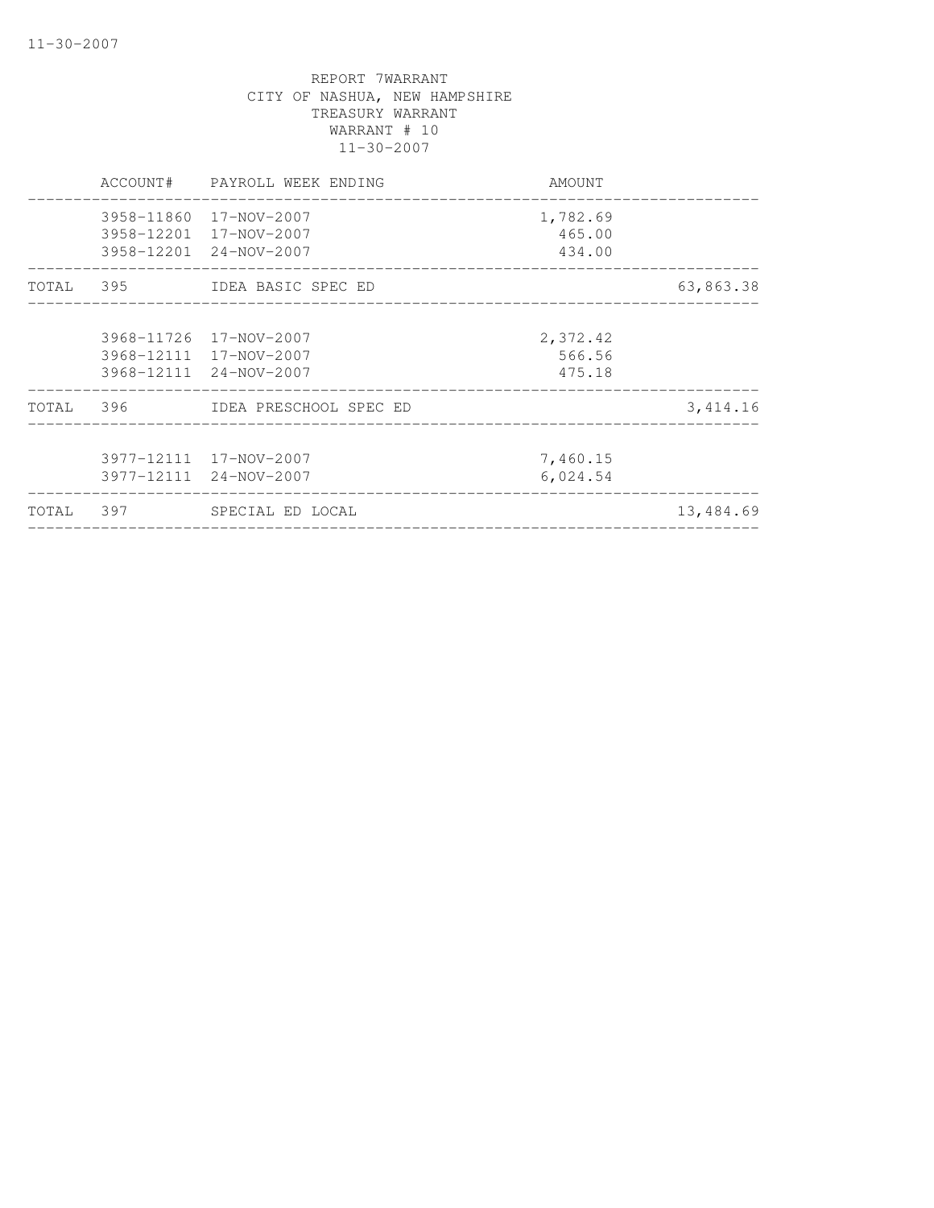REPORT 7WARRANT
CITY OF NASHUA, NEW HAMPSHIRE
TREASURY WARRANT
WARRANT # 10
11-30-2007

| | ACCOUNT# | PAYROLL WEEK ENDING | AMOUNT | |
|---|---|---|---|---|
| | 3958-11860 | 17-NOV-2007 | 1,782.69 | |
| | 3958-12201 | 17-NOV-2007 | 465.00 | |
| | 3958-12201 | 24-NOV-2007 | 434.00 | |
| TOTAL | 395 | IDEA BASIC SPEC ED | | 63,863.38 |
| | 3968-11726 | 17-NOV-2007 | 2,372.42 | |
| | 3968-12111 | 17-NOV-2007 | 566.56 | |
| | 3968-12111 | 24-NOV-2007 | 475.18 | |
| TOTAL | 396 | IDEA PRESCHOOL SPEC ED | | 3,414.16 |
| | 3977-12111 | 17-NOV-2007 | 7,460.15 | |
| | 3977-12111 | 24-NOV-2007 | 6,024.54 | |
| TOTAL | 397 | SPECIAL ED LOCAL | | 13,484.69 |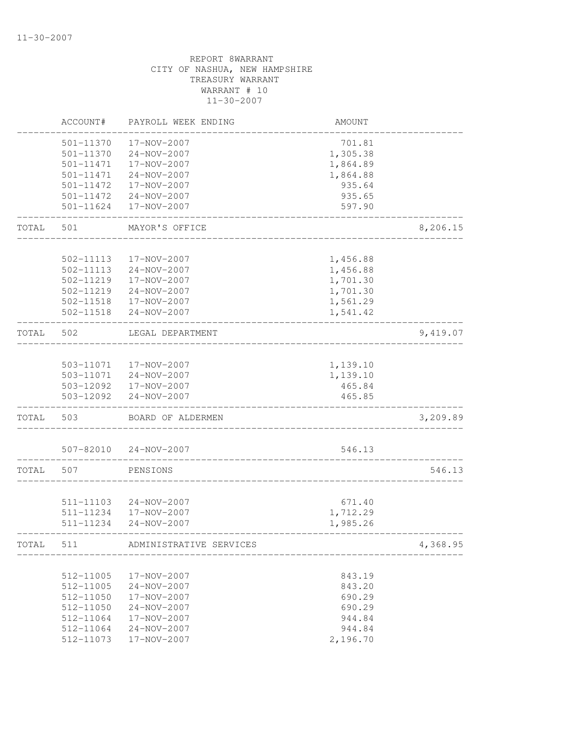11-30-2007

REPORT 8WARRANT
CITY OF NASHUA, NEW HAMPSHIRE
TREASURY WARRANT
WARRANT # 10
11-30-2007

| | ACCOUNT# | PAYROLL WEEK ENDING | AMOUNT | |
|---|---|---|---|---|
| | 501-11370 | 17-NOV-2007 | 701.81 | |
| | 501-11370 | 24-NOV-2007 | 1,305.38 | |
| | 501-11471 | 17-NOV-2007 | 1,864.89 | |
| | 501-11471 | 24-NOV-2007 | 1,864.88 | |
| | 501-11472 | 17-NOV-2007 | 935.64 | |
| | 501-11472 | 24-NOV-2007 | 935.65 | |
| | 501-11624 | 17-NOV-2007 | 597.90 | |
| TOTAL | 501 | MAYOR'S OFFICE | | 8,206.15 |
| | 502-11113 | 17-NOV-2007 | 1,456.88 | |
| | 502-11113 | 24-NOV-2007 | 1,456.88 | |
| | 502-11219 | 17-NOV-2007 | 1,701.30 | |
| | 502-11219 | 24-NOV-2007 | 1,701.30 | |
| | 502-11518 | 17-NOV-2007 | 1,561.29 | |
| | 502-11518 | 24-NOV-2007 | 1,541.42 | |
| TOTAL | 502 | LEGAL DEPARTMENT | | 9,419.07 |
| | 503-11071 | 17-NOV-2007 | 1,139.10 | |
| | 503-11071 | 24-NOV-2007 | 1,139.10 | |
| | 503-12092 | 17-NOV-2007 | 465.84 | |
| | 503-12092 | 24-NOV-2007 | 465.85 | |
| TOTAL | 503 | BOARD OF ALDERMEN | | 3,209.89 |
| | 507-82010 | 24-NOV-2007 | 546.13 | |
| TOTAL | 507 | PENSIONS | | 546.13 |
| | 511-11103 | 24-NOV-2007 | 671.40 | |
| | 511-11234 | 17-NOV-2007 | 1,712.29 | |
| | 511-11234 | 24-NOV-2007 | 1,985.26 | |
| TOTAL | 511 | ADMINISTRATIVE SERVICES | | 4,368.95 |
| | 512-11005 | 17-NOV-2007 | 843.19 | |
| | 512-11005 | 24-NOV-2007 | 843.20 | |
| | 512-11050 | 17-NOV-2007 | 690.29 | |
| | 512-11050 | 24-NOV-2007 | 690.29 | |
| | 512-11064 | 17-NOV-2007 | 944.84 | |
| | 512-11064 | 24-NOV-2007 | 944.84 | |
| | 512-11073 | 17-NOV-2007 | 2,196.70 | |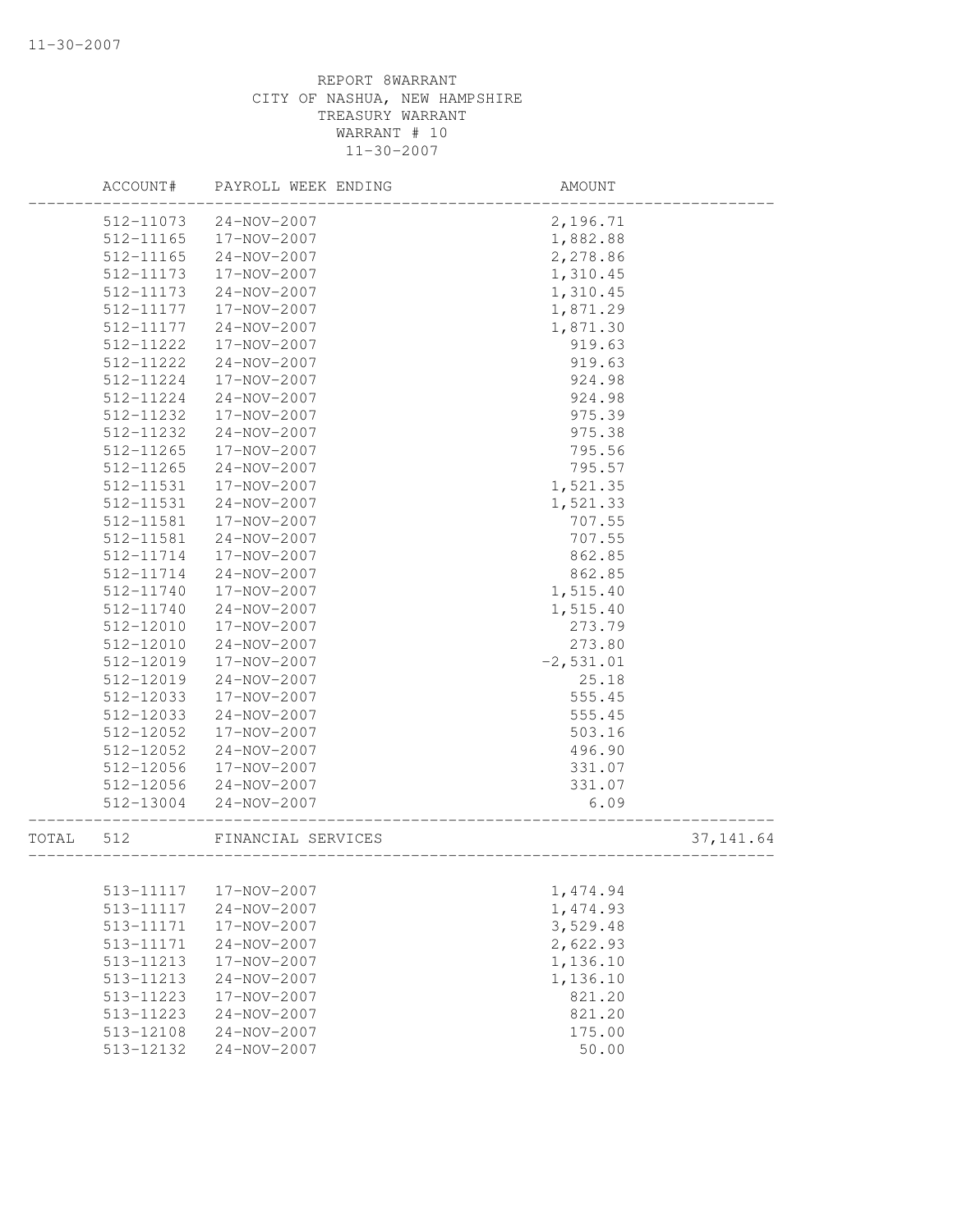REPORT 8WARRANT
CITY OF NASHUA, NEW HAMPSHIRE
TREASURY WARRANT
WARRANT # 10
11-30-2007

| | ACCOUNT# | PAYROLL WEEK ENDING | AMOUNT | |
|---|---|---|---|---|
| | 512-11073 | 24-NOV-2007 | 2,196.71 | |
| | 512-11165 | 17-NOV-2007 | 1,882.88 | |
| | 512-11165 | 24-NOV-2007 | 2,278.86 | |
| | 512-11173 | 17-NOV-2007 | 1,310.45 | |
| | 512-11173 | 24-NOV-2007 | 1,310.45 | |
| | 512-11177 | 17-NOV-2007 | 1,871.29 | |
| | 512-11177 | 24-NOV-2007 | 1,871.30 | |
| | 512-11222 | 17-NOV-2007 | 919.63 | |
| | 512-11222 | 24-NOV-2007 | 919.63 | |
| | 512-11224 | 17-NOV-2007 | 924.98 | |
| | 512-11224 | 24-NOV-2007 | 924.98 | |
| | 512-11232 | 17-NOV-2007 | 975.39 | |
| | 512-11232 | 24-NOV-2007 | 975.38 | |
| | 512-11265 | 17-NOV-2007 | 795.56 | |
| | 512-11265 | 24-NOV-2007 | 795.57 | |
| | 512-11531 | 17-NOV-2007 | 1,521.35 | |
| | 512-11531 | 24-NOV-2007 | 1,521.33 | |
| | 512-11581 | 17-NOV-2007 | 707.55 | |
| | 512-11581 | 24-NOV-2007 | 707.55 | |
| | 512-11714 | 17-NOV-2007 | 862.85 | |
| | 512-11714 | 24-NOV-2007 | 862.85 | |
| | 512-11740 | 17-NOV-2007 | 1,515.40 | |
| | 512-11740 | 24-NOV-2007 | 1,515.40 | |
| | 512-12010 | 17-NOV-2007 | 273.79 | |
| | 512-12010 | 24-NOV-2007 | 273.80 | |
| | 512-12019 | 17-NOV-2007 | -2,531.01 | |
| | 512-12019 | 24-NOV-2007 | 25.18 | |
| | 512-12033 | 17-NOV-2007 | 555.45 | |
| | 512-12033 | 24-NOV-2007 | 555.45 | |
| | 512-12052 | 17-NOV-2007 | 503.16 | |
| | 512-12052 | 24-NOV-2007 | 496.90 | |
| | 512-12056 | 17-NOV-2007 | 331.07 | |
| | 512-12056 | 24-NOV-2007 | 331.07 | |
| | 512-13004 | 24-NOV-2007 | 6.09 | |
| TOTAL | 512 | FINANCIAL SERVICES | | 37,141.64 |
| | 513-11117 | 17-NOV-2007 | 1,474.94 | |
| | 513-11117 | 24-NOV-2007 | 1,474.93 | |
| | 513-11171 | 17-NOV-2007 | 3,529.48 | |
| | 513-11171 | 24-NOV-2007 | 2,622.93 | |
| | 513-11213 | 17-NOV-2007 | 1,136.10 | |
| | 513-11213 | 24-NOV-2007 | 1,136.10 | |
| | 513-11223 | 17-NOV-2007 | 821.20 | |
| | 513-11223 | 24-NOV-2007 | 821.20 | |
| | 513-12108 | 24-NOV-2007 | 175.00 | |
| | 513-12132 | 24-NOV-2007 | 50.00 | |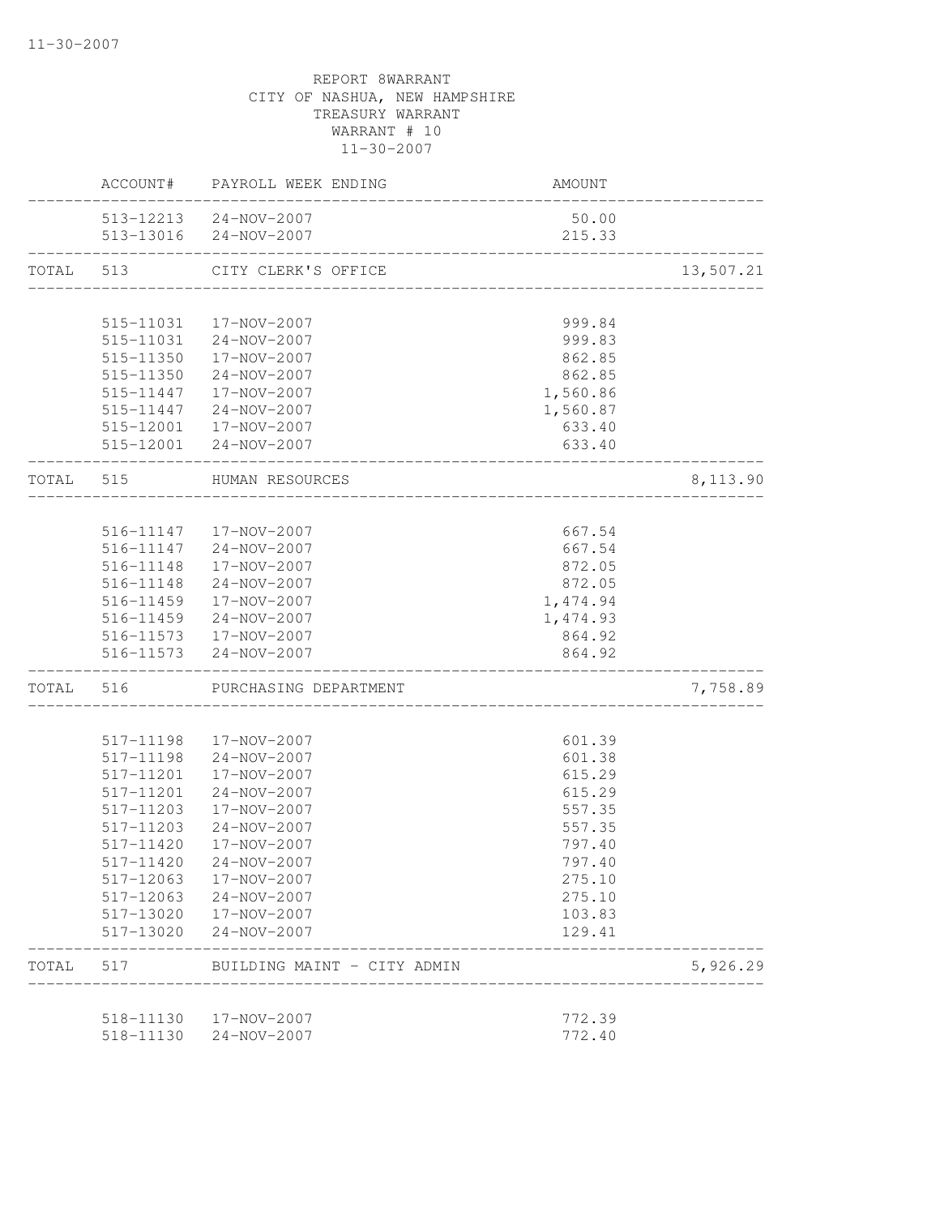11-30-2007

REPORT 8WARRANT
CITY OF NASHUA, NEW HAMPSHIRE
TREASURY WARRANT
WARRANT # 10
11-30-2007

| | ACCOUNT# | PAYROLL WEEK ENDING | AMOUNT | |
|---|---|---|---|---|
| | 513-12213 | 24-NOV-2007 | 50.00 | |
| | 513-13016 | 24-NOV-2007 | 215.33 | |
| TOTAL | 513 | CITY CLERK'S OFFICE | | 13,507.21 |
| | 515-11031 | 17-NOV-2007 | 999.84 | |
| | 515-11031 | 24-NOV-2007 | 999.83 | |
| | 515-11350 | 17-NOV-2007 | 862.85 | |
| | 515-11350 | 24-NOV-2007 | 862.85 | |
| | 515-11447 | 17-NOV-2007 | 1,560.86 | |
| | 515-11447 | 24-NOV-2007 | 1,560.87 | |
| | 515-12001 | 17-NOV-2007 | 633.40 | |
| | 515-12001 | 24-NOV-2007 | 633.40 | |
| TOTAL | 515 | HUMAN RESOURCES | | 8,113.90 |
| | 516-11147 | 17-NOV-2007 | 667.54 | |
| | 516-11147 | 24-NOV-2007 | 667.54 | |
| | 516-11148 | 17-NOV-2007 | 872.05 | |
| | 516-11148 | 24-NOV-2007 | 872.05 | |
| | 516-11459 | 17-NOV-2007 | 1,474.94 | |
| | 516-11459 | 24-NOV-2007 | 1,474.93 | |
| | 516-11573 | 17-NOV-2007 | 864.92 | |
| | 516-11573 | 24-NOV-2007 | 864.92 | |
| TOTAL | 516 | PURCHASING DEPARTMENT | | 7,758.89 |
| | 517-11198 | 17-NOV-2007 | 601.39 | |
| | 517-11198 | 24-NOV-2007 | 601.38 | |
| | 517-11201 | 17-NOV-2007 | 615.29 | |
| | 517-11201 | 24-NOV-2007 | 615.29 | |
| | 517-11203 | 17-NOV-2007 | 557.35 | |
| | 517-11203 | 24-NOV-2007 | 557.35 | |
| | 517-11420 | 17-NOV-2007 | 797.40 | |
| | 517-11420 | 24-NOV-2007 | 797.40 | |
| | 517-12063 | 17-NOV-2007 | 275.10 | |
| | 517-12063 | 24-NOV-2007 | 275.10 | |
| | 517-13020 | 17-NOV-2007 | 103.83 | |
| | 517-13020 | 24-NOV-2007 | 129.41 | |
| TOTAL | 517 | BUILDING MAINT - CITY ADMIN | | 5,926.29 |
| | 518-11130 | 17-NOV-2007 | 772.39 | |
| | 518-11130 | 24-NOV-2007 | 772.40 | |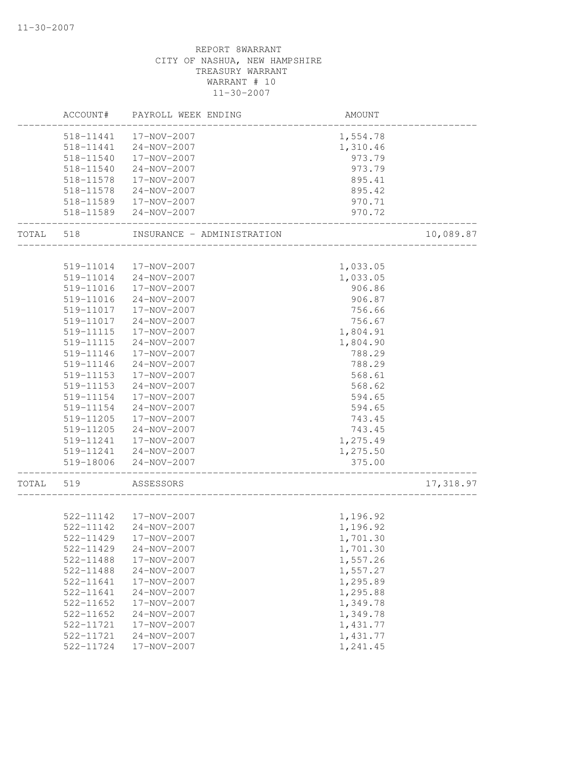11-30-2007

REPORT 8WARRANT
CITY OF NASHUA, NEW HAMPSHIRE
TREASURY WARRANT
WARRANT # 10
11-30-2007

| | ACCOUNT# | PAYROLL WEEK ENDING | AMOUNT | |
|---|---|---|---|---|
| | 518-11441 | 17-NOV-2007 | 1,554.78 | |
| | 518-11441 | 24-NOV-2007 | 1,310.46 | |
| | 518-11540 | 17-NOV-2007 | 973.79 | |
| | 518-11540 | 24-NOV-2007 | 973.79 | |
| | 518-11578 | 17-NOV-2007 | 895.41 | |
| | 518-11578 | 24-NOV-2007 | 895.42 | |
| | 518-11589 | 17-NOV-2007 | 970.71 | |
| | 518-11589 | 24-NOV-2007 | 970.72 | |
| TOTAL | 518 | INSURANCE - ADMINISTRATION | | 10,089.87 |
| | 519-11014 | 17-NOV-2007 | 1,033.05 | |
| | 519-11014 | 24-NOV-2007 | 1,033.05 | |
| | 519-11016 | 17-NOV-2007 | 906.86 | |
| | 519-11016 | 24-NOV-2007 | 906.87 | |
| | 519-11017 | 17-NOV-2007 | 756.66 | |
| | 519-11017 | 24-NOV-2007 | 756.67 | |
| | 519-11115 | 17-NOV-2007 | 1,804.91 | |
| | 519-11115 | 24-NOV-2007 | 1,804.90 | |
| | 519-11146 | 17-NOV-2007 | 788.29 | |
| | 519-11146 | 24-NOV-2007 | 788.29 | |
| | 519-11153 | 17-NOV-2007 | 568.61 | |
| | 519-11153 | 24-NOV-2007 | 568.62 | |
| | 519-11154 | 17-NOV-2007 | 594.65 | |
| | 519-11154 | 24-NOV-2007 | 594.65 | |
| | 519-11205 | 17-NOV-2007 | 743.45 | |
| | 519-11205 | 24-NOV-2007 | 743.45 | |
| | 519-11241 | 17-NOV-2007 | 1,275.49 | |
| | 519-11241 | 24-NOV-2007 | 1,275.50 | |
| | 519-18006 | 24-NOV-2007 | 375.00 | |
| TOTAL | 519 | ASSESSORS | | 17,318.97 |
| | 522-11142 | 17-NOV-2007 | 1,196.92 | |
| | 522-11142 | 24-NOV-2007 | 1,196.92 | |
| | 522-11429 | 17-NOV-2007 | 1,701.30 | |
| | 522-11429 | 24-NOV-2007 | 1,701.30 | |
| | 522-11488 | 17-NOV-2007 | 1,557.26 | |
| | 522-11488 | 24-NOV-2007 | 1,557.27 | |
| | 522-11641 | 17-NOV-2007 | 1,295.89 | |
| | 522-11641 | 24-NOV-2007 | 1,295.88 | |
| | 522-11652 | 17-NOV-2007 | 1,349.78 | |
| | 522-11652 | 24-NOV-2007 | 1,349.78 | |
| | 522-11721 | 17-NOV-2007 | 1,431.77 | |
| | 522-11721 | 24-NOV-2007 | 1,431.77 | |
| | 522-11724 | 17-NOV-2007 | 1,241.45 | |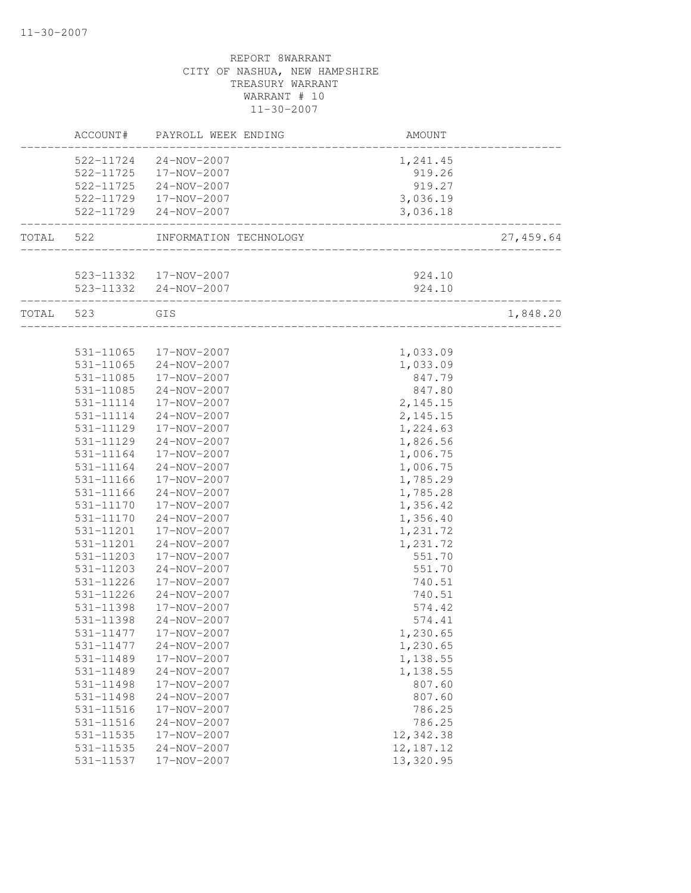REPORT 8WARRANT
CITY OF NASHUA, NEW HAMPSHIRE
TREASURY WARRANT
WARRANT # 10
11-30-2007

| | ACCOUNT# | PAYROLL WEEK ENDING | AMOUNT | |
|---|---|---|---|---|
| | 522-11724 | 24-NOV-2007 | 1,241.45 | |
| | 522-11725 | 17-NOV-2007 | 919.26 | |
| | 522-11725 | 24-NOV-2007 | 919.27 | |
| | 522-11729 | 17-NOV-2007 | 3,036.19 | |
| | 522-11729 | 24-NOV-2007 | 3,036.18 | |
| TOTAL | 522 | INFORMATION TECHNOLOGY | | 27,459.64 |
| | 523-11332 | 17-NOV-2007 | 924.10 | |
| | 523-11332 | 24-NOV-2007 | 924.10 | |
| TOTAL | 523 | GIS | | 1,848.20 |
| | 531-11065 | 17-NOV-2007 | 1,033.09 | |
| | 531-11065 | 24-NOV-2007 | 1,033.09 | |
| | 531-11085 | 17-NOV-2007 | 847.79 | |
| | 531-11085 | 24-NOV-2007 | 847.80 | |
| | 531-11114 | 17-NOV-2007 | 2,145.15 | |
| | 531-11114 | 24-NOV-2007 | 2,145.15 | |
| | 531-11129 | 17-NOV-2007 | 1,224.63 | |
| | 531-11129 | 24-NOV-2007 | 1,826.56 | |
| | 531-11164 | 17-NOV-2007 | 1,006.75 | |
| | 531-11164 | 24-NOV-2007 | 1,006.75 | |
| | 531-11166 | 17-NOV-2007 | 1,785.29 | |
| | 531-11166 | 24-NOV-2007 | 1,785.28 | |
| | 531-11170 | 17-NOV-2007 | 1,356.42 | |
| | 531-11170 | 24-NOV-2007 | 1,356.40 | |
| | 531-11201 | 17-NOV-2007 | 1,231.72 | |
| | 531-11201 | 24-NOV-2007 | 1,231.72 | |
| | 531-11203 | 17-NOV-2007 | 551.70 | |
| | 531-11203 | 24-NOV-2007 | 551.70 | |
| | 531-11226 | 17-NOV-2007 | 740.51 | |
| | 531-11226 | 24-NOV-2007 | 740.51 | |
| | 531-11398 | 17-NOV-2007 | 574.42 | |
| | 531-11398 | 24-NOV-2007 | 574.41 | |
| | 531-11477 | 17-NOV-2007 | 1,230.65 | |
| | 531-11477 | 24-NOV-2007 | 1,230.65 | |
| | 531-11489 | 17-NOV-2007 | 1,138.55 | |
| | 531-11489 | 24-NOV-2007 | 1,138.55 | |
| | 531-11498 | 17-NOV-2007 | 807.60 | |
| | 531-11498 | 24-NOV-2007 | 807.60 | |
| | 531-11516 | 17-NOV-2007 | 786.25 | |
| | 531-11516 | 24-NOV-2007 | 786.25 | |
| | 531-11535 | 17-NOV-2007 | 12,342.38 | |
| | 531-11535 | 24-NOV-2007 | 12,187.12 | |
| | 531-11537 | 17-NOV-2007 | 13,320.95 | |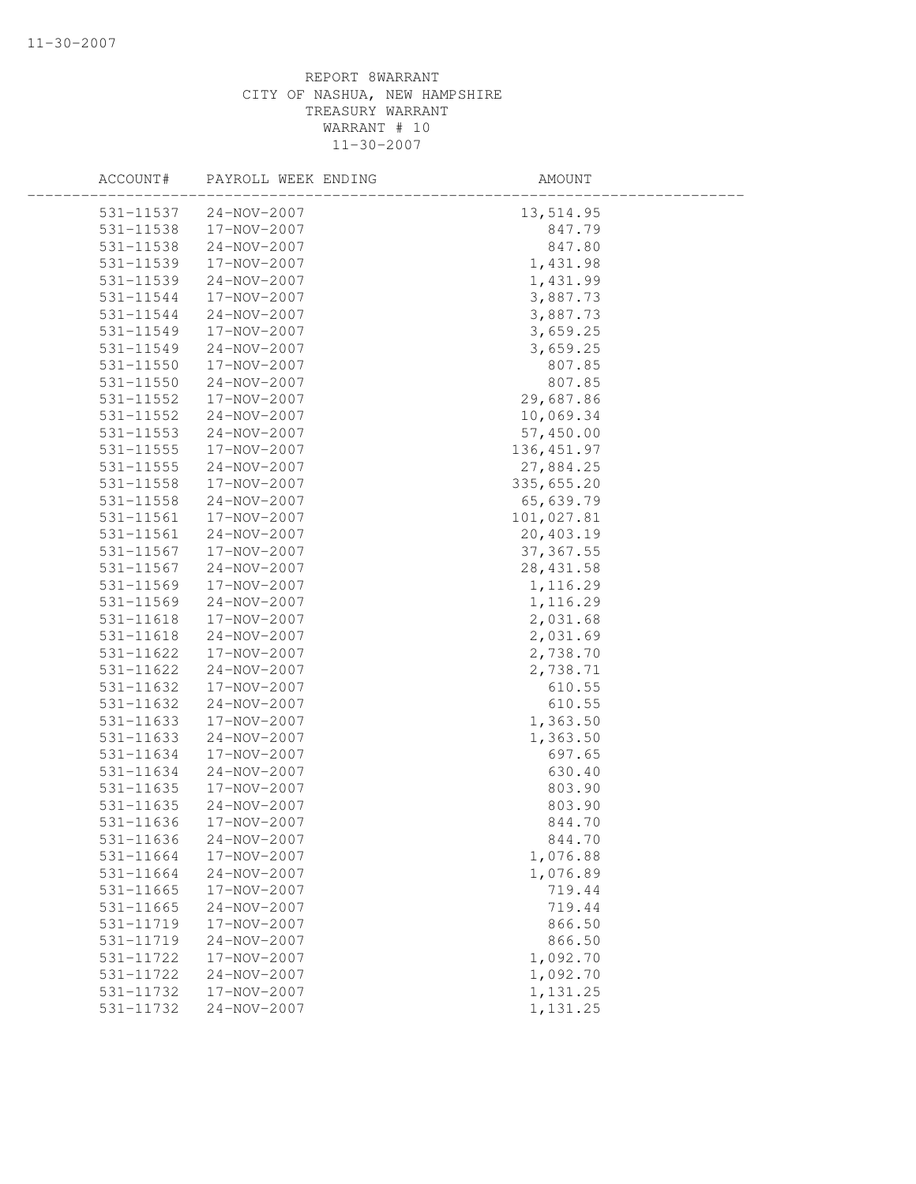REPORT 8WARRANT
CITY OF NASHUA, NEW HAMPSHIRE
TREASURY WARRANT
WARRANT # 10
11-30-2007

| ACCOUNT# | PAYROLL WEEK ENDING | AMOUNT |
|---|---|---|
| 531-11537 | 24-NOV-2007 | 13,514.95 |
| 531-11538 | 17-NOV-2007 | 847.79 |
| 531-11538 | 24-NOV-2007 | 847.80 |
| 531-11539 | 17-NOV-2007 | 1,431.98 |
| 531-11539 | 24-NOV-2007 | 1,431.99 |
| 531-11544 | 17-NOV-2007 | 3,887.73 |
| 531-11544 | 24-NOV-2007 | 3,887.73 |
| 531-11549 | 17-NOV-2007 | 3,659.25 |
| 531-11549 | 24-NOV-2007 | 3,659.25 |
| 531-11550 | 17-NOV-2007 | 807.85 |
| 531-11550 | 24-NOV-2007 | 807.85 |
| 531-11552 | 17-NOV-2007 | 29,687.86 |
| 531-11552 | 24-NOV-2007 | 10,069.34 |
| 531-11553 | 24-NOV-2007 | 57,450.00 |
| 531-11555 | 17-NOV-2007 | 136,451.97 |
| 531-11555 | 24-NOV-2007 | 27,884.25 |
| 531-11558 | 17-NOV-2007 | 335,655.20 |
| 531-11558 | 24-NOV-2007 | 65,639.79 |
| 531-11561 | 17-NOV-2007 | 101,027.81 |
| 531-11561 | 24-NOV-2007 | 20,403.19 |
| 531-11567 | 17-NOV-2007 | 37,367.55 |
| 531-11567 | 24-NOV-2007 | 28,431.58 |
| 531-11569 | 17-NOV-2007 | 1,116.29 |
| 531-11569 | 24-NOV-2007 | 1,116.29 |
| 531-11618 | 17-NOV-2007 | 2,031.68 |
| 531-11618 | 24-NOV-2007 | 2,031.69 |
| 531-11622 | 17-NOV-2007 | 2,738.70 |
| 531-11622 | 24-NOV-2007 | 2,738.71 |
| 531-11632 | 17-NOV-2007 | 610.55 |
| 531-11632 | 24-NOV-2007 | 610.55 |
| 531-11633 | 17-NOV-2007 | 1,363.50 |
| 531-11633 | 24-NOV-2007 | 1,363.50 |
| 531-11634 | 17-NOV-2007 | 697.65 |
| 531-11634 | 24-NOV-2007 | 630.40 |
| 531-11635 | 17-NOV-2007 | 803.90 |
| 531-11635 | 24-NOV-2007 | 803.90 |
| 531-11636 | 17-NOV-2007 | 844.70 |
| 531-11636 | 24-NOV-2007 | 844.70 |
| 531-11664 | 17-NOV-2007 | 1,076.88 |
| 531-11664 | 24-NOV-2007 | 1,076.89 |
| 531-11665 | 17-NOV-2007 | 719.44 |
| 531-11665 | 24-NOV-2007 | 719.44 |
| 531-11719 | 17-NOV-2007 | 866.50 |
| 531-11719 | 24-NOV-2007 | 866.50 |
| 531-11722 | 17-NOV-2007 | 1,092.70 |
| 531-11722 | 24-NOV-2007 | 1,092.70 |
| 531-11732 | 17-NOV-2007 | 1,131.25 |
| 531-11732 | 24-NOV-2007 | 1,131.25 |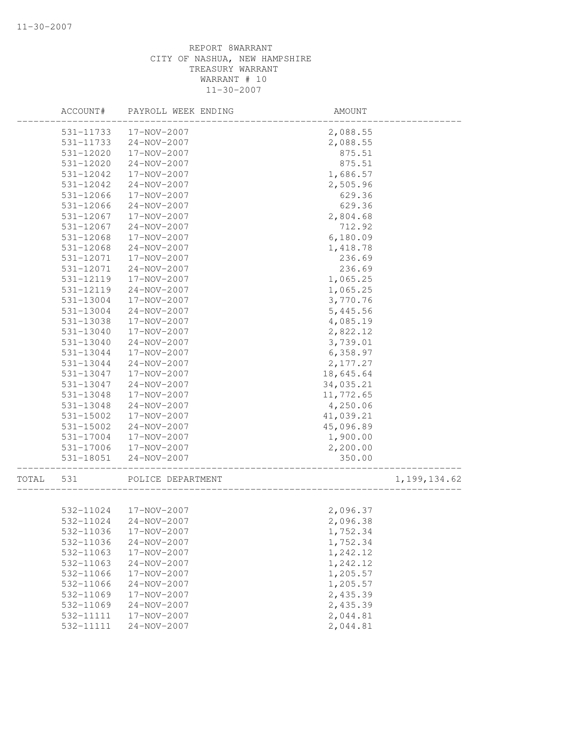REPORT 8WARRANT
CITY OF NASHUA, NEW HAMPSHIRE
TREASURY WARRANT
WARRANT # 10
11-30-2007

| ACCOUNT# | PAYROLL WEEK ENDING | AMOUNT | |
|---|---|---|---|
| 531-11733 | 17-NOV-2007 | 2,088.55 | |
| 531-11733 | 24-NOV-2007 | 2,088.55 | |
| 531-12020 | 17-NOV-2007 | 875.51 | |
| 531-12020 | 24-NOV-2007 | 875.51 | |
| 531-12042 | 17-NOV-2007 | 1,686.57 | |
| 531-12042 | 24-NOV-2007 | 2,505.96 | |
| 531-12066 | 17-NOV-2007 | 629.36 | |
| 531-12066 | 24-NOV-2007 | 629.36 | |
| 531-12067 | 17-NOV-2007 | 2,804.68 | |
| 531-12067 | 24-NOV-2007 | 712.92 | |
| 531-12068 | 17-NOV-2007 | 6,180.09 | |
| 531-12068 | 24-NOV-2007 | 1,418.78 | |
| 531-12071 | 17-NOV-2007 | 236.69 | |
| 531-12071 | 24-NOV-2007 | 236.69 | |
| 531-12119 | 17-NOV-2007 | 1,065.25 | |
| 531-12119 | 24-NOV-2007 | 1,065.25 | |
| 531-13004 | 17-NOV-2007 | 3,770.76 | |
| 531-13004 | 24-NOV-2007 | 5,445.56 | |
| 531-13038 | 17-NOV-2007 | 4,085.19 | |
| 531-13040 | 17-NOV-2007 | 2,822.12 | |
| 531-13040 | 24-NOV-2007 | 3,739.01 | |
| 531-13044 | 17-NOV-2007 | 6,358.97 | |
| 531-13044 | 24-NOV-2007 | 2,177.27 | |
| 531-13047 | 17-NOV-2007 | 18,645.64 | |
| 531-13047 | 24-NOV-2007 | 34,035.21 | |
| 531-13048 | 17-NOV-2007 | 11,772.65 | |
| 531-13048 | 24-NOV-2007 | 4,250.06 | |
| 531-15002 | 17-NOV-2007 | 41,039.21 | |
| 531-15002 | 24-NOV-2007 | 45,096.89 | |
| 531-17004 | 17-NOV-2007 | 1,900.00 | |
| 531-17006 | 17-NOV-2007 | 2,200.00 | |
| 531-18051 | 24-NOV-2007 | 350.00 | |
| TOTAL 531 | POLICE DEPARTMENT | | 1,199,134.62 |
| 532-11024 | 17-NOV-2007 | 2,096.37 | |
| 532-11024 | 24-NOV-2007 | 2,096.38 | |
| 532-11036 | 17-NOV-2007 | 1,752.34 | |
| 532-11036 | 24-NOV-2007 | 1,752.34 | |
| 532-11063 | 17-NOV-2007 | 1,242.12 | |
| 532-11063 | 24-NOV-2007 | 1,242.12 | |
| 532-11066 | 17-NOV-2007 | 1,205.57 | |
| 532-11066 | 24-NOV-2007 | 1,205.57 | |
| 532-11069 | 17-NOV-2007 | 2,435.39 | |
| 532-11069 | 24-NOV-2007 | 2,435.39 | |
| 532-11111 | 17-NOV-2007 | 2,044.81 | |
| 532-11111 | 24-NOV-2007 | 2,044.81 | |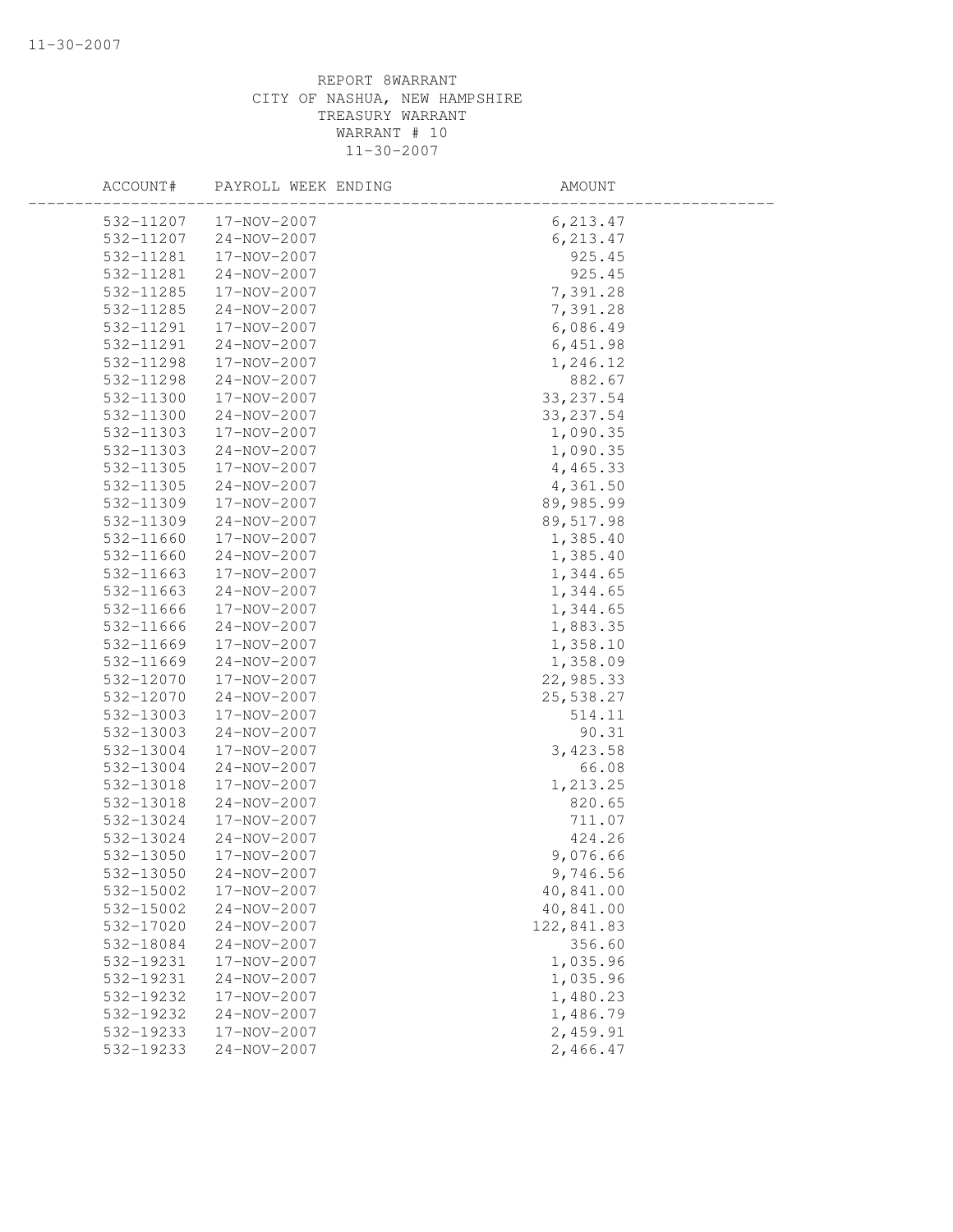REPORT 8WARRANT
CITY OF NASHUA, NEW HAMPSHIRE
TREASURY WARRANT
WARRANT # 10
11-30-2007

| ACCOUNT# | PAYROLL WEEK ENDING | AMOUNT |
|---|---|---|
| 532-11207 | 17-NOV-2007 | 6,213.47 |
| 532-11207 | 24-NOV-2007 | 6,213.47 |
| 532-11281 | 17-NOV-2007 | 925.45 |
| 532-11281 | 24-NOV-2007 | 925.45 |
| 532-11285 | 17-NOV-2007 | 7,391.28 |
| 532-11285 | 24-NOV-2007 | 7,391.28 |
| 532-11291 | 17-NOV-2007 | 6,086.49 |
| 532-11291 | 24-NOV-2007 | 6,451.98 |
| 532-11298 | 17-NOV-2007 | 1,246.12 |
| 532-11298 | 24-NOV-2007 | 882.67 |
| 532-11300 | 17-NOV-2007 | 33,237.54 |
| 532-11300 | 24-NOV-2007 | 33,237.54 |
| 532-11303 | 17-NOV-2007 | 1,090.35 |
| 532-11303 | 24-NOV-2007 | 1,090.35 |
| 532-11305 | 17-NOV-2007 | 4,465.33 |
| 532-11305 | 24-NOV-2007 | 4,361.50 |
| 532-11309 | 17-NOV-2007 | 89,985.99 |
| 532-11309 | 24-NOV-2007 | 89,517.98 |
| 532-11660 | 17-NOV-2007 | 1,385.40 |
| 532-11660 | 24-NOV-2007 | 1,385.40 |
| 532-11663 | 17-NOV-2007 | 1,344.65 |
| 532-11663 | 24-NOV-2007 | 1,344.65 |
| 532-11666 | 17-NOV-2007 | 1,344.65 |
| 532-11666 | 24-NOV-2007 | 1,883.35 |
| 532-11669 | 17-NOV-2007 | 1,358.10 |
| 532-11669 | 24-NOV-2007 | 1,358.09 |
| 532-12070 | 17-NOV-2007 | 22,985.33 |
| 532-12070 | 24-NOV-2007 | 25,538.27 |
| 532-13003 | 17-NOV-2007 | 514.11 |
| 532-13003 | 24-NOV-2007 | 90.31 |
| 532-13004 | 17-NOV-2007 | 3,423.58 |
| 532-13004 | 24-NOV-2007 | 66.08 |
| 532-13018 | 17-NOV-2007 | 1,213.25 |
| 532-13018 | 24-NOV-2007 | 820.65 |
| 532-13024 | 17-NOV-2007 | 711.07 |
| 532-13024 | 24-NOV-2007 | 424.26 |
| 532-13050 | 17-NOV-2007 | 9,076.66 |
| 532-13050 | 24-NOV-2007 | 9,746.56 |
| 532-15002 | 17-NOV-2007 | 40,841.00 |
| 532-15002 | 24-NOV-2007 | 40,841.00 |
| 532-17020 | 24-NOV-2007 | 122,841.83 |
| 532-18084 | 24-NOV-2007 | 356.60 |
| 532-19231 | 17-NOV-2007 | 1,035.96 |
| 532-19231 | 24-NOV-2007 | 1,035.96 |
| 532-19232 | 17-NOV-2007 | 1,480.23 |
| 532-19232 | 24-NOV-2007 | 1,486.79 |
| 532-19233 | 17-NOV-2007 | 2,459.91 |
| 532-19233 | 24-NOV-2007 | 2,466.47 |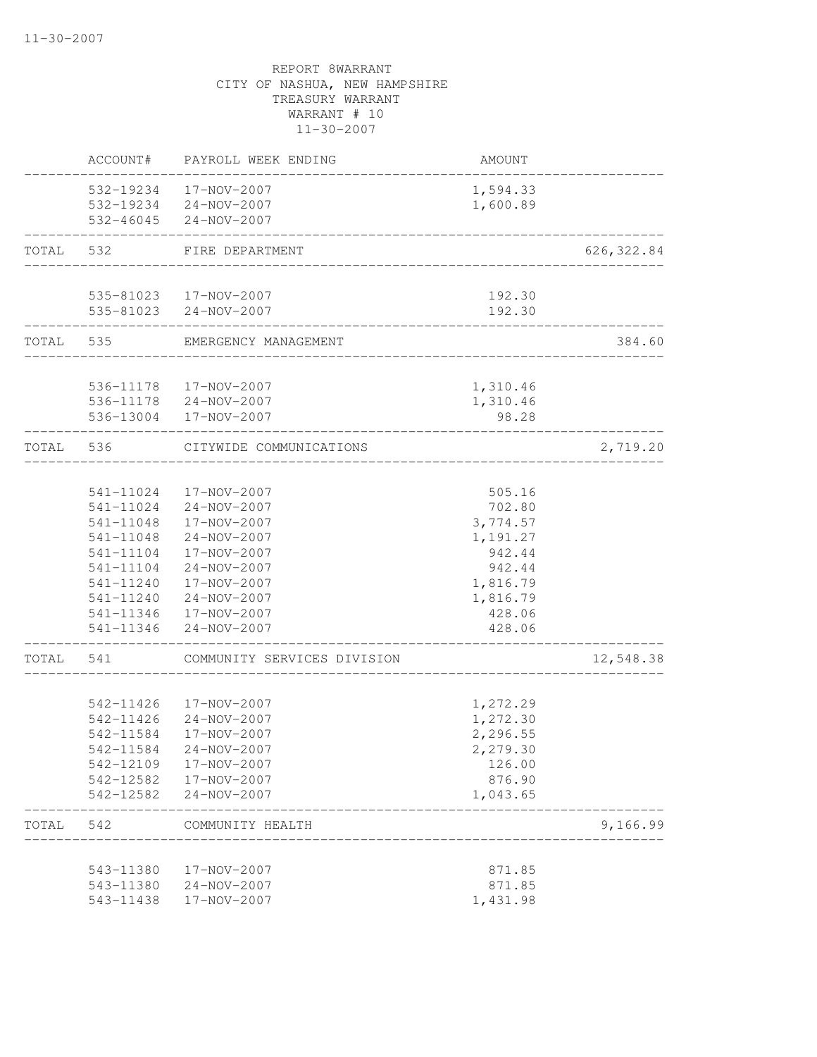REPORT 8WARRANT
CITY OF NASHUA, NEW HAMPSHIRE
TREASURY WARRANT
WARRANT # 10
11-30-2007

| | ACCOUNT# | PAYROLL WEEK ENDING | AMOUNT | |
|---|---|---|---|---|
| | 532-19234 | 17-NOV-2007 | 1,594.33 | |
| | 532-19234 | 24-NOV-2007 | 1,600.89 | |
| | 532-46045 | 24-NOV-2007 | | |
| TOTAL | 532 | FIRE DEPARTMENT | | 626,322.84 |
| | 535-81023 | 17-NOV-2007 | 192.30 | |
| | 535-81023 | 24-NOV-2007 | 192.30 | |
| TOTAL | 535 | EMERGENCY MANAGEMENT | | 384.60 |
| | 536-11178 | 17-NOV-2007 | 1,310.46 | |
| | 536-11178 | 24-NOV-2007 | 1,310.46 | |
| | 536-13004 | 17-NOV-2007 | 98.28 | |
| TOTAL | 536 | CITYWIDE COMMUNICATIONS | | 2,719.20 |
| | 541-11024 | 17-NOV-2007 | 505.16 | |
| | 541-11024 | 24-NOV-2007 | 702.80 | |
| | 541-11048 | 17-NOV-2007 | 3,774.57 | |
| | 541-11048 | 24-NOV-2007 | 1,191.27 | |
| | 541-11104 | 17-NOV-2007 | 942.44 | |
| | 541-11104 | 24-NOV-2007 | 942.44 | |
| | 541-11240 | 17-NOV-2007 | 1,816.79 | |
| | 541-11240 | 24-NOV-2007 | 1,816.79 | |
| | 541-11346 | 17-NOV-2007 | 428.06 | |
| | 541-11346 | 24-NOV-2007 | 428.06 | |
| TOTAL | 541 | COMMUNITY SERVICES DIVISION | | 12,548.38 |
| | 542-11426 | 17-NOV-2007 | 1,272.29 | |
| | 542-11426 | 24-NOV-2007 | 1,272.30 | |
| | 542-11584 | 17-NOV-2007 | 2,296.55 | |
| | 542-11584 | 24-NOV-2007 | 2,279.30 | |
| | 542-12109 | 17-NOV-2007 | 126.00 | |
| | 542-12582 | 17-NOV-2007 | 876.90 | |
| | 542-12582 | 24-NOV-2007 | 1,043.65 | |
| TOTAL | 542 | COMMUNITY HEALTH | | 9,166.99 |
| | 543-11380 | 17-NOV-2007 | 871.85 | |
| | 543-11380 | 24-NOV-2007 | 871.85 | |
| | 543-11438 | 17-NOV-2007 | 1,431.98 | |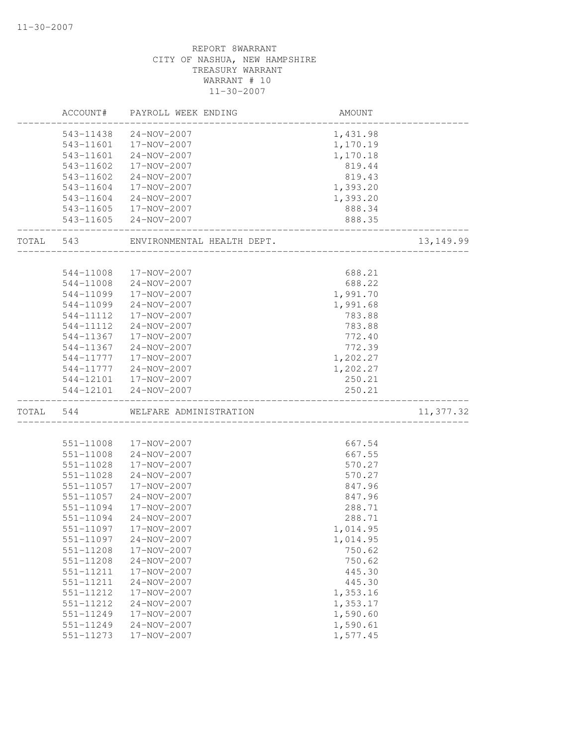REPORT 8WARRANT
CITY OF NASHUA, NEW HAMPSHIRE
TREASURY WARRANT
WARRANT # 10
11-30-2007

| ACCOUNT# | PAYROLL WEEK ENDING | AMOUNT | |
|---|---|---|---|
| 543-11438 | 24-NOV-2007 | 1,431.98 | |
| 543-11601 | 17-NOV-2007 | 1,170.19 | |
| 543-11601 | 24-NOV-2007 | 1,170.18 | |
| 543-11602 | 17-NOV-2007 | 819.44 | |
| 543-11602 | 24-NOV-2007 | 819.43 | |
| 543-11604 | 17-NOV-2007 | 1,393.20 | |
| 543-11604 | 24-NOV-2007 | 1,393.20 | |
| 543-11605 | 17-NOV-2007 | 888.34 | |
| 543-11605 | 24-NOV-2007 | 888.35 | |
| TOTAL 543 | ENVIRONMENTAL HEALTH DEPT. | | 13,149.99 |
| 544-11008 | 17-NOV-2007 | 688.21 | |
| 544-11008 | 24-NOV-2007 | 688.22 | |
| 544-11099 | 17-NOV-2007 | 1,991.70 | |
| 544-11099 | 24-NOV-2007 | 1,991.68 | |
| 544-11112 | 17-NOV-2007 | 783.88 | |
| 544-11112 | 24-NOV-2007 | 783.88 | |
| 544-11367 | 17-NOV-2007 | 772.40 | |
| 544-11367 | 24-NOV-2007 | 772.39 | |
| 544-11777 | 17-NOV-2007 | 1,202.27 | |
| 544-11777 | 24-NOV-2007 | 1,202.27 | |
| 544-12101 | 17-NOV-2007 | 250.21 | |
| 544-12101 | 24-NOV-2007 | 250.21 | |
| TOTAL 544 | WELFARE ADMINISTRATION | | 11,377.32 |
| 551-11008 | 17-NOV-2007 | 667.54 | |
| 551-11008 | 24-NOV-2007 | 667.55 | |
| 551-11028 | 17-NOV-2007 | 570.27 | |
| 551-11028 | 24-NOV-2007 | 570.27 | |
| 551-11057 | 17-NOV-2007 | 847.96 | |
| 551-11057 | 24-NOV-2007 | 847.96 | |
| 551-11094 | 17-NOV-2007 | 288.71 | |
| 551-11094 | 24-NOV-2007 | 288.71 | |
| 551-11097 | 17-NOV-2007 | 1,014.95 | |
| 551-11097 | 24-NOV-2007 | 1,014.95 | |
| 551-11208 | 17-NOV-2007 | 750.62 | |
| 551-11208 | 24-NOV-2007 | 750.62 | |
| 551-11211 | 17-NOV-2007 | 445.30 | |
| 551-11211 | 24-NOV-2007 | 445.30 | |
| 551-11212 | 17-NOV-2007 | 1,353.16 | |
| 551-11212 | 24-NOV-2007 | 1,353.17 | |
| 551-11249 | 17-NOV-2007 | 1,590.60 | |
| 551-11249 | 24-NOV-2007 | 1,590.61 | |
| 551-11273 | 17-NOV-2007 | 1,577.45 | |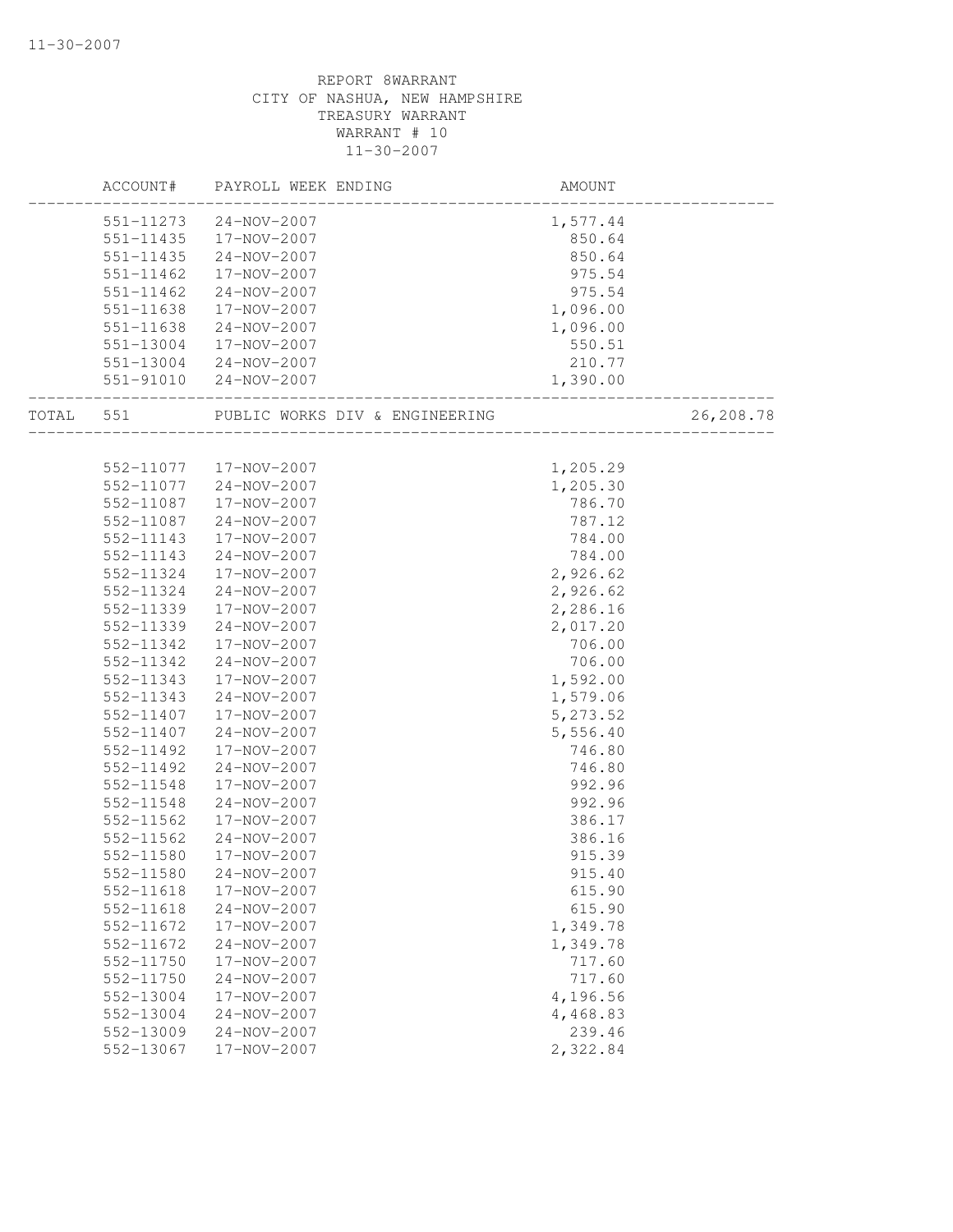REPORT 8WARRANT
CITY OF NASHUA, NEW HAMPSHIRE
TREASURY WARRANT
WARRANT # 10
11-30-2007

| | ACCOUNT# | PAYROLL WEEK ENDING | AMOUNT | |
|---|---|---|---|---|
| | 551-11273 | 24-NOV-2007 | 1,577.44 | |
| | 551-11435 | 17-NOV-2007 | 850.64 | |
| | 551-11435 | 24-NOV-2007 | 850.64 | |
| | 551-11462 | 17-NOV-2007 | 975.54 | |
| | 551-11462 | 24-NOV-2007 | 975.54 | |
| | 551-11638 | 17-NOV-2007 | 1,096.00 | |
| | 551-11638 | 24-NOV-2007 | 1,096.00 | |
| | 551-13004 | 17-NOV-2007 | 550.51 | |
| | 551-13004 | 24-NOV-2007 | 210.77 | |
| | 551-91010 | 24-NOV-2007 | 1,390.00 | |
| TOTAL | 551 | PUBLIC WORKS DIV & ENGINEERING | | 26,208.78 |
| | 552-11077 | 17-NOV-2007 | 1,205.29 | |
| | 552-11077 | 24-NOV-2007 | 1,205.30 | |
| | 552-11087 | 17-NOV-2007 | 786.70 | |
| | 552-11087 | 24-NOV-2007 | 787.12 | |
| | 552-11143 | 17-NOV-2007 | 784.00 | |
| | 552-11143 | 24-NOV-2007 | 784.00 | |
| | 552-11324 | 17-NOV-2007 | 2,926.62 | |
| | 552-11324 | 24-NOV-2007 | 2,926.62 | |
| | 552-11339 | 17-NOV-2007 | 2,286.16 | |
| | 552-11339 | 24-NOV-2007 | 2,017.20 | |
| | 552-11342 | 17-NOV-2007 | 706.00 | |
| | 552-11342 | 24-NOV-2007 | 706.00 | |
| | 552-11343 | 17-NOV-2007 | 1,592.00 | |
| | 552-11343 | 24-NOV-2007 | 1,579.06 | |
| | 552-11407 | 17-NOV-2007 | 5,273.52 | |
| | 552-11407 | 24-NOV-2007 | 5,556.40 | |
| | 552-11492 | 17-NOV-2007 | 746.80 | |
| | 552-11492 | 24-NOV-2007 | 746.80 | |
| | 552-11548 | 17-NOV-2007 | 992.96 | |
| | 552-11548 | 24-NOV-2007 | 992.96 | |
| | 552-11562 | 17-NOV-2007 | 386.17 | |
| | 552-11562 | 24-NOV-2007 | 386.16 | |
| | 552-11580 | 17-NOV-2007 | 915.39 | |
| | 552-11580 | 24-NOV-2007 | 915.40 | |
| | 552-11618 | 17-NOV-2007 | 615.90 | |
| | 552-11618 | 24-NOV-2007 | 615.90 | |
| | 552-11672 | 17-NOV-2007 | 1,349.78 | |
| | 552-11672 | 24-NOV-2007 | 1,349.78 | |
| | 552-11750 | 17-NOV-2007 | 717.60 | |
| | 552-11750 | 24-NOV-2007 | 717.60 | |
| | 552-13004 | 17-NOV-2007 | 4,196.56 | |
| | 552-13004 | 24-NOV-2007 | 4,468.83 | |
| | 552-13009 | 24-NOV-2007 | 239.46 | |
| | 552-13067 | 17-NOV-2007 | 2,322.84 | |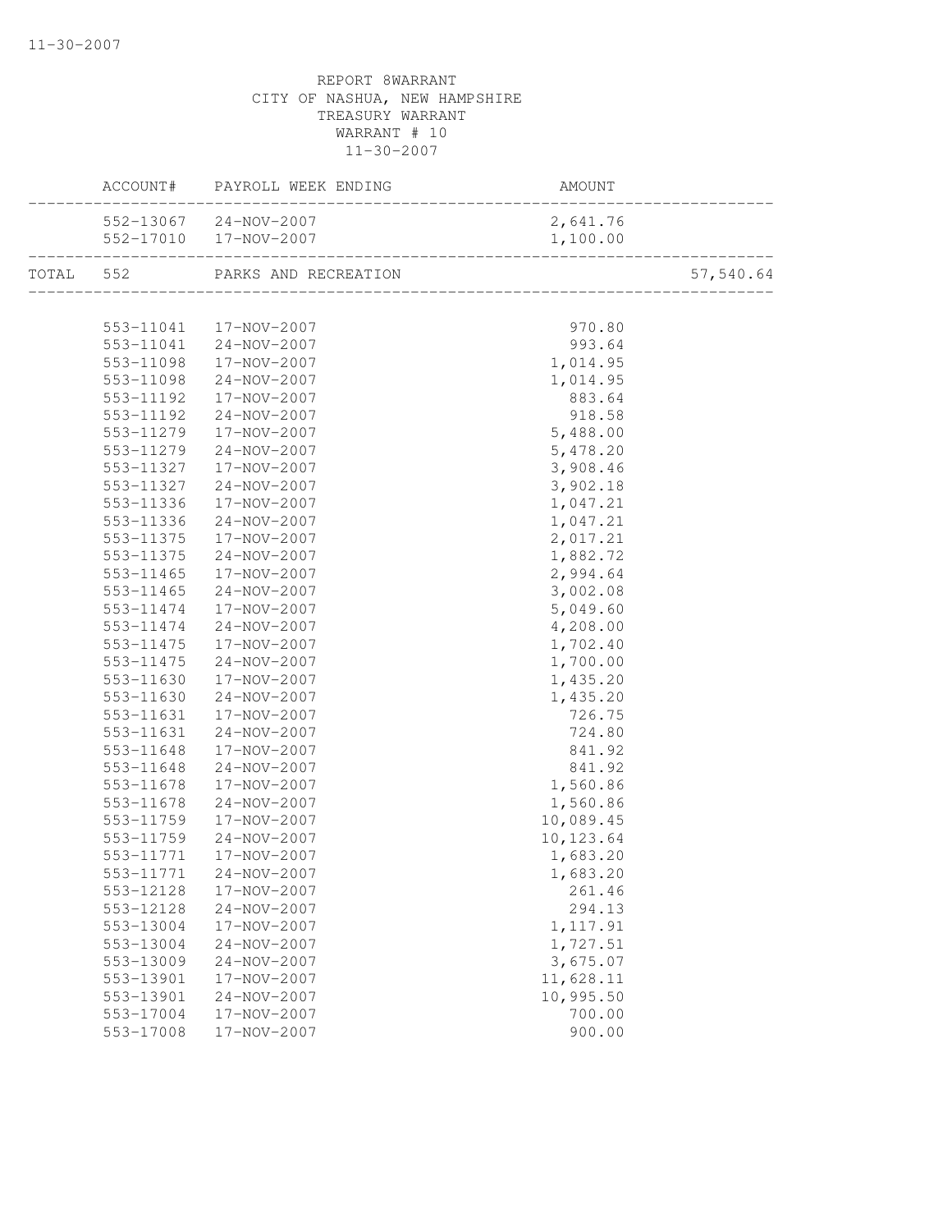REPORT 8WARRANT
CITY OF NASHUA, NEW HAMPSHIRE
TREASURY WARRANT
WARRANT # 10
11-30-2007

| ACCOUNT# | PAYROLL WEEK ENDING | AMOUNT | |
|---|---|---|---|
| 552-13067 | 24-NOV-2007 | 2,641.76 | |
| 552-17010 | 17-NOV-2007 | 1,100.00 | |
| TOTAL 552 | PARKS AND RECREATION | | 57,540.64 |
| 553-11041 | 17-NOV-2007 | 970.80 | |
| 553-11041 | 24-NOV-2007 | 993.64 | |
| 553-11098 | 17-NOV-2007 | 1,014.95 | |
| 553-11098 | 24-NOV-2007 | 1,014.95 | |
| 553-11192 | 17-NOV-2007 | 883.64 | |
| 553-11192 | 24-NOV-2007 | 918.58 | |
| 553-11279 | 17-NOV-2007 | 5,488.00 | |
| 553-11279 | 24-NOV-2007 | 5,478.20 | |
| 553-11327 | 17-NOV-2007 | 3,908.46 | |
| 553-11327 | 24-NOV-2007 | 3,902.18 | |
| 553-11336 | 17-NOV-2007 | 1,047.21 | |
| 553-11336 | 24-NOV-2007 | 1,047.21 | |
| 553-11375 | 17-NOV-2007 | 2,017.21 | |
| 553-11375 | 24-NOV-2007 | 1,882.72 | |
| 553-11465 | 17-NOV-2007 | 2,994.64 | |
| 553-11465 | 24-NOV-2007 | 3,002.08 | |
| 553-11474 | 17-NOV-2007 | 5,049.60 | |
| 553-11474 | 24-NOV-2007 | 4,208.00 | |
| 553-11475 | 17-NOV-2007 | 1,702.40 | |
| 553-11475 | 24-NOV-2007 | 1,700.00 | |
| 553-11630 | 17-NOV-2007 | 1,435.20 | |
| 553-11630 | 24-NOV-2007 | 1,435.20 | |
| 553-11631 | 17-NOV-2007 | 726.75 | |
| 553-11631 | 24-NOV-2007 | 724.80 | |
| 553-11648 | 17-NOV-2007 | 841.92 | |
| 553-11648 | 24-NOV-2007 | 841.92 | |
| 553-11678 | 17-NOV-2007 | 1,560.86 | |
| 553-11678 | 24-NOV-2007 | 1,560.86 | |
| 553-11759 | 17-NOV-2007 | 10,089.45 | |
| 553-11759 | 24-NOV-2007 | 10,123.64 | |
| 553-11771 | 17-NOV-2007 | 1,683.20 | |
| 553-11771 | 24-NOV-2007 | 1,683.20 | |
| 553-12128 | 17-NOV-2007 | 261.46 | |
| 553-12128 | 24-NOV-2007 | 294.13 | |
| 553-13004 | 17-NOV-2007 | 1,117.91 | |
| 553-13004 | 24-NOV-2007 | 1,727.51 | |
| 553-13009 | 24-NOV-2007 | 3,675.07 | |
| 553-13901 | 17-NOV-2007 | 11,628.11 | |
| 553-13901 | 24-NOV-2007 | 10,995.50 | |
| 553-17004 | 17-NOV-2007 | 700.00 | |
| 553-17008 | 17-NOV-2007 | 900.00 | |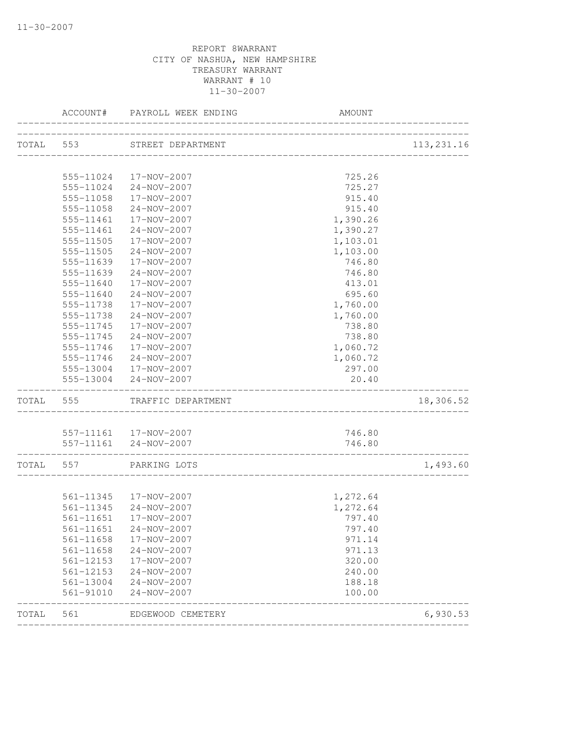REPORT 8WARRANT
CITY OF NASHUA, NEW HAMPSHIRE
TREASURY WARRANT
WARRANT # 10
11-30-2007

| | ACCOUNT# | PAYROLL WEEK ENDING | AMOUNT | |
|---|---|---|---|---|
| TOTAL | 553 | STREET DEPARTMENT | | 113,231.16 |
| | 555-11024 | 17-NOV-2007 | 725.26 | |
| | 555-11024 | 24-NOV-2007 | 725.27 | |
| | 555-11058 | 17-NOV-2007 | 915.40 | |
| | 555-11058 | 24-NOV-2007 | 915.40 | |
| | 555-11461 | 17-NOV-2007 | 1,390.26 | |
| | 555-11461 | 24-NOV-2007 | 1,390.27 | |
| | 555-11505 | 17-NOV-2007 | 1,103.01 | |
| | 555-11505 | 24-NOV-2007 | 1,103.00 | |
| | 555-11639 | 17-NOV-2007 | 746.80 | |
| | 555-11639 | 24-NOV-2007 | 746.80 | |
| | 555-11640 | 17-NOV-2007 | 413.01 | |
| | 555-11640 | 24-NOV-2007 | 695.60 | |
| | 555-11738 | 17-NOV-2007 | 1,760.00 | |
| | 555-11738 | 24-NOV-2007 | 1,760.00 | |
| | 555-11745 | 17-NOV-2007 | 738.80 | |
| | 555-11745 | 24-NOV-2007 | 738.80 | |
| | 555-11746 | 17-NOV-2007 | 1,060.72 | |
| | 555-11746 | 24-NOV-2007 | 1,060.72 | |
| | 555-13004 | 17-NOV-2007 | 297.00 | |
| | 555-13004 | 24-NOV-2007 | 20.40 | |
| TOTAL | 555 | TRAFFIC DEPARTMENT | | 18,306.52 |
| | 557-11161 | 17-NOV-2007 | 746.80 | |
| | 557-11161 | 24-NOV-2007 | 746.80 | |
| TOTAL | 557 | PARKING LOTS | | 1,493.60 |
| | 561-11345 | 17-NOV-2007 | 1,272.64 | |
| | 561-11345 | 24-NOV-2007 | 1,272.64 | |
| | 561-11651 | 17-NOV-2007 | 797.40 | |
| | 561-11651 | 24-NOV-2007 | 797.40 | |
| | 561-11658 | 17-NOV-2007 | 971.14 | |
| | 561-11658 | 24-NOV-2007 | 971.13 | |
| | 561-12153 | 17-NOV-2007 | 320.00 | |
| | 561-12153 | 24-NOV-2007 | 240.00 | |
| | 561-13004 | 24-NOV-2007 | 188.18 | |
| | 561-91010 | 24-NOV-2007 | 100.00 | |
| TOTAL | 561 | EDGEWOOD CEMETERY | | 6,930.53 |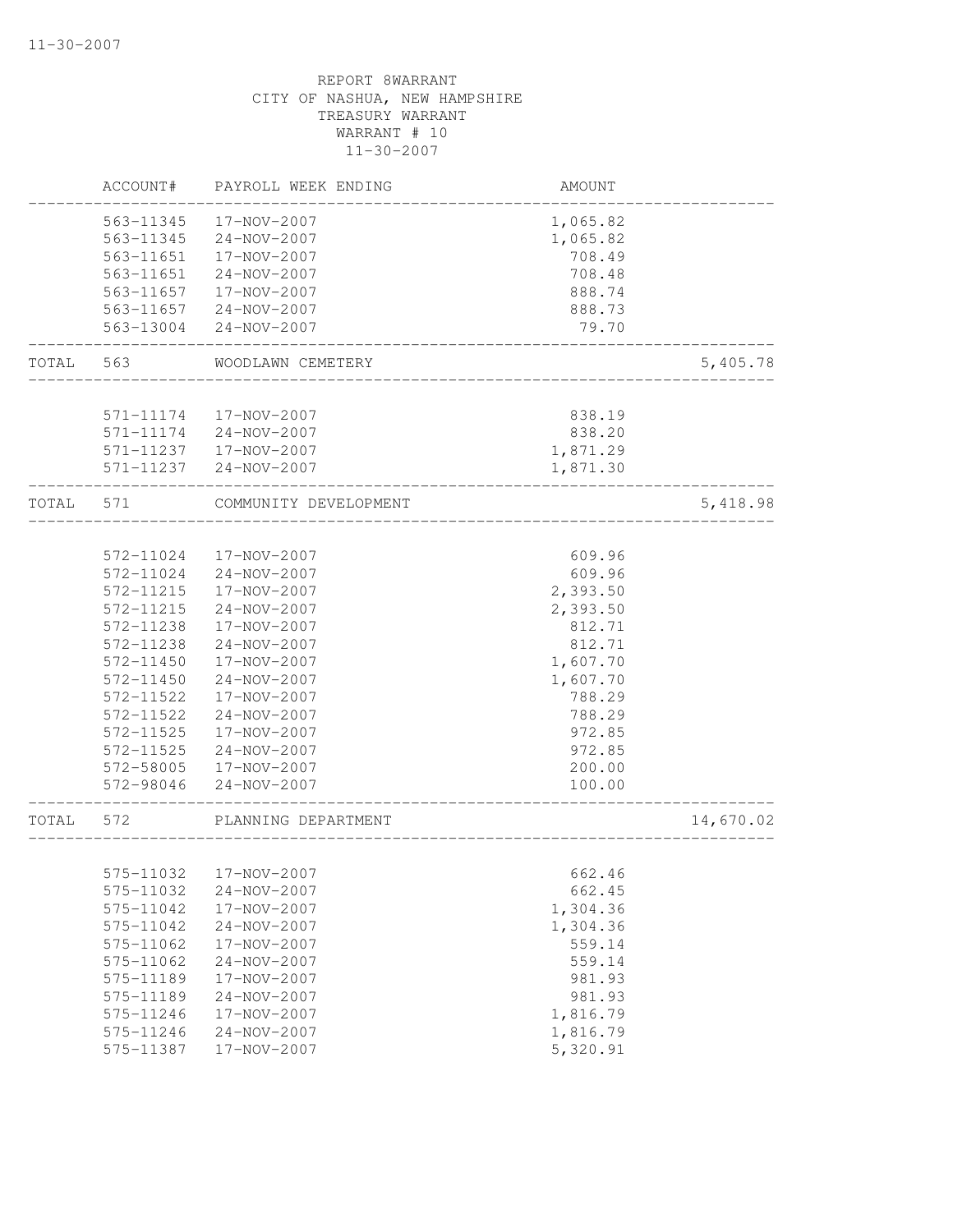REPORT 8WARRANT
CITY OF NASHUA, NEW HAMPSHIRE
TREASURY WARRANT
WARRANT # 10
11-30-2007

| | ACCOUNT# | PAYROLL WEEK ENDING | AMOUNT | |
|---|---|---|---|---|
| | 563-11345 | 17-NOV-2007 | 1,065.82 | |
| | 563-11345 | 24-NOV-2007 | 1,065.82 | |
| | 563-11651 | 17-NOV-2007 | 708.49 | |
| | 563-11651 | 24-NOV-2007 | 708.48 | |
| | 563-11657 | 17-NOV-2007 | 888.74 | |
| | 563-11657 | 24-NOV-2007 | 888.73 | |
| | 563-13004 | 24-NOV-2007 | 79.70 | |
| TOTAL | 563 | WOODLAWN CEMETERY | | 5,405.78 |
| | 571-11174 | 17-NOV-2007 | 838.19 | |
| | 571-11174 | 24-NOV-2007 | 838.20 | |
| | 571-11237 | 17-NOV-2007 | 1,871.29 | |
| | 571-11237 | 24-NOV-2007 | 1,871.30 | |
| TOTAL | 571 | COMMUNITY DEVELOPMENT | | 5,418.98 |
| | 572-11024 | 17-NOV-2007 | 609.96 | |
| | 572-11024 | 24-NOV-2007 | 609.96 | |
| | 572-11215 | 17-NOV-2007 | 2,393.50 | |
| | 572-11215 | 24-NOV-2007 | 2,393.50 | |
| | 572-11238 | 17-NOV-2007 | 812.71 | |
| | 572-11238 | 24-NOV-2007 | 812.71 | |
| | 572-11450 | 17-NOV-2007 | 1,607.70 | |
| | 572-11450 | 24-NOV-2007 | 1,607.70 | |
| | 572-11522 | 17-NOV-2007 | 788.29 | |
| | 572-11522 | 24-NOV-2007 | 788.29 | |
| | 572-11525 | 17-NOV-2007 | 972.85 | |
| | 572-11525 | 24-NOV-2007 | 972.85 | |
| | 572-58005 | 17-NOV-2007 | 200.00 | |
| | 572-98046 | 24-NOV-2007 | 100.00 | |
| TOTAL | 572 | PLANNING DEPARTMENT | | 14,670.02 |
| | 575-11032 | 17-NOV-2007 | 662.46 | |
| | 575-11032 | 24-NOV-2007 | 662.45 | |
| | 575-11042 | 17-NOV-2007 | 1,304.36 | |
| | 575-11042 | 24-NOV-2007 | 1,304.36 | |
| | 575-11062 | 17-NOV-2007 | 559.14 | |
| | 575-11062 | 24-NOV-2007 | 559.14 | |
| | 575-11189 | 17-NOV-2007 | 981.93 | |
| | 575-11189 | 24-NOV-2007 | 981.93 | |
| | 575-11246 | 17-NOV-2007 | 1,816.79 | |
| | 575-11246 | 24-NOV-2007 | 1,816.79 | |
| | 575-11387 | 17-NOV-2007 | 5,320.91 | |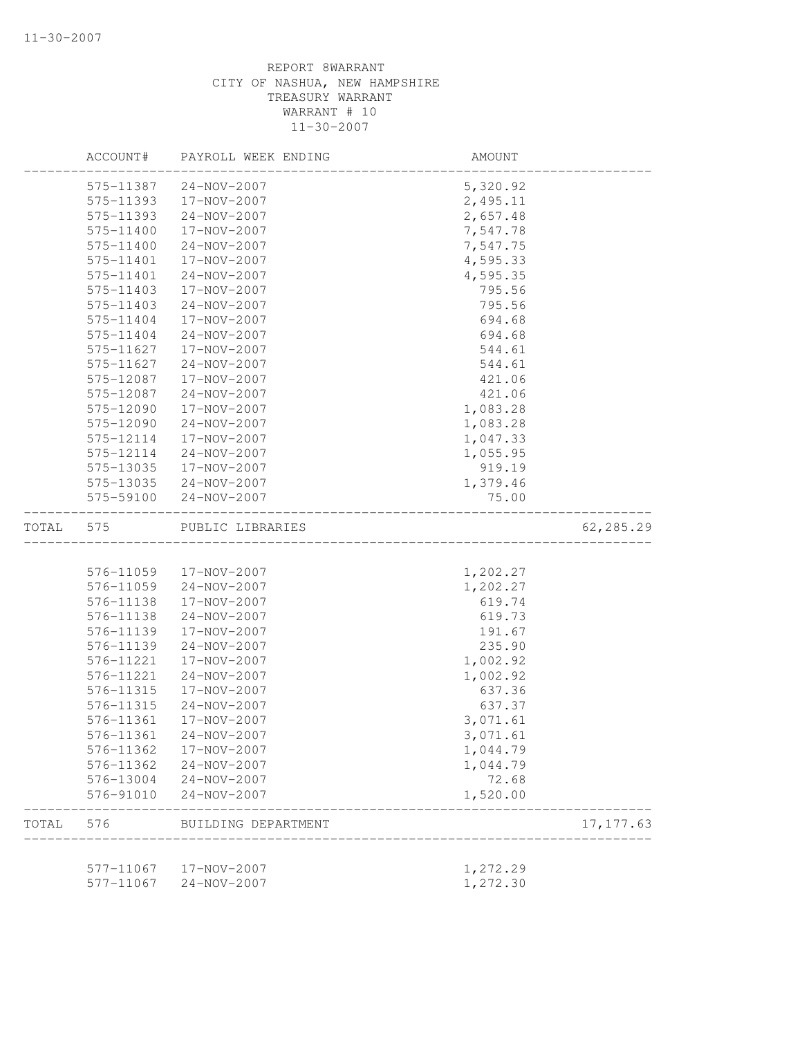REPORT 8WARRANT
CITY OF NASHUA, NEW HAMPSHIRE
TREASURY WARRANT
WARRANT # 10
11-30-2007

| | ACCOUNT# | PAYROLL WEEK ENDING | AMOUNT | |
|---|---|---|---|---|
| | 575-11387 | 24-NOV-2007 | 5,320.92 | |
| | 575-11393 | 17-NOV-2007 | 2,495.11 | |
| | 575-11393 | 24-NOV-2007 | 2,657.48 | |
| | 575-11400 | 17-NOV-2007 | 7,547.78 | |
| | 575-11400 | 24-NOV-2007 | 7,547.75 | |
| | 575-11401 | 17-NOV-2007 | 4,595.33 | |
| | 575-11401 | 24-NOV-2007 | 4,595.35 | |
| | 575-11403 | 17-NOV-2007 | 795.56 | |
| | 575-11403 | 24-NOV-2007 | 795.56 | |
| | 575-11404 | 17-NOV-2007 | 694.68 | |
| | 575-11404 | 24-NOV-2007 | 694.68 | |
| | 575-11627 | 17-NOV-2007 | 544.61 | |
| | 575-11627 | 24-NOV-2007 | 544.61 | |
| | 575-12087 | 17-NOV-2007 | 421.06 | |
| | 575-12087 | 24-NOV-2007 | 421.06 | |
| | 575-12090 | 17-NOV-2007 | 1,083.28 | |
| | 575-12090 | 24-NOV-2007 | 1,083.28 | |
| | 575-12114 | 17-NOV-2007 | 1,047.33 | |
| | 575-12114 | 24-NOV-2007 | 1,055.95 | |
| | 575-13035 | 17-NOV-2007 | 919.19 | |
| | 575-13035 | 24-NOV-2007 | 1,379.46 | |
| | 575-59100 | 24-NOV-2007 | 75.00 | |
| TOTAL | 575 | PUBLIC LIBRARIES | | 62,285.29 |
| | 576-11059 | 17-NOV-2007 | 1,202.27 | |
| | 576-11059 | 24-NOV-2007 | 1,202.27 | |
| | 576-11138 | 17-NOV-2007 | 619.74 | |
| | 576-11138 | 24-NOV-2007 | 619.73 | |
| | 576-11139 | 17-NOV-2007 | 191.67 | |
| | 576-11139 | 24-NOV-2007 | 235.90 | |
| | 576-11221 | 17-NOV-2007 | 1,002.92 | |
| | 576-11221 | 24-NOV-2007 | 1,002.92 | |
| | 576-11315 | 17-NOV-2007 | 637.36 | |
| | 576-11315 | 24-NOV-2007 | 637.37 | |
| | 576-11361 | 17-NOV-2007 | 3,071.61 | |
| | 576-11361 | 24-NOV-2007 | 3,071.61 | |
| | 576-11362 | 17-NOV-2007 | 1,044.79 | |
| | 576-11362 | 24-NOV-2007 | 1,044.79 | |
| | 576-13004 | 24-NOV-2007 | 72.68 | |
| | 576-91010 | 24-NOV-2007 | 1,520.00 | |
| TOTAL | 576 | BUILDING DEPARTMENT | | 17,177.63 |
| | 577-11067 | 17-NOV-2007 | 1,272.29 | |
| | 577-11067 | 24-NOV-2007 | 1,272.30 | |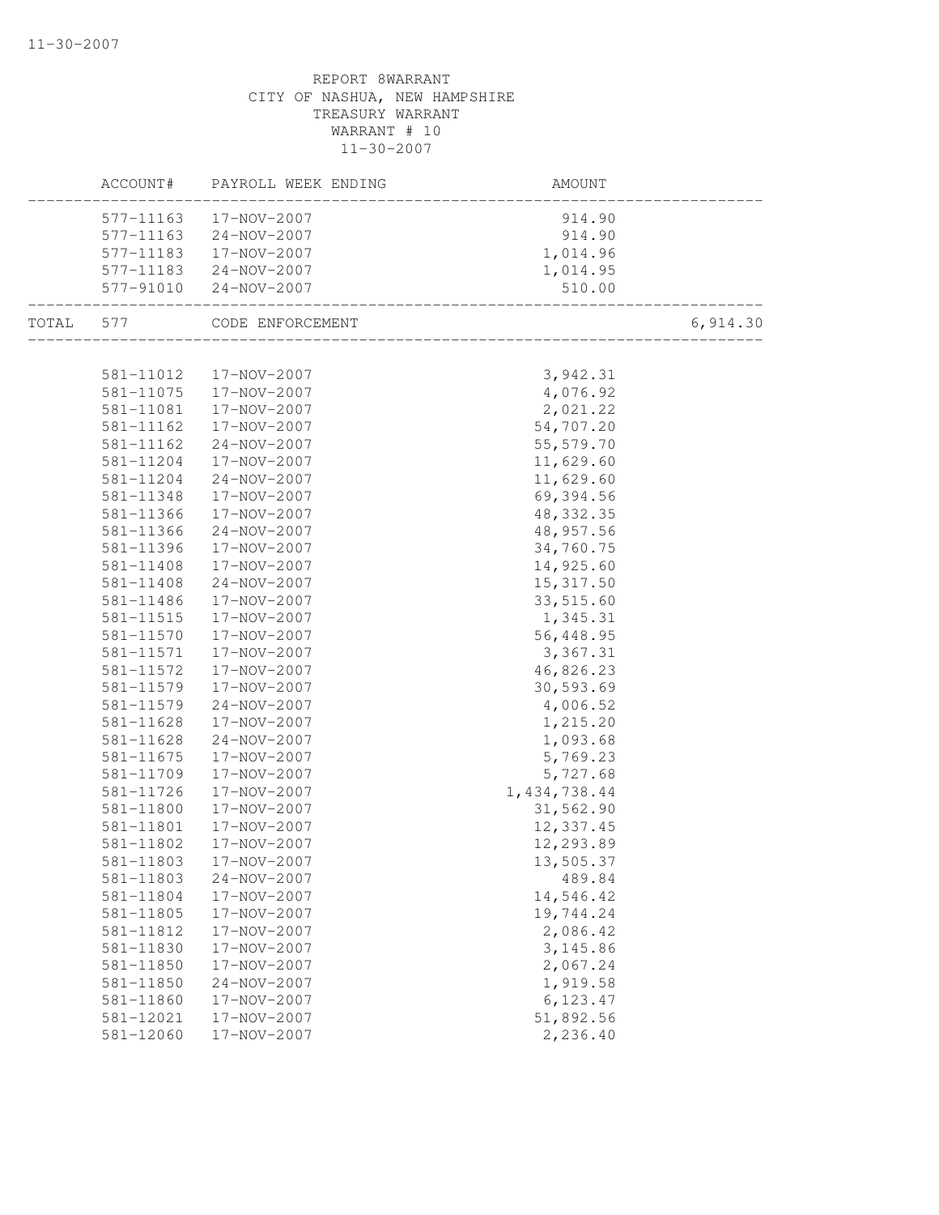REPORT 8WARRANT
CITY OF NASHUA, NEW HAMPSHIRE
TREASURY WARRANT
WARRANT # 10
11-30-2007

| | ACCOUNT# | PAYROLL WEEK ENDING | AMOUNT | |
|---|---|---|---|---|
| | 577-11163 | 17-NOV-2007 | 914.90 | |
| | 577-11163 | 24-NOV-2007 | 914.90 | |
| | 577-11183 | 17-NOV-2007 | 1,014.96 | |
| | 577-11183 | 24-NOV-2007 | 1,014.95 | |
| | 577-91010 | 24-NOV-2007 | 510.00 | |
| TOTAL | 577 | CODE ENFORCEMENT | | 6,914.30 |
| | 581-11012 | 17-NOV-2007 | 3,942.31 | |
| | 581-11075 | 17-NOV-2007 | 4,076.92 | |
| | 581-11081 | 17-NOV-2007 | 2,021.22 | |
| | 581-11162 | 17-NOV-2007 | 54,707.20 | |
| | 581-11162 | 24-NOV-2007 | 55,579.70 | |
| | 581-11204 | 17-NOV-2007 | 11,629.60 | |
| | 581-11204 | 24-NOV-2007 | 11,629.60 | |
| | 581-11348 | 17-NOV-2007 | 69,394.56 | |
| | 581-11366 | 17-NOV-2007 | 48,332.35 | |
| | 581-11366 | 24-NOV-2007 | 48,957.56 | |
| | 581-11396 | 17-NOV-2007 | 34,760.75 | |
| | 581-11408 | 17-NOV-2007 | 14,925.60 | |
| | 581-11408 | 24-NOV-2007 | 15,317.50 | |
| | 581-11486 | 17-NOV-2007 | 33,515.60 | |
| | 581-11515 | 17-NOV-2007 | 1,345.31 | |
| | 581-11570 | 17-NOV-2007 | 56,448.95 | |
| | 581-11571 | 17-NOV-2007 | 3,367.31 | |
| | 581-11572 | 17-NOV-2007 | 46,826.23 | |
| | 581-11579 | 17-NOV-2007 | 30,593.69 | |
| | 581-11579 | 24-NOV-2007 | 4,006.52 | |
| | 581-11628 | 17-NOV-2007 | 1,215.20 | |
| | 581-11628 | 24-NOV-2007 | 1,093.68 | |
| | 581-11675 | 17-NOV-2007 | 5,769.23 | |
| | 581-11709 | 17-NOV-2007 | 5,727.68 | |
| | 581-11726 | 17-NOV-2007 | 1,434,738.44 | |
| | 581-11800 | 17-NOV-2007 | 31,562.90 | |
| | 581-11801 | 17-NOV-2007 | 12,337.45 | |
| | 581-11802 | 17-NOV-2007 | 12,293.89 | |
| | 581-11803 | 17-NOV-2007 | 13,505.37 | |
| | 581-11803 | 24-NOV-2007 | 489.84 | |
| | 581-11804 | 17-NOV-2007 | 14,546.42 | |
| | 581-11805 | 17-NOV-2007 | 19,744.24 | |
| | 581-11812 | 17-NOV-2007 | 2,086.42 | |
| | 581-11830 | 17-NOV-2007 | 3,145.86 | |
| | 581-11850 | 17-NOV-2007 | 2,067.24 | |
| | 581-11850 | 24-NOV-2007 | 1,919.58 | |
| | 581-11860 | 17-NOV-2007 | 6,123.47 | |
| | 581-12021 | 17-NOV-2007 | 51,892.56 | |
| | 581-12060 | 17-NOV-2007 | 2,236.40 | |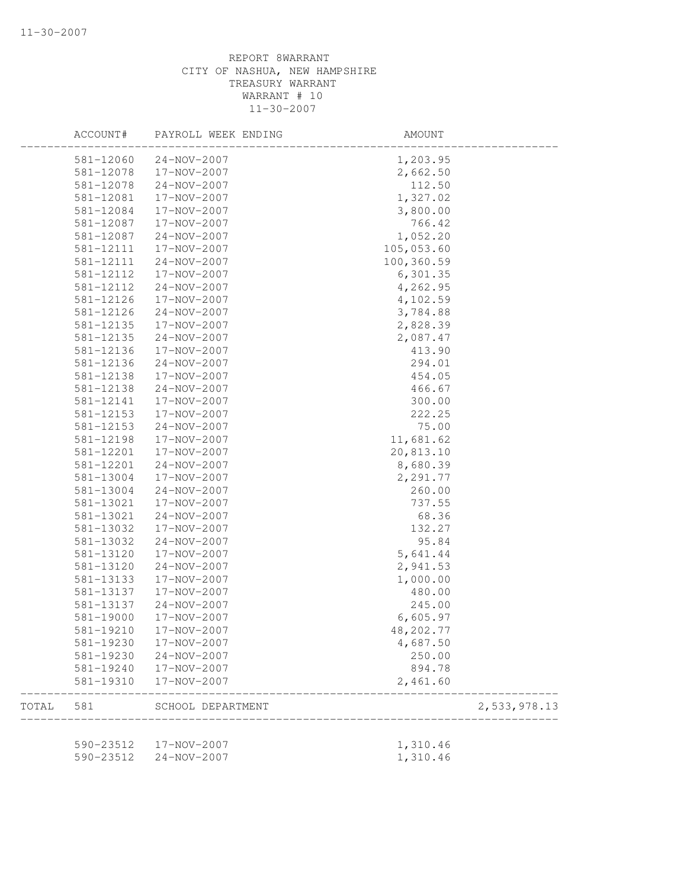REPORT 8WARRANT
CITY OF NASHUA, NEW HAMPSHIRE
TREASURY WARRANT
WARRANT # 10
11-30-2007

| | ACCOUNT# | PAYROLL WEEK ENDING | AMOUNT | |
|---|---|---|---|---|
| | 581-12060 | 24-NOV-2007 | 1,203.95 | |
| | 581-12078 | 17-NOV-2007 | 2,662.50 | |
| | 581-12078 | 24-NOV-2007 | 112.50 | |
| | 581-12081 | 17-NOV-2007 | 1,327.02 | |
| | 581-12084 | 17-NOV-2007 | 3,800.00 | |
| | 581-12087 | 17-NOV-2007 | 766.42 | |
| | 581-12087 | 24-NOV-2007 | 1,052.20 | |
| | 581-12111 | 17-NOV-2007 | 105,053.60 | |
| | 581-12111 | 24-NOV-2007 | 100,360.59 | |
| | 581-12112 | 17-NOV-2007 | 6,301.35 | |
| | 581-12112 | 24-NOV-2007 | 4,262.95 | |
| | 581-12126 | 17-NOV-2007 | 4,102.59 | |
| | 581-12126 | 24-NOV-2007 | 3,784.88 | |
| | 581-12135 | 17-NOV-2007 | 2,828.39 | |
| | 581-12135 | 24-NOV-2007 | 2,087.47 | |
| | 581-12136 | 17-NOV-2007 | 413.90 | |
| | 581-12136 | 24-NOV-2007 | 294.01 | |
| | 581-12138 | 17-NOV-2007 | 454.05 | |
| | 581-12138 | 24-NOV-2007 | 466.67 | |
| | 581-12141 | 17-NOV-2007 | 300.00 | |
| | 581-12153 | 17-NOV-2007 | 222.25 | |
| | 581-12153 | 24-NOV-2007 | 75.00 | |
| | 581-12198 | 17-NOV-2007 | 11,681.62 | |
| | 581-12201 | 17-NOV-2007 | 20,813.10 | |
| | 581-12201 | 24-NOV-2007 | 8,680.39 | |
| | 581-13004 | 17-NOV-2007 | 2,291.77 | |
| | 581-13004 | 24-NOV-2007 | 260.00 | |
| | 581-13021 | 17-NOV-2007 | 737.55 | |
| | 581-13021 | 24-NOV-2007 | 68.36 | |
| | 581-13032 | 17-NOV-2007 | 132.27 | |
| | 581-13032 | 24-NOV-2007 | 95.84 | |
| | 581-13120 | 17-NOV-2007 | 5,641.44 | |
| | 581-13120 | 24-NOV-2007 | 2,941.53 | |
| | 581-13133 | 17-NOV-2007 | 1,000.00 | |
| | 581-13137 | 17-NOV-2007 | 480.00 | |
| | 581-13137 | 24-NOV-2007 | 245.00 | |
| | 581-19000 | 17-NOV-2007 | 6,605.97 | |
| | 581-19210 | 17-NOV-2007 | 48,202.77 | |
| | 581-19230 | 17-NOV-2007 | 4,687.50 | |
| | 581-19230 | 24-NOV-2007 | 250.00 | |
| | 581-19240 | 17-NOV-2007 | 894.78 | |
| | 581-19310 | 17-NOV-2007 | 2,461.60 | |
| TOTAL | 581 | SCHOOL DEPARTMENT | | 2,533,978.13 |
| | 590-23512 | 17-NOV-2007 | 1,310.46 | |
| | 590-23512 | 24-NOV-2007 | 1,310.46 | |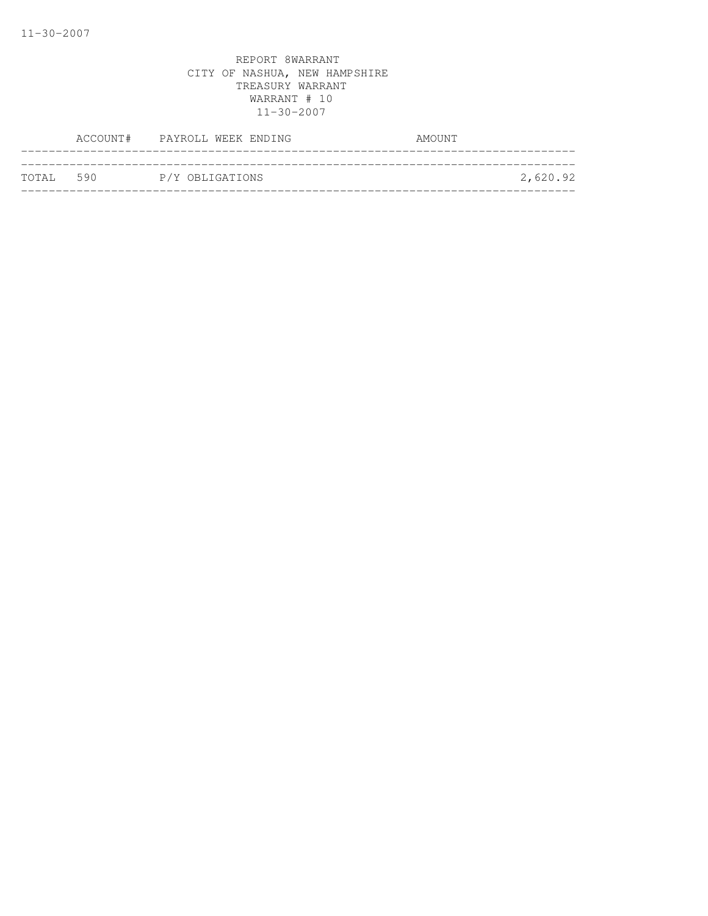REPORT 8WARRANT
CITY OF NASHUA, NEW HAMPSHIRE
TREASURY WARRANT
WARRANT # 10
11-30-2007

| | ACCOUNT# | PAYROLL WEEK ENDING | AMOUNT |
|---|---|---|---|
| TOTAL | 590 | P/Y OBLIGATIONS | 2,620.92 |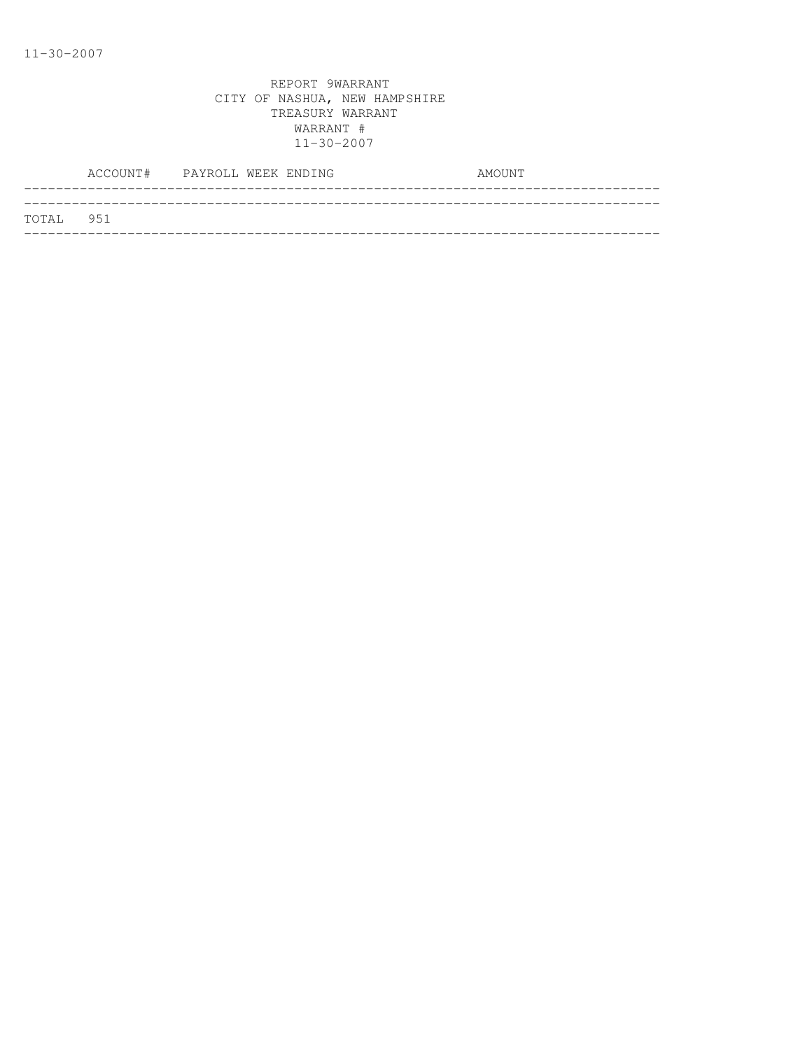REPORT 9WARRANT
CITY OF NASHUA, NEW HAMPSHIRE
TREASURY WARRANT
WARRANT #
11-30-2007

| ACCOUNT# | PAYROLL WEEK ENDING | AMOUNT |
|---|---|---|
| TOTAL 951 | | |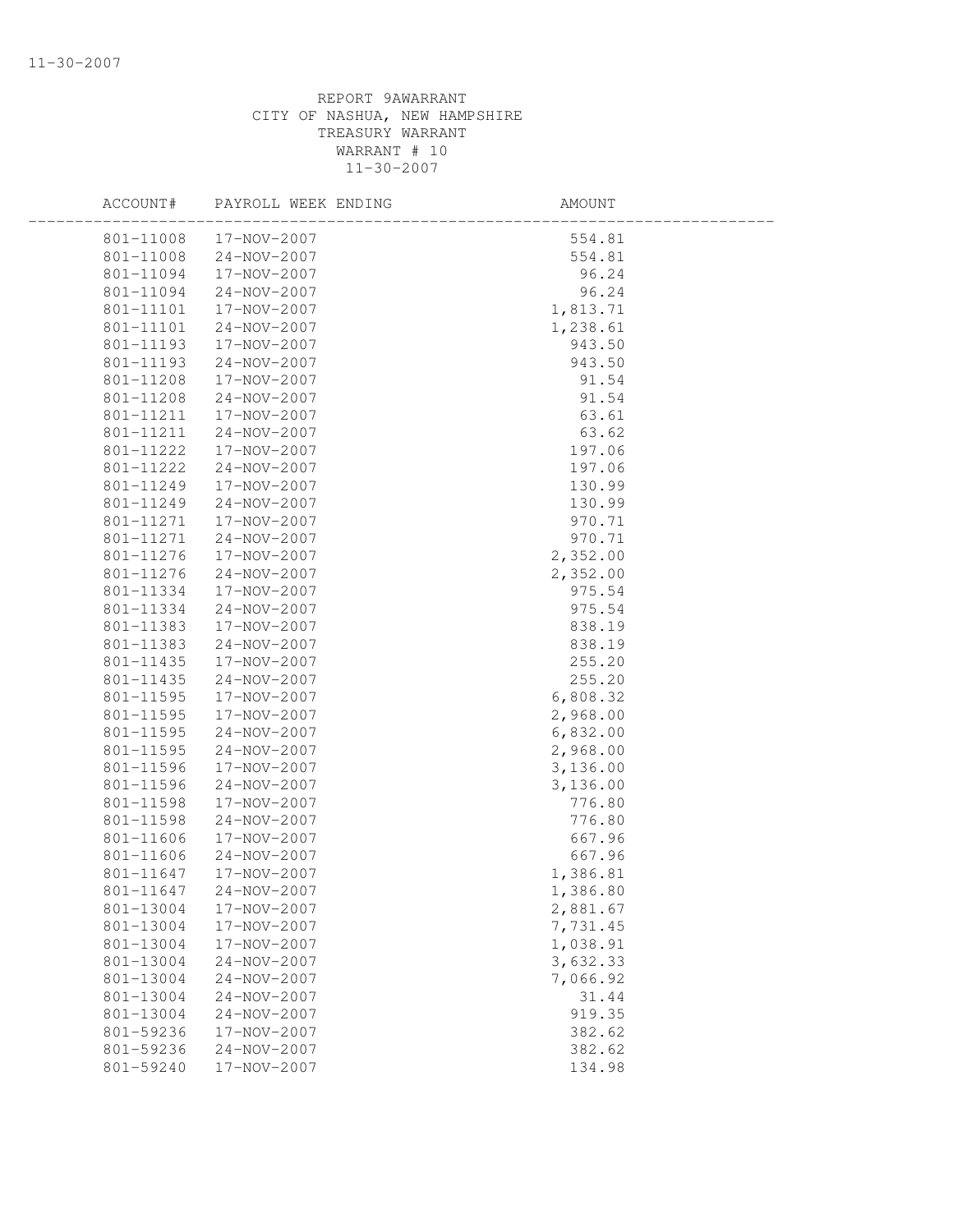REPORT 9AWARRANT
CITY OF NASHUA, NEW HAMPSHIRE
TREASURY WARRANT
WARRANT # 10
11-30-2007

| ACCOUNT# | PAYROLL WEEK ENDING | AMOUNT |
|---|---|---|
| 801-11008 | 17-NOV-2007 | 554.81 |
| 801-11008 | 24-NOV-2007 | 554.81 |
| 801-11094 | 17-NOV-2007 | 96.24 |
| 801-11094 | 24-NOV-2007 | 96.24 |
| 801-11101 | 17-NOV-2007 | 1,813.71 |
| 801-11101 | 24-NOV-2007 | 1,238.61 |
| 801-11193 | 17-NOV-2007 | 943.50 |
| 801-11193 | 24-NOV-2007 | 943.50 |
| 801-11208 | 17-NOV-2007 | 91.54 |
| 801-11208 | 24-NOV-2007 | 91.54 |
| 801-11211 | 17-NOV-2007 | 63.61 |
| 801-11211 | 24-NOV-2007 | 63.62 |
| 801-11222 | 17-NOV-2007 | 197.06 |
| 801-11222 | 24-NOV-2007 | 197.06 |
| 801-11249 | 17-NOV-2007 | 130.99 |
| 801-11249 | 24-NOV-2007 | 130.99 |
| 801-11271 | 17-NOV-2007 | 970.71 |
| 801-11271 | 24-NOV-2007 | 970.71 |
| 801-11276 | 17-NOV-2007 | 2,352.00 |
| 801-11276 | 24-NOV-2007 | 2,352.00 |
| 801-11334 | 17-NOV-2007 | 975.54 |
| 801-11334 | 24-NOV-2007 | 975.54 |
| 801-11383 | 17-NOV-2007 | 838.19 |
| 801-11383 | 24-NOV-2007 | 838.19 |
| 801-11435 | 17-NOV-2007 | 255.20 |
| 801-11435 | 24-NOV-2007 | 255.20 |
| 801-11595 | 17-NOV-2007 | 6,808.32 |
| 801-11595 | 17-NOV-2007 | 2,968.00 |
| 801-11595 | 24-NOV-2007 | 6,832.00 |
| 801-11595 | 24-NOV-2007 | 2,968.00 |
| 801-11596 | 17-NOV-2007 | 3,136.00 |
| 801-11596 | 24-NOV-2007 | 3,136.00 |
| 801-11598 | 17-NOV-2007 | 776.80 |
| 801-11598 | 24-NOV-2007 | 776.80 |
| 801-11606 | 17-NOV-2007 | 667.96 |
| 801-11606 | 24-NOV-2007 | 667.96 |
| 801-11647 | 17-NOV-2007 | 1,386.81 |
| 801-11647 | 24-NOV-2007 | 1,386.80 |
| 801-13004 | 17-NOV-2007 | 2,881.67 |
| 801-13004 | 17-NOV-2007 | 7,731.45 |
| 801-13004 | 17-NOV-2007 | 1,038.91 |
| 801-13004 | 24-NOV-2007 | 3,632.33 |
| 801-13004 | 24-NOV-2007 | 7,066.92 |
| 801-13004 | 24-NOV-2007 | 31.44 |
| 801-13004 | 24-NOV-2007 | 919.35 |
| 801-59236 | 17-NOV-2007 | 382.62 |
| 801-59236 | 24-NOV-2007 | 382.62 |
| 801-59240 | 17-NOV-2007 | 134.98 |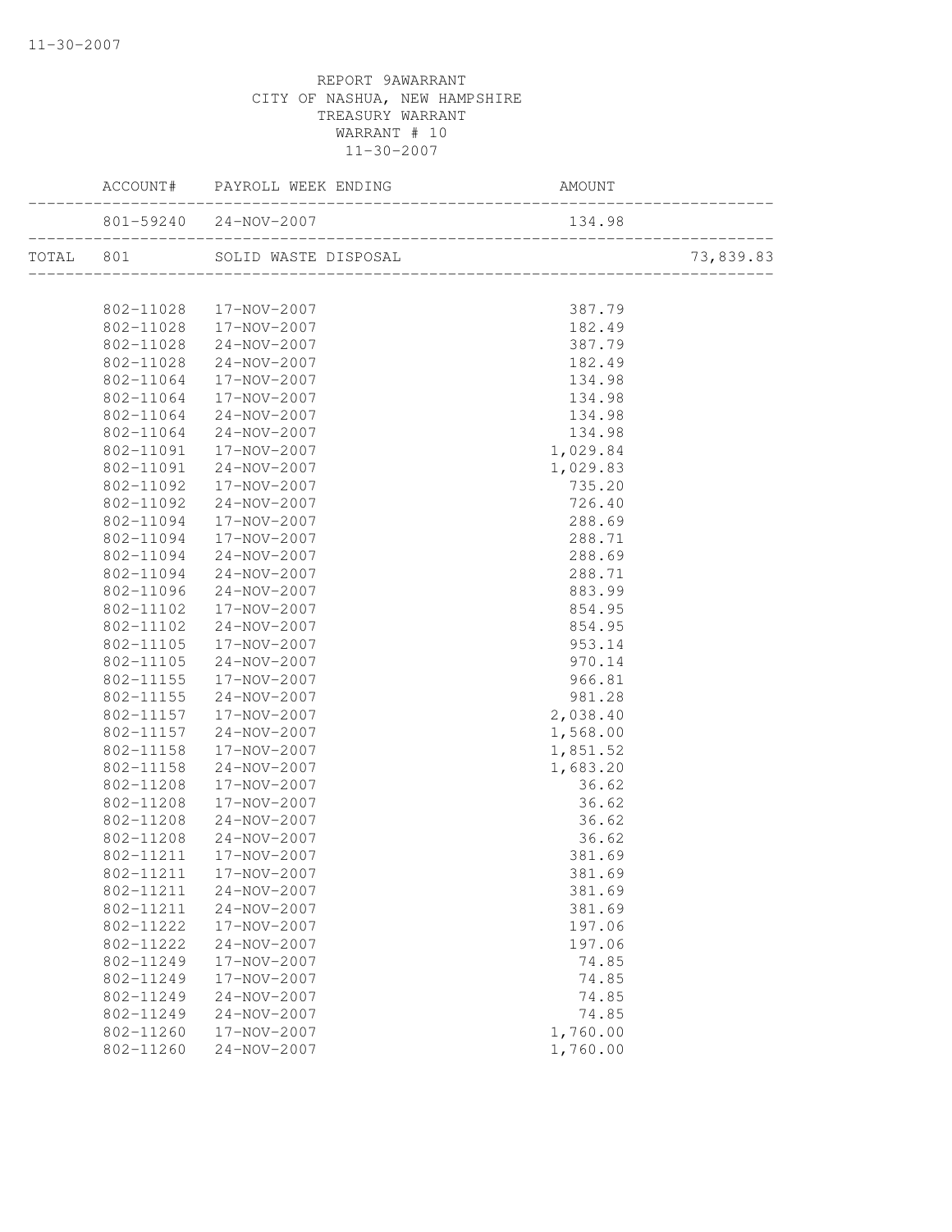REPORT 9AWARRANT
CITY OF NASHUA, NEW HAMPSHIRE
TREASURY WARRANT
WARRANT # 10
11-30-2007

| | ACCOUNT# | PAYROLL WEEK ENDING | AMOUNT | |
|---|---|---|---|---|
| | 801-59240 | 24-NOV-2007 | 134.98 | |
| TOTAL | 801 | SOLID WASTE DISPOSAL | | 73,839.83 |
| | 802-11028 | 17-NOV-2007 | 387.79 | |
| | 802-11028 | 17-NOV-2007 | 182.49 | |
| | 802-11028 | 24-NOV-2007 | 387.79 | |
| | 802-11028 | 24-NOV-2007 | 182.49 | |
| | 802-11064 | 17-NOV-2007 | 134.98 | |
| | 802-11064 | 17-NOV-2007 | 134.98 | |
| | 802-11064 | 24-NOV-2007 | 134.98 | |
| | 802-11064 | 24-NOV-2007 | 134.98 | |
| | 802-11091 | 17-NOV-2007 | 1,029.84 | |
| | 802-11091 | 24-NOV-2007 | 1,029.83 | |
| | 802-11092 | 17-NOV-2007 | 735.20 | |
| | 802-11092 | 24-NOV-2007 | 726.40 | |
| | 802-11094 | 17-NOV-2007 | 288.69 | |
| | 802-11094 | 17-NOV-2007 | 288.71 | |
| | 802-11094 | 24-NOV-2007 | 288.69 | |
| | 802-11094 | 24-NOV-2007 | 288.71 | |
| | 802-11096 | 24-NOV-2007 | 883.99 | |
| | 802-11102 | 17-NOV-2007 | 854.95 | |
| | 802-11102 | 24-NOV-2007 | 854.95 | |
| | 802-11105 | 17-NOV-2007 | 953.14 | |
| | 802-11105 | 24-NOV-2007 | 970.14 | |
| | 802-11155 | 17-NOV-2007 | 966.81 | |
| | 802-11155 | 24-NOV-2007 | 981.28 | |
| | 802-11157 | 17-NOV-2007 | 2,038.40 | |
| | 802-11157 | 24-NOV-2007 | 1,568.00 | |
| | 802-11158 | 17-NOV-2007 | 1,851.52 | |
| | 802-11158 | 24-NOV-2007 | 1,683.20 | |
| | 802-11208 | 17-NOV-2007 | 36.62 | |
| | 802-11208 | 17-NOV-2007 | 36.62 | |
| | 802-11208 | 24-NOV-2007 | 36.62 | |
| | 802-11208 | 24-NOV-2007 | 36.62 | |
| | 802-11211 | 17-NOV-2007 | 381.69 | |
| | 802-11211 | 17-NOV-2007 | 381.69 | |
| | 802-11211 | 24-NOV-2007 | 381.69 | |
| | 802-11211 | 24-NOV-2007 | 381.69 | |
| | 802-11222 | 17-NOV-2007 | 197.06 | |
| | 802-11222 | 24-NOV-2007 | 197.06 | |
| | 802-11249 | 17-NOV-2007 | 74.85 | |
| | 802-11249 | 17-NOV-2007 | 74.85 | |
| | 802-11249 | 24-NOV-2007 | 74.85 | |
| | 802-11249 | 24-NOV-2007 | 74.85 | |
| | 802-11260 | 17-NOV-2007 | 1,760.00 | |
| | 802-11260 | 24-NOV-2007 | 1,760.00 | |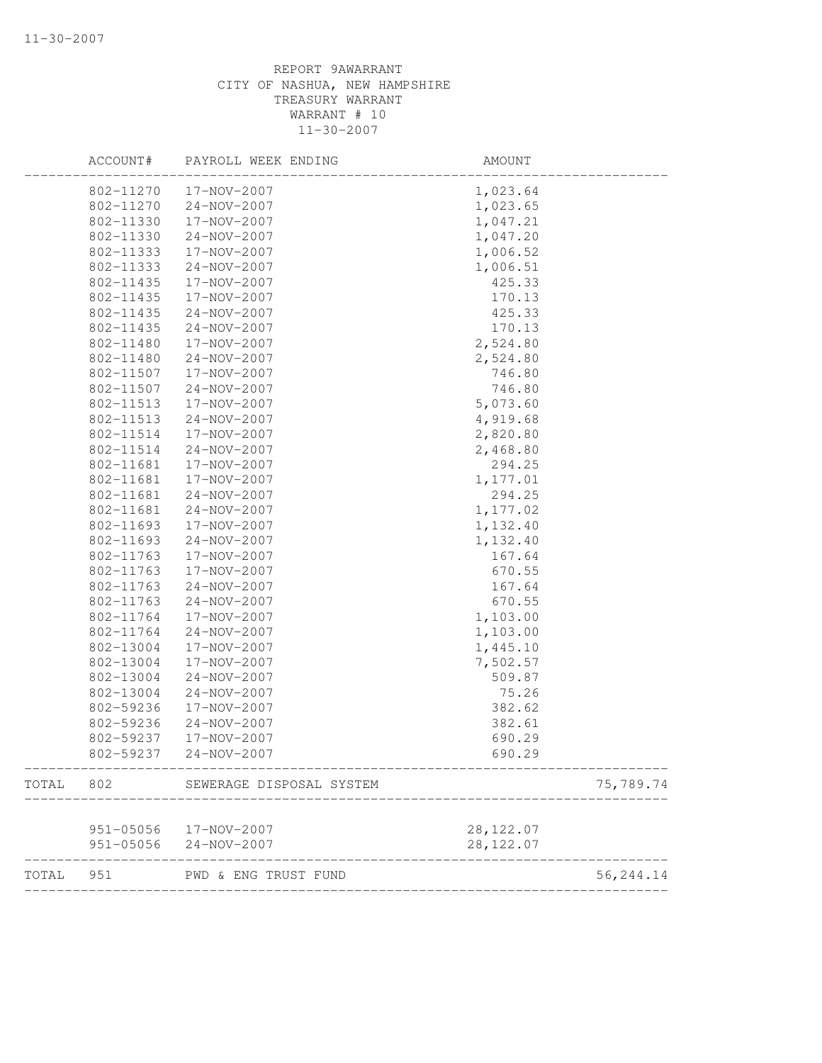REPORT 9AWARRANT
CITY OF NASHUA, NEW HAMPSHIRE
TREASURY WARRANT
WARRANT # 10
11-30-2007

| | ACCOUNT# | PAYROLL WEEK ENDING | AMOUNT | |
|---|---|---|---|---|
| | 802-11270 | 17-NOV-2007 | 1,023.64 | |
| | 802-11270 | 24-NOV-2007 | 1,023.65 | |
| | 802-11330 | 17-NOV-2007 | 1,047.21 | |
| | 802-11330 | 24-NOV-2007 | 1,047.20 | |
| | 802-11333 | 17-NOV-2007 | 1,006.52 | |
| | 802-11333 | 24-NOV-2007 | 1,006.51 | |
| | 802-11435 | 17-NOV-2007 | 425.33 | |
| | 802-11435 | 17-NOV-2007 | 170.13 | |
| | 802-11435 | 24-NOV-2007 | 425.33 | |
| | 802-11435 | 24-NOV-2007 | 170.13 | |
| | 802-11480 | 17-NOV-2007 | 2,524.80 | |
| | 802-11480 | 24-NOV-2007 | 2,524.80 | |
| | 802-11507 | 17-NOV-2007 | 746.80 | |
| | 802-11507 | 24-NOV-2007 | 746.80 | |
| | 802-11513 | 17-NOV-2007 | 5,073.60 | |
| | 802-11513 | 24-NOV-2007 | 4,919.68 | |
| | 802-11514 | 17-NOV-2007 | 2,820.80 | |
| | 802-11514 | 24-NOV-2007 | 2,468.80 | |
| | 802-11681 | 17-NOV-2007 | 294.25 | |
| | 802-11681 | 17-NOV-2007 | 1,177.01 | |
| | 802-11681 | 24-NOV-2007 | 294.25 | |
| | 802-11681 | 24-NOV-2007 | 1,177.02 | |
| | 802-11693 | 17-NOV-2007 | 1,132.40 | |
| | 802-11693 | 24-NOV-2007 | 1,132.40 | |
| | 802-11763 | 17-NOV-2007 | 167.64 | |
| | 802-11763 | 17-NOV-2007 | 670.55 | |
| | 802-11763 | 24-NOV-2007 | 167.64 | |
| | 802-11763 | 24-NOV-2007 | 670.55 | |
| | 802-11764 | 17-NOV-2007 | 1,103.00 | |
| | 802-11764 | 24-NOV-2007 | 1,103.00 | |
| | 802-13004 | 17-NOV-2007 | 1,445.10 | |
| | 802-13004 | 17-NOV-2007 | 7,502.57 | |
| | 802-13004 | 24-NOV-2007 | 509.87 | |
| | 802-13004 | 24-NOV-2007 | 75.26 | |
| | 802-59236 | 17-NOV-2007 | 382.62 | |
| | 802-59236 | 24-NOV-2007 | 382.61 | |
| | 802-59237 | 17-NOV-2007 | 690.29 | |
| | 802-59237 | 24-NOV-2007 | 690.29 | |
| TOTAL | 802 | SEWERAGE DISPOSAL SYSTEM | | 75,789.74 |
| | 951-05056 | 17-NOV-2007 | 28,122.07 | |
| | 951-05056 | 24-NOV-2007 | 28,122.07 | |
| TOTAL | 951 | PWD & ENG TRUST FUND | | 56,244.14 |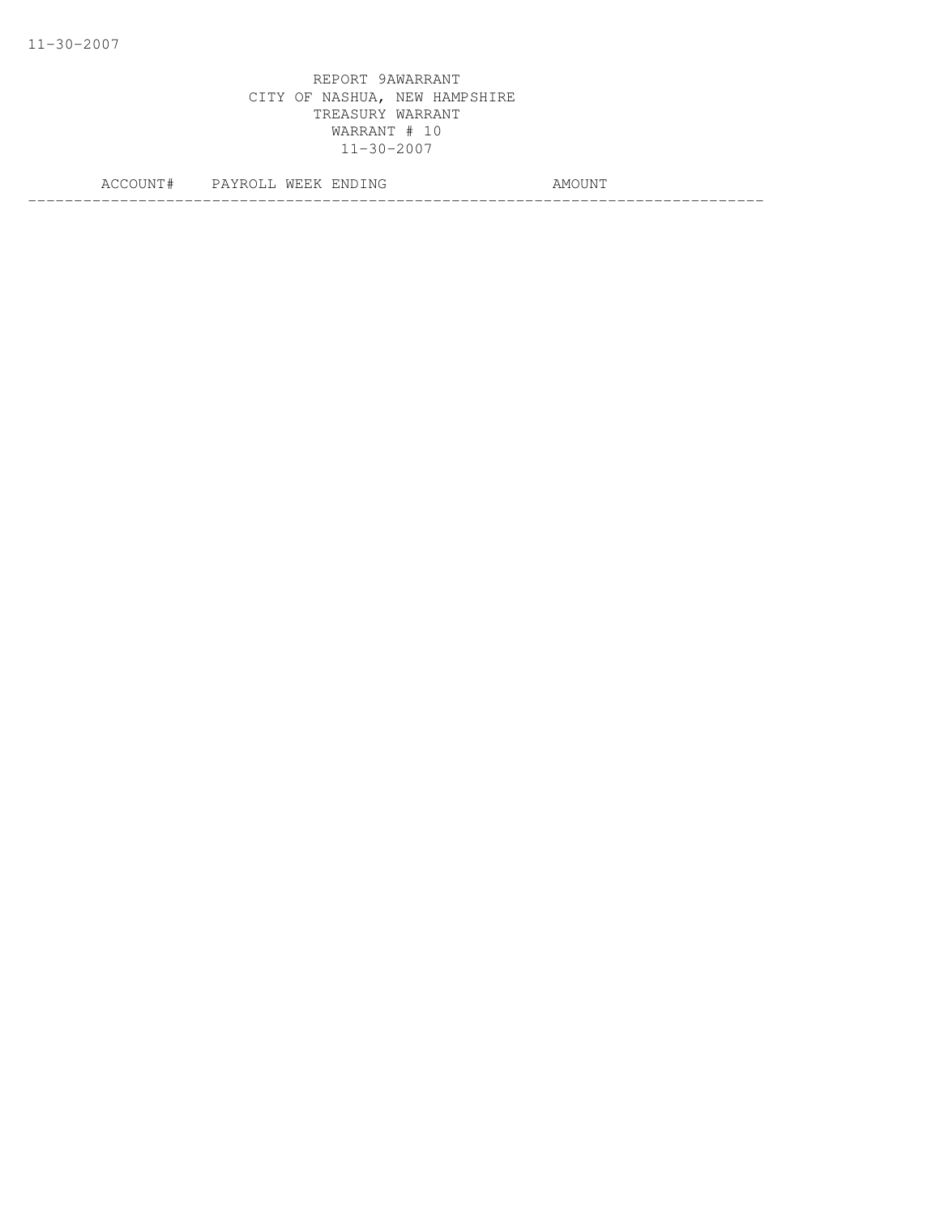11-30-2007

REPORT 9AWARRANT
CITY OF NASHUA, NEW HAMPSHIRE
TREASURY WARRANT
WARRANT # 10
11-30-2007

| ACCOUNT# | PAYROLL WEEK ENDING | AMOUNT |
|---|---|---|